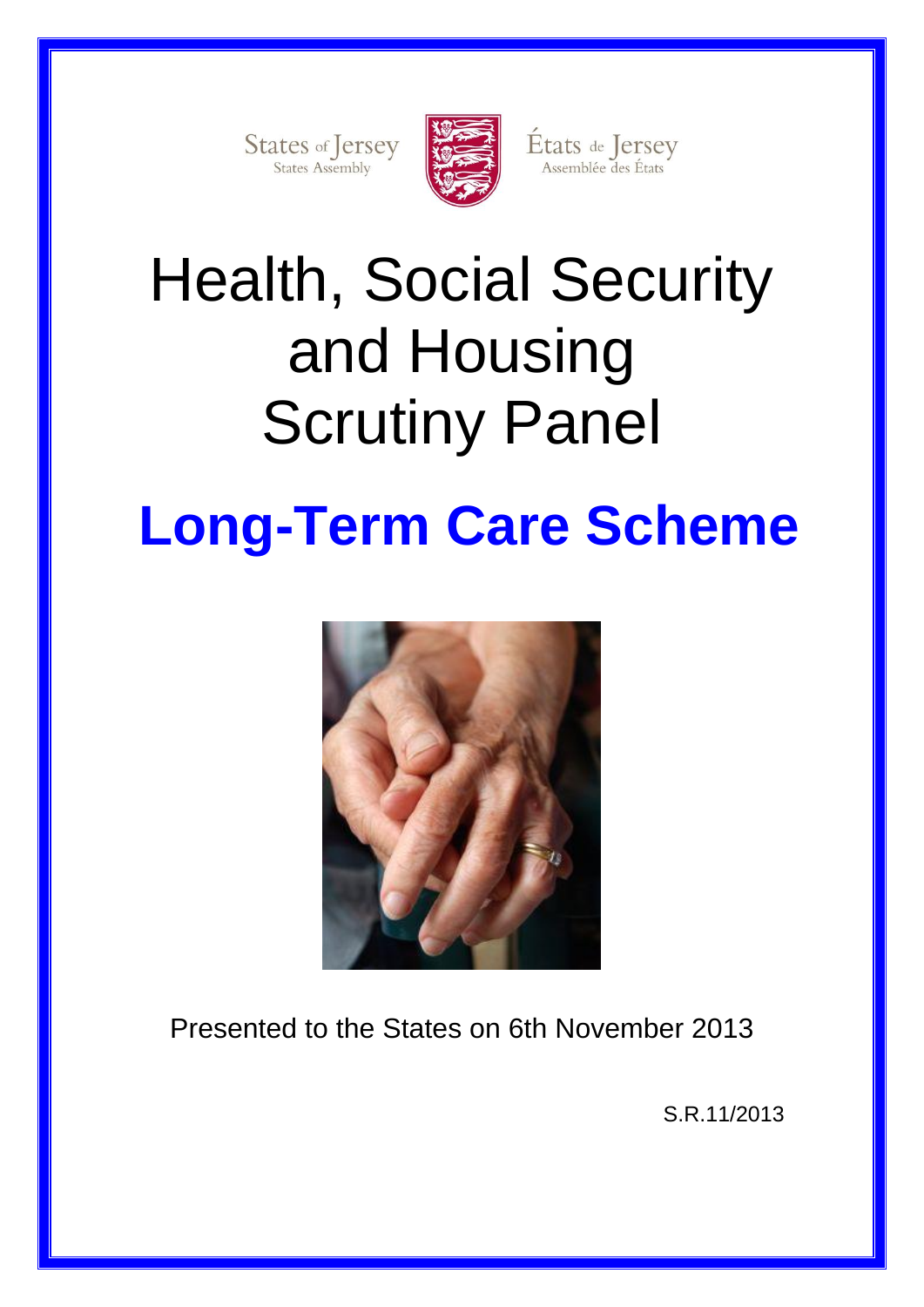States of Jersey
States Assembly

États de Jersey
Assemblée des États

# Health, Social Security and Housing Scrutiny Panel

# **Long-Term Care Scheme**

Presented to the States on 6th November 2013

S.R.11/2013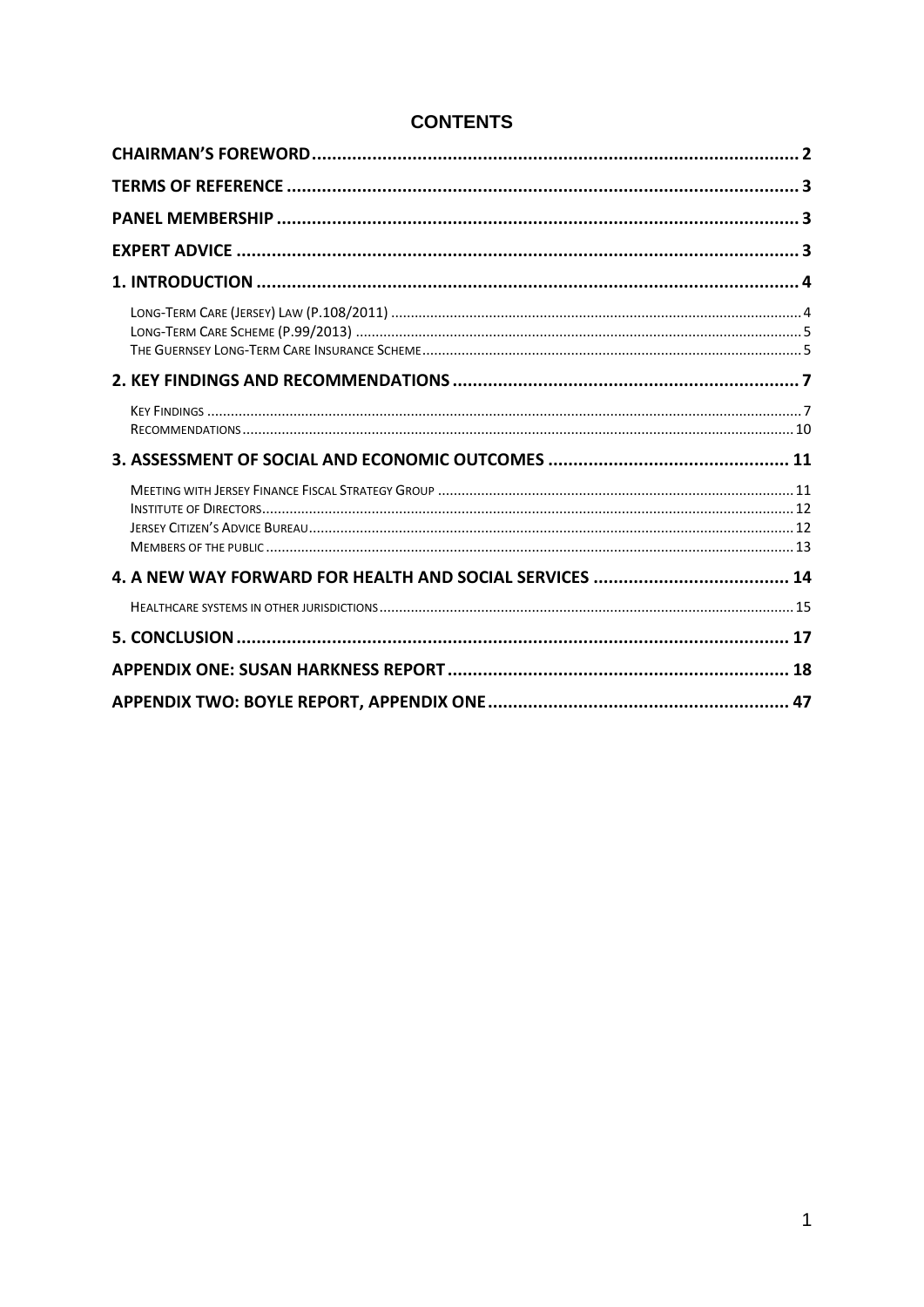# CONTENTS

**CHAIRMAN'S FOREWORD** ..... 2

**TERMS OF REFERENCE** ..... 3

**PANEL MEMBERSHIP** ..... 3

**EXPERT ADVICE** ..... 3

**1. INTRODUCTION** ..... 4

- Long-Term Care (Jersey) Law (P.108/2011) ..... 4
- Long-Term Care Scheme (P.99/2013) ..... 5
- The Guernsey Long-Term Care Insurance Scheme ..... 5

**2. KEY FINDINGS AND RECOMMENDATIONS** ..... 7

- Key Findings ..... 7
- Recommendations ..... 10

**3. ASSESSMENT OF SOCIAL AND ECONOMIC OUTCOMES** ..... 11

- Meeting with Jersey Finance Fiscal Strategy Group ..... 11
- Institute of Directors ..... 12
- Jersey Citizen's Advice Bureau ..... 12
- Members of the public ..... 13

**4. A NEW WAY FORWARD FOR HEALTH AND SOCIAL SERVICES** ..... 14

- Healthcare systems in other jurisdictions ..... 15

**5. CONCLUSION** ..... 17

**APPENDIX ONE: SUSAN HARKNESS REPORT** ..... 18

**APPENDIX TWO: BOYLE REPORT, APPENDIX ONE** ..... 47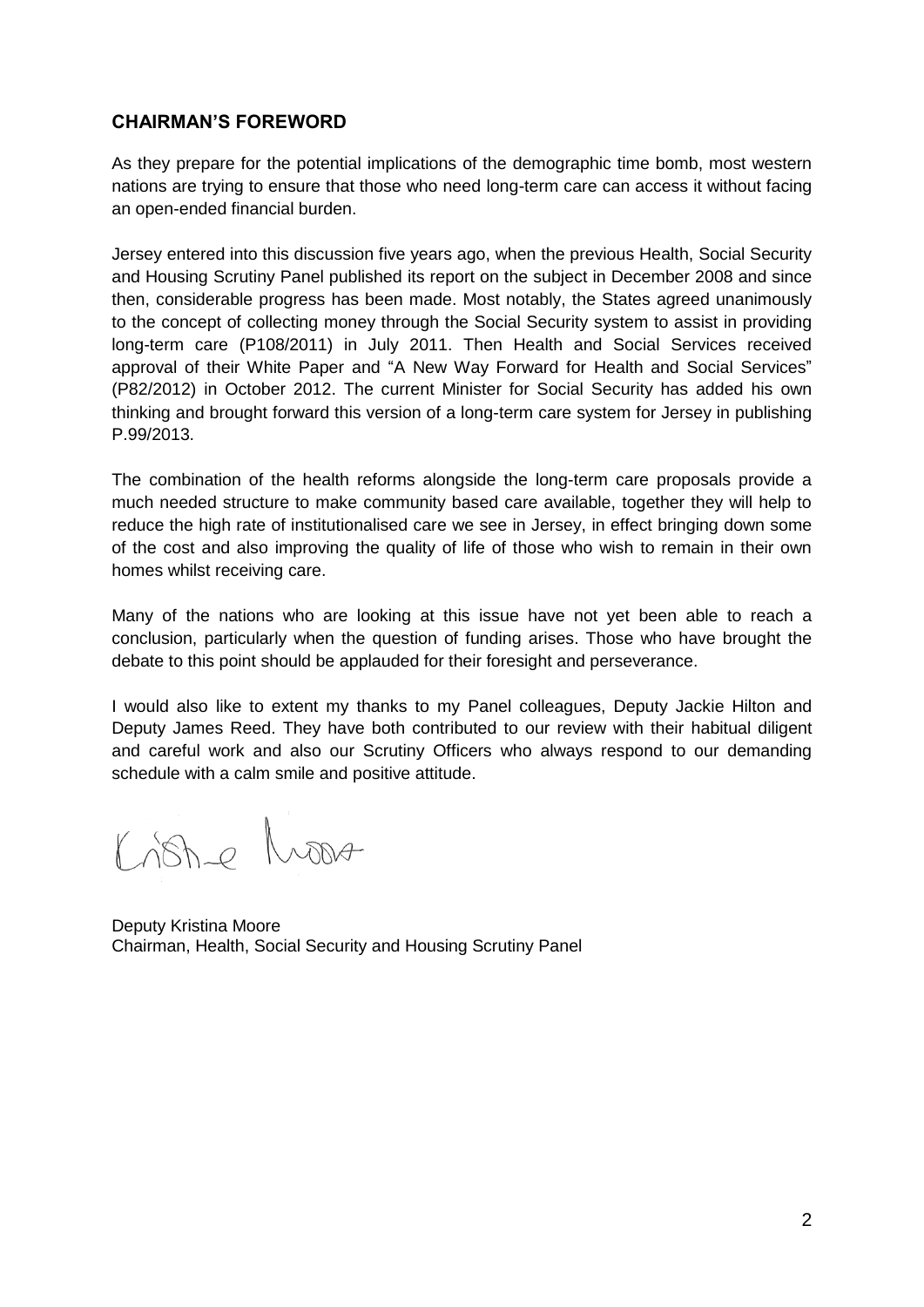## CHAIRMAN'S FOREWORD

As they prepare for the potential implications of the demographic time bomb, most western nations are trying to ensure that those who need long-term care can access it without facing an open-ended financial burden.

Jersey entered into this discussion five years ago, when the previous Health, Social Security and Housing Scrutiny Panel published its report on the subject in December 2008 and since then, considerable progress has been made. Most notably, the States agreed unanimously to the concept of collecting money through the Social Security system to assist in providing long-term care (P108/2011) in July 2011. Then Health and Social Services received approval of their White Paper and "A New Way Forward for Health and Social Services" (P82/2012) in October 2012. The current Minister for Social Security has added his own thinking and brought forward this version of a long-term care system for Jersey in publishing P.99/2013.

The combination of the health reforms alongside the long-term care proposals provide a much needed structure to make community based care available, together they will help to reduce the high rate of institutionalised care we see in Jersey, in effect bringing down some of the cost and also improving the quality of life of those who wish to remain in their own homes whilst receiving care.

Many of the nations who are looking at this issue have not yet been able to reach a conclusion, particularly when the question of funding arises. Those who have brought the debate to this point should be applauded for their foresight and perseverance.

I would also like to extent my thanks to my Panel colleagues, Deputy Jackie Hilton and Deputy James Reed. They have both contributed to our review with their habitual diligent and careful work and also our Scrutiny Officers who always respond to our demanding schedule with a calm smile and positive attitude.

Deputy Kristina Moore
Chairman, Health, Social Security and Housing Scrutiny Panel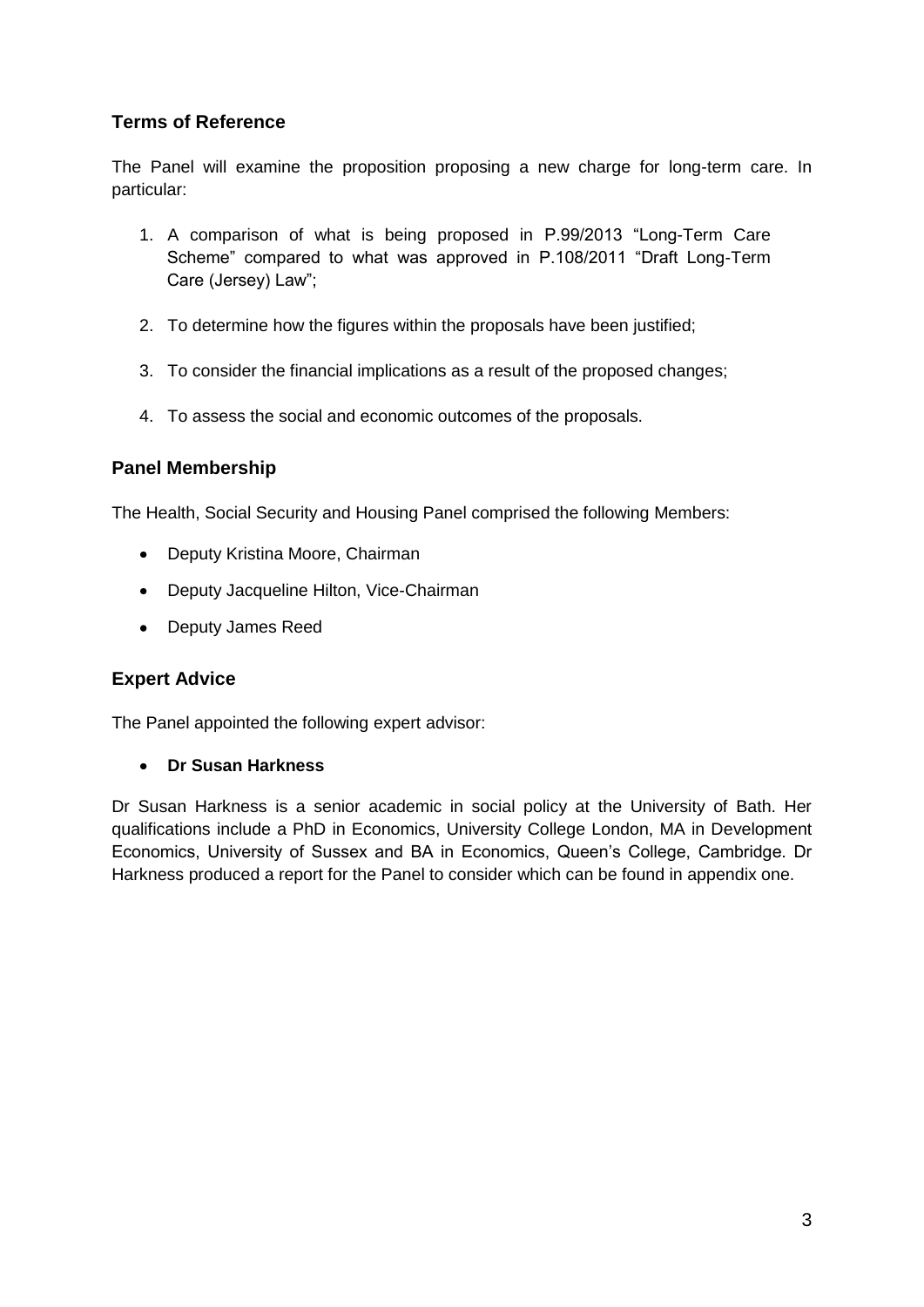## Terms of Reference

The Panel will examine the proposition proposing a new charge for long-term care. In particular:

1. A comparison of what is being proposed in P.99/2013 "Long-Term Care Scheme" compared to what was approved in P.108/2011 "Draft Long-Term Care (Jersey) Law";
2. To determine how the figures within the proposals have been justified;
3. To consider the financial implications as a result of the proposed changes;
4. To assess the social and economic outcomes of the proposals.

## Panel Membership

The Health, Social Security and Housing Panel comprised the following Members:

- Deputy Kristina Moore, Chairman
- Deputy Jacqueline Hilton, Vice-Chairman
- Deputy James Reed

## Expert Advice

The Panel appointed the following expert advisor:

- **Dr Susan Harkness**

Dr Susan Harkness is a senior academic in social policy at the University of Bath. Her qualifications include a PhD in Economics, University College London, MA in Development Economics, University of Sussex and BA in Economics, Queen's College, Cambridge. Dr Harkness produced a report for the Panel to consider which can be found in appendix one.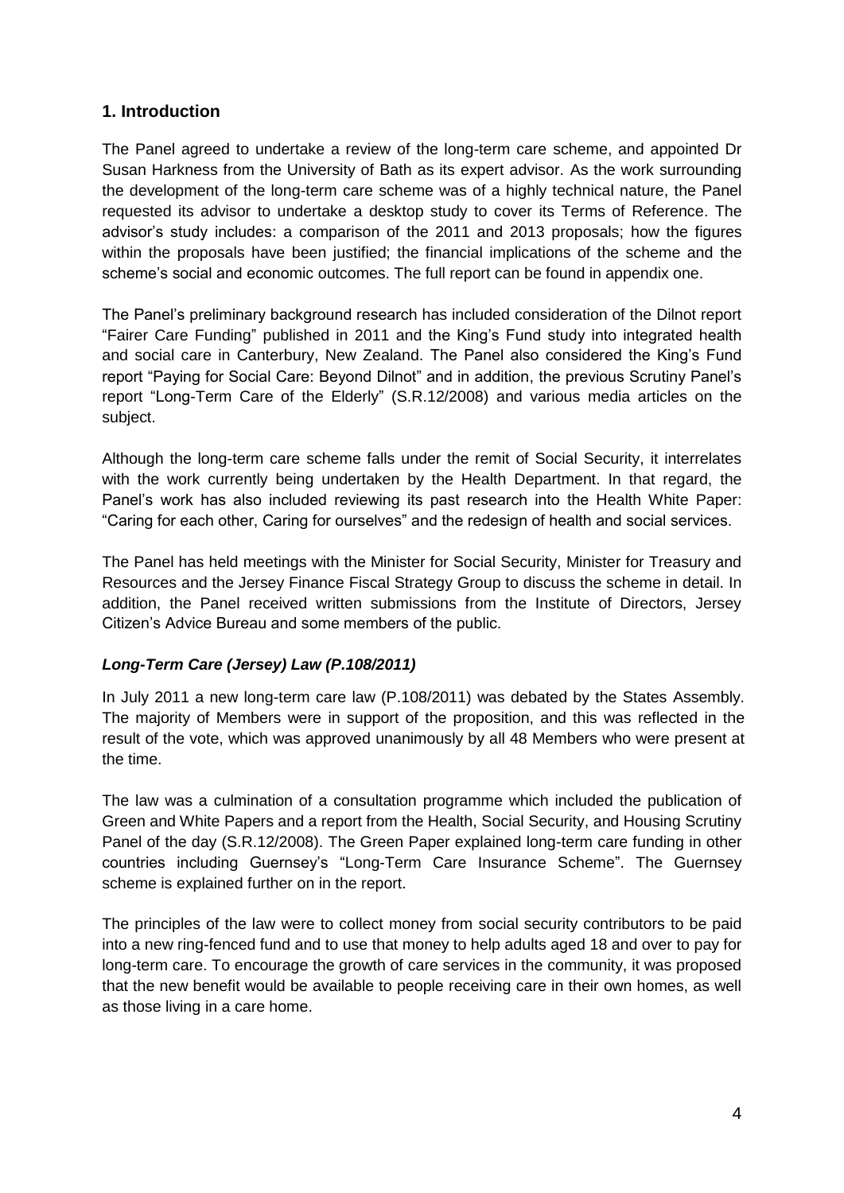## 1. Introduction

The Panel agreed to undertake a review of the long-term care scheme, and appointed Dr Susan Harkness from the University of Bath as its expert advisor. As the work surrounding the development of the long-term care scheme was of a highly technical nature, the Panel requested its advisor to undertake a desktop study to cover its Terms of Reference. The advisor's study includes: a comparison of the 2011 and 2013 proposals; how the figures within the proposals have been justified; the financial implications of the scheme and the scheme's social and economic outcomes. The full report can be found in appendix one.

The Panel's preliminary background research has included consideration of the Dilnot report "Fairer Care Funding" published in 2011 and the King's Fund study into integrated health and social care in Canterbury, New Zealand. The Panel also considered the King's Fund report "Paying for Social Care: Beyond Dilnot" and in addition, the previous Scrutiny Panel's report "Long-Term Care of the Elderly" (S.R.12/2008) and various media articles on the subject.

Although the long-term care scheme falls under the remit of Social Security, it interrelates with the work currently being undertaken by the Health Department. In that regard, the Panel's work has also included reviewing its past research into the Health White Paper: "Caring for each other, Caring for ourselves" and the redesign of health and social services.

The Panel has held meetings with the Minister for Social Security, Minister for Treasury and Resources and the Jersey Finance Fiscal Strategy Group to discuss the scheme in detail. In addition, the Panel received written submissions from the Institute of Directors, Jersey Citizen's Advice Bureau and some members of the public.

### *Long-Term Care (Jersey) Law (P.108/2011)*

In July 2011 a new long-term care law (P.108/2011) was debated by the States Assembly. The majority of Members were in support of the proposition, and this was reflected in the result of the vote, which was approved unanimously by all 48 Members who were present at the time.

The law was a culmination of a consultation programme which included the publication of Green and White Papers and a report from the Health, Social Security, and Housing Scrutiny Panel of the day (S.R.12/2008). The Green Paper explained long-term care funding in other countries including Guernsey's "Long-Term Care Insurance Scheme". The Guernsey scheme is explained further on in the report.

The principles of the law were to collect money from social security contributors to be paid into a new ring-fenced fund and to use that money to help adults aged 18 and over to pay for long-term care. To encourage the growth of care services in the community, it was proposed that the new benefit would be available to people receiving care in their own homes, as well as those living in a care home.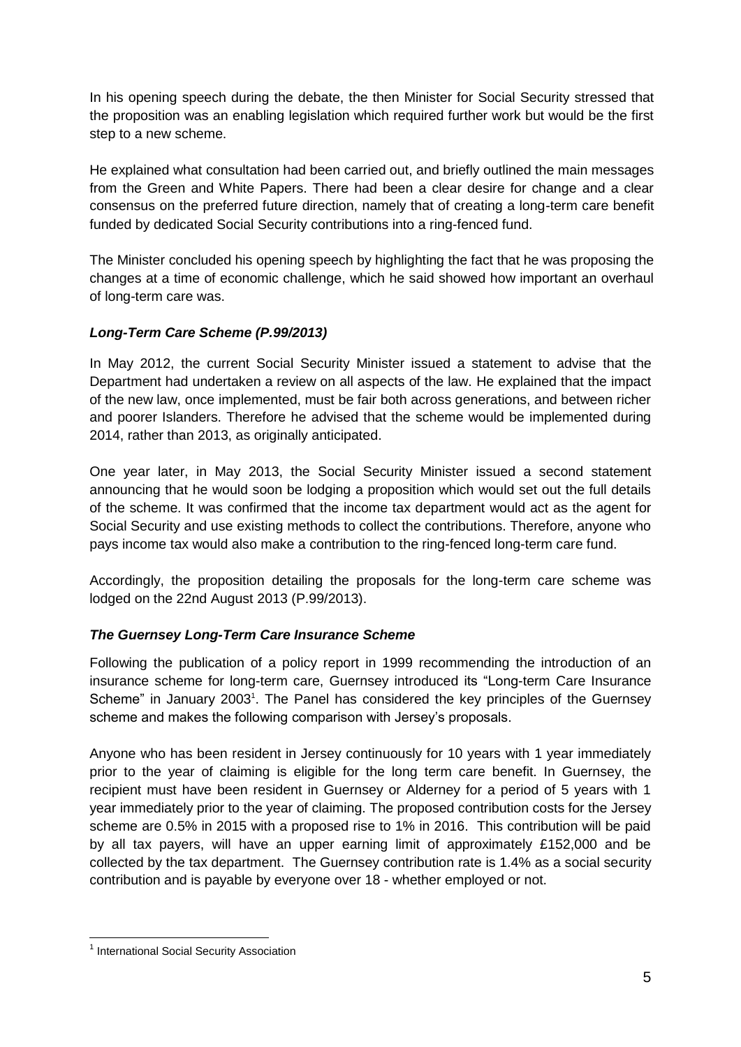In his opening speech during the debate, the then Minister for Social Security stressed that the proposition was an enabling legislation which required further work but would be the first step to a new scheme.

He explained what consultation had been carried out, and briefly outlined the main messages from the Green and White Papers. There had been a clear desire for change and a clear consensus on the preferred future direction, namely that of creating a long-term care benefit funded by dedicated Social Security contributions into a ring-fenced fund.

The Minister concluded his opening speech by highlighting the fact that he was proposing the changes at a time of economic challenge, which he said showed how important an overhaul of long-term care was.

### *Long-Term Care Scheme (P.99/2013)*

In May 2012, the current Social Security Minister issued a statement to advise that the Department had undertaken a review on all aspects of the law. He explained that the impact of the new law, once implemented, must be fair both across generations, and between richer and poorer Islanders. Therefore he advised that the scheme would be implemented during 2014, rather than 2013, as originally anticipated.

One year later, in May 2013, the Social Security Minister issued a second statement announcing that he would soon be lodging a proposition which would set out the full details of the scheme. It was confirmed that the income tax department would act as the agent for Social Security and use existing methods to collect the contributions. Therefore, anyone who pays income tax would also make a contribution to the ring-fenced long-term care fund.

Accordingly, the proposition detailing the proposals for the long-term care scheme was lodged on the 22nd August 2013 (P.99/2013).

### *The Guernsey Long-Term Care Insurance Scheme*

Following the publication of a policy report in 1999 recommending the introduction of an insurance scheme for long-term care, Guernsey introduced its "Long-term Care Insurance Scheme" in January 2003[1]. The Panel has considered the key principles of the Guernsey scheme and makes the following comparison with Jersey's proposals.

Anyone who has been resident in Jersey continuously for 10 years with 1 year immediately prior to the year of claiming is eligible for the long term care benefit. In Guernsey, the recipient must have been resident in Guernsey or Alderney for a period of 5 years with 1 year immediately prior to the year of claiming. The proposed contribution costs for the Jersey scheme are 0.5% in 2015 with a proposed rise to 1% in 2016. This contribution will be paid by all tax payers, will have an upper earning limit of approximately £152,000 and be collected by the tax department. The Guernsey contribution rate is 1.4% as a social security contribution and is payable by everyone over 18 - whether employed or not.

---

[1] International Social Security Association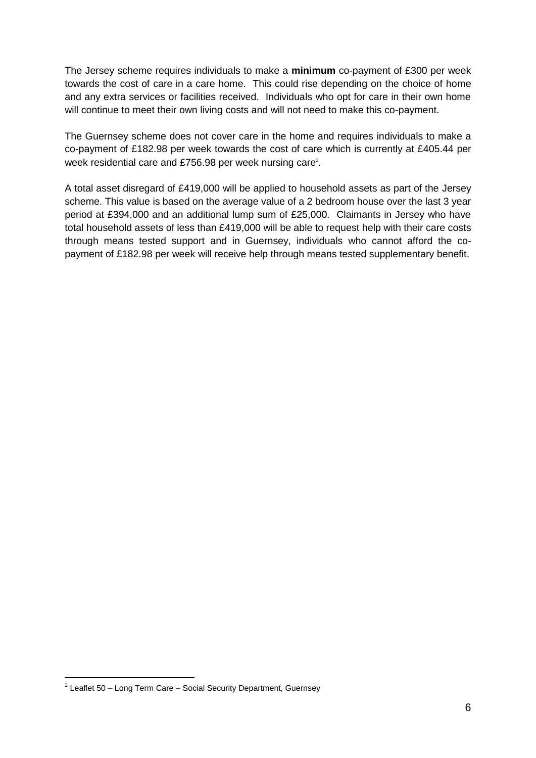The Jersey scheme requires individuals to make a **minimum** co-payment of £300 per week towards the cost of care in a care home. This could rise depending on the choice of home and any extra services or facilities received. Individuals who opt for care in their own home will continue to meet their own living costs and will not need to make this co-payment.

The Guernsey scheme does not cover care in the home and requires individuals to make a co-payment of £182.98 per week towards the cost of care which is currently at £405.44 per week residential care and £756.98 per week nursing care[2].

A total asset disregard of £419,000 will be applied to household assets as part of the Jersey scheme. This value is based on the average value of a 2 bedroom house over the last 3 year period at £394,000 and an additional lump sum of £25,000. Claimants in Jersey who have total household assets of less than £419,000 will be able to request help with their care costs through means tested support and in Guernsey, individuals who cannot afford the co-payment of £182.98 per week will receive help through means tested supplementary benefit.

[2] Leaflet 50 – Long Term Care – Social Security Department, Guernsey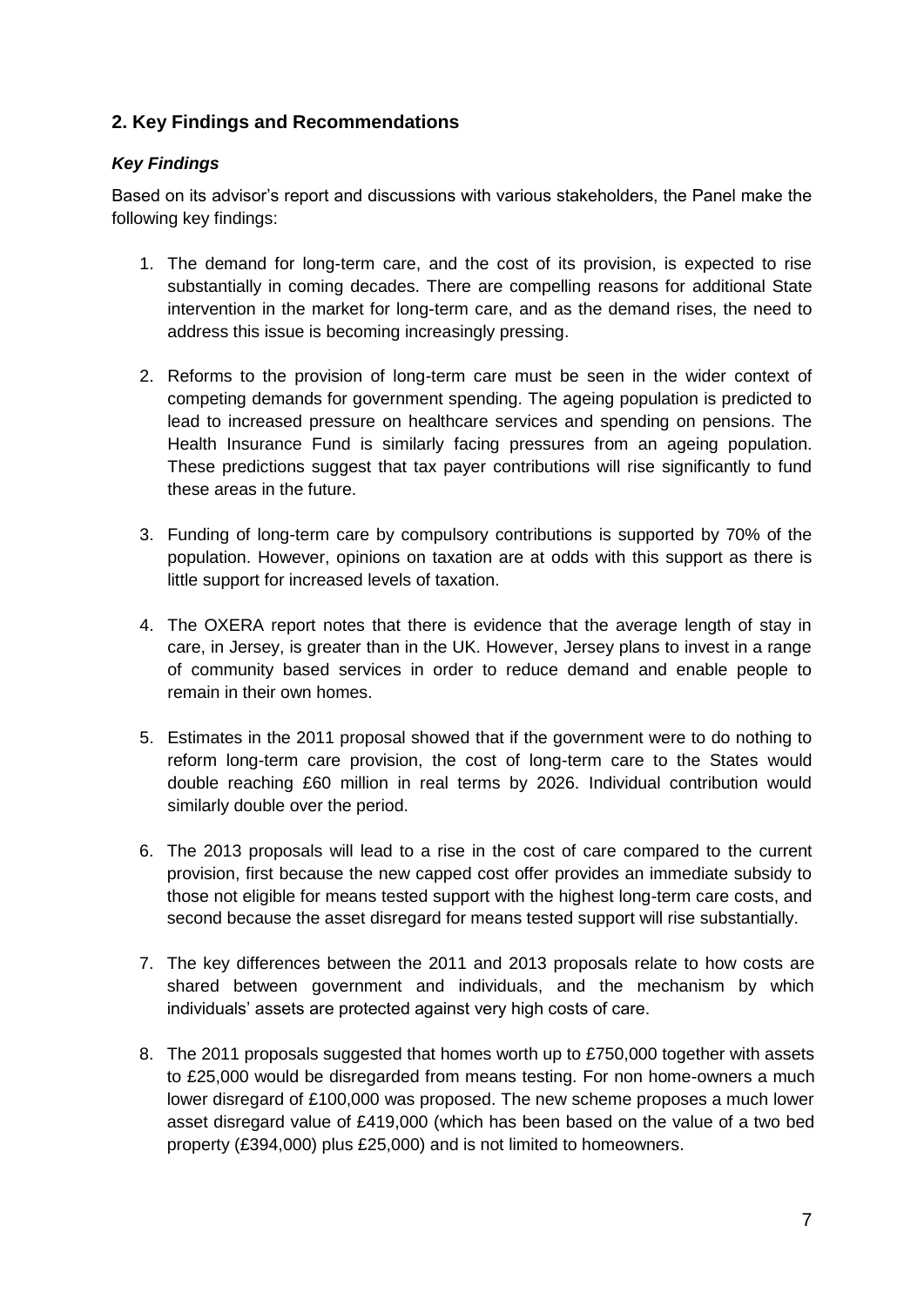## 2. Key Findings and Recommendations

### *Key Findings*

Based on its advisor's report and discussions with various stakeholders, the Panel make the following key findings:

1. The demand for long-term care, and the cost of its provision, is expected to rise substantially in coming decades. There are compelling reasons for additional State intervention in the market for long-term care, and as the demand rises, the need to address this issue is becoming increasingly pressing.

2. Reforms to the provision of long-term care must be seen in the wider context of competing demands for government spending. The ageing population is predicted to lead to increased pressure on healthcare services and spending on pensions. The Health Insurance Fund is similarly facing pressures from an ageing population. These predictions suggest that tax payer contributions will rise significantly to fund these areas in the future.

3. Funding of long-term care by compulsory contributions is supported by 70% of the population. However, opinions on taxation are at odds with this support as there is little support for increased levels of taxation.

4. The OXERA report notes that there is evidence that the average length of stay in care, in Jersey, is greater than in the UK. However, Jersey plans to invest in a range of community based services in order to reduce demand and enable people to remain in their own homes.

5. Estimates in the 2011 proposal showed that if the government were to do nothing to reform long-term care provision, the cost of long-term care to the States would double reaching £60 million in real terms by 2026. Individual contribution would similarly double over the period.

6. The 2013 proposals will lead to a rise in the cost of care compared to the current provision, first because the new capped cost offer provides an immediate subsidy to those not eligible for means tested support with the highest long-term care costs, and second because the asset disregard for means tested support will rise substantially.

7. The key differences between the 2011 and 2013 proposals relate to how costs are shared between government and individuals, and the mechanism by which individuals' assets are protected against very high costs of care.

8. The 2011 proposals suggested that homes worth up to £750,000 together with assets to £25,000 would be disregarded from means testing. For non home-owners a much lower disregard of £100,000 was proposed. The new scheme proposes a much lower asset disregard value of £419,000 (which has been based on the value of a two bed property (£394,000) plus £25,000) and is not limited to homeowners.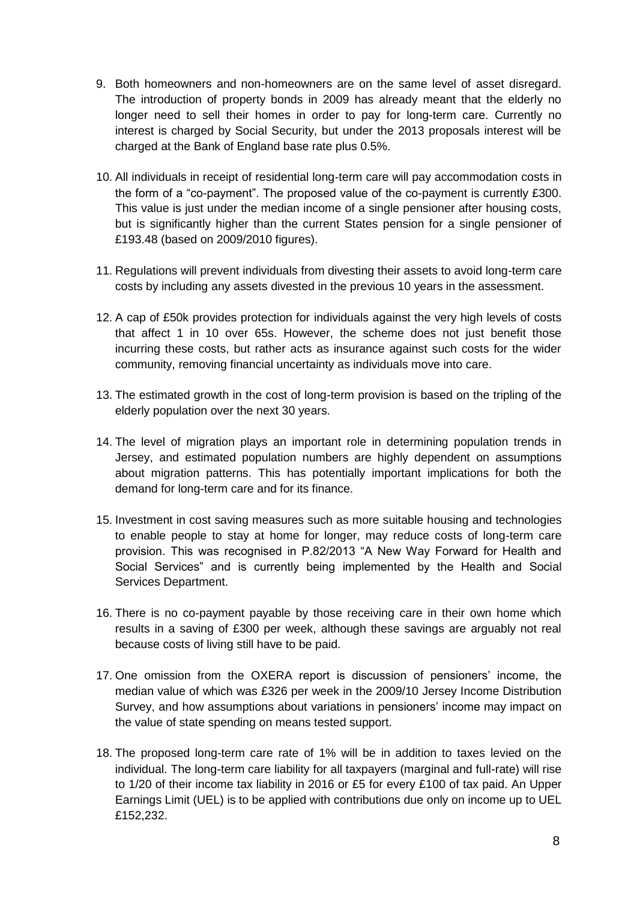9. Both homeowners and non-homeowners are on the same level of asset disregard. The introduction of property bonds in 2009 has already meant that the elderly no longer need to sell their homes in order to pay for long-term care. Currently no interest is charged by Social Security, but under the 2013 proposals interest will be charged at the Bank of England base rate plus 0.5%.

10. All individuals in receipt of residential long-term care will pay accommodation costs in the form of a "co-payment". The proposed value of the co-payment is currently £300. This value is just under the median income of a single pensioner after housing costs, but is significantly higher than the current States pension for a single pensioner of £193.48 (based on 2009/2010 figures).

11. Regulations will prevent individuals from divesting their assets to avoid long-term care costs by including any assets divested in the previous 10 years in the assessment.

12. A cap of £50k provides protection for individuals against the very high levels of costs that affect 1 in 10 over 65s. However, the scheme does not just benefit those incurring these costs, but rather acts as insurance against such costs for the wider community, removing financial uncertainty as individuals move into care.

13. The estimated growth in the cost of long-term provision is based on the tripling of the elderly population over the next 30 years.

14. The level of migration plays an important role in determining population trends in Jersey, and estimated population numbers are highly dependent on assumptions about migration patterns. This has potentially important implications for both the demand for long-term care and for its finance.

15. Investment in cost saving measures such as more suitable housing and technologies to enable people to stay at home for longer, may reduce costs of long-term care provision. This was recognised in P.82/2013 "A New Way Forward for Health and Social Services" and is currently being implemented by the Health and Social Services Department.

16. There is no co-payment payable by those receiving care in their own home which results in a saving of £300 per week, although these savings are arguably not real because costs of living still have to be paid.

17. One omission from the OXERA report is discussion of pensioners' income, the median value of which was £326 per week in the 2009/10 Jersey Income Distribution Survey, and how assumptions about variations in pensioners' income may impact on the value of state spending on means tested support.

18. The proposed long-term care rate of 1% will be in addition to taxes levied on the individual. The long-term care liability for all taxpayers (marginal and full-rate) will rise to 1/20 of their income tax liability in 2016 or £5 for every £100 of tax paid. An Upper Earnings Limit (UEL) is to be applied with contributions due only on income up to UEL £152,232.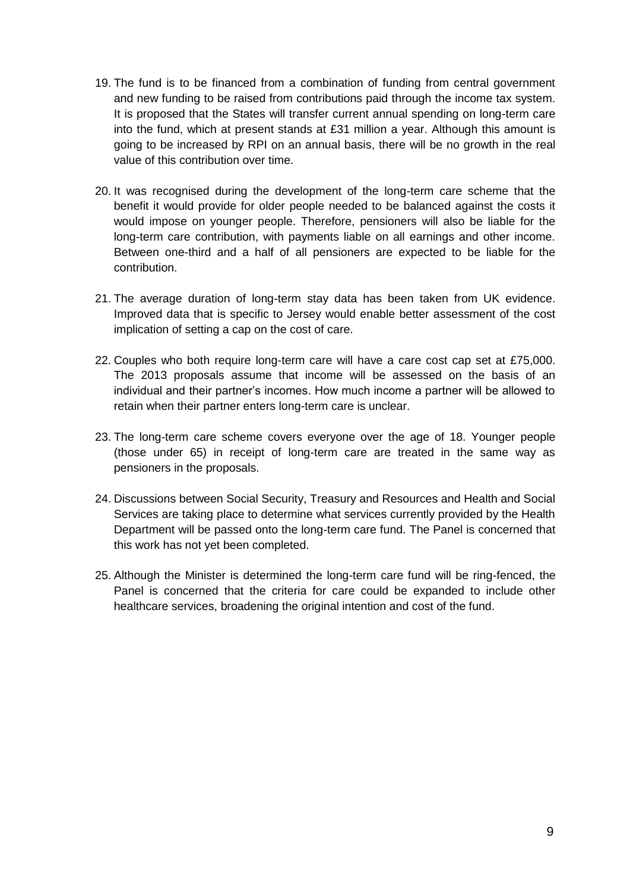19. The fund is to be financed from a combination of funding from central government and new funding to be raised from contributions paid through the income tax system. It is proposed that the States will transfer current annual spending on long-term care into the fund, which at present stands at £31 million a year. Although this amount is going to be increased by RPI on an annual basis, there will be no growth in the real value of this contribution over time.

20. It was recognised during the development of the long-term care scheme that the benefit it would provide for older people needed to be balanced against the costs it would impose on younger people. Therefore, pensioners will also be liable for the long-term care contribution, with payments liable on all earnings and other income. Between one-third and a half of all pensioners are expected to be liable for the contribution.

21. The average duration of long-term stay data has been taken from UK evidence. Improved data that is specific to Jersey would enable better assessment of the cost implication of setting a cap on the cost of care.

22. Couples who both require long-term care will have a care cost cap set at £75,000. The 2013 proposals assume that income will be assessed on the basis of an individual and their partner's incomes. How much income a partner will be allowed to retain when their partner enters long-term care is unclear.

23. The long-term care scheme covers everyone over the age of 18. Younger people (those under 65) in receipt of long-term care are treated in the same way as pensioners in the proposals.

24. Discussions between Social Security, Treasury and Resources and Health and Social Services are taking place to determine what services currently provided by the Health Department will be passed onto the long-term care fund. The Panel is concerned that this work has not yet been completed.

25. Although the Minister is determined the long-term care fund will be ring-fenced, the Panel is concerned that the criteria for care could be expanded to include other healthcare services, broadening the original intention and cost of the fund.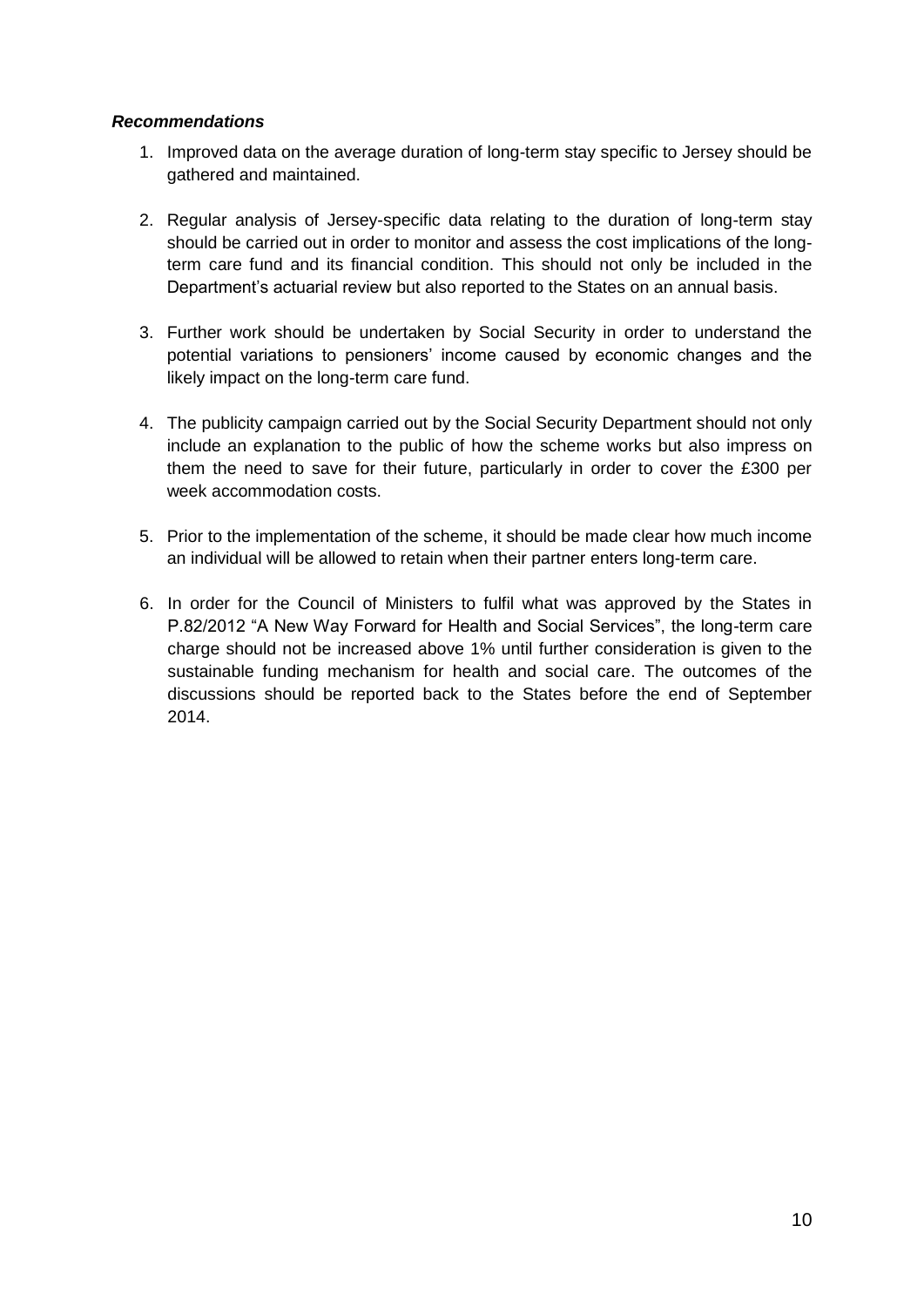***Recommendations***

1. Improved data on the average duration of long-term stay specific to Jersey should be gathered and maintained.

2. Regular analysis of Jersey-specific data relating to the duration of long-term stay should be carried out in order to monitor and assess the cost implications of the long-term care fund and its financial condition. This should not only be included in the Department's actuarial review but also reported to the States on an annual basis.

3. Further work should be undertaken by Social Security in order to understand the potential variations to pensioners' income caused by economic changes and the likely impact on the long-term care fund.

4. The publicity campaign carried out by the Social Security Department should not only include an explanation to the public of how the scheme works but also impress on them the need to save for their future, particularly in order to cover the £300 per week accommodation costs.

5. Prior to the implementation of the scheme, it should be made clear how much income an individual will be allowed to retain when their partner enters long-term care.

6. In order for the Council of Ministers to fulfil what was approved by the States in P.82/2012 "A New Way Forward for Health and Social Services", the long-term care charge should not be increased above 1% until further consideration is given to the sustainable funding mechanism for health and social care. The outcomes of the discussions should be reported back to the States before the end of September 2014.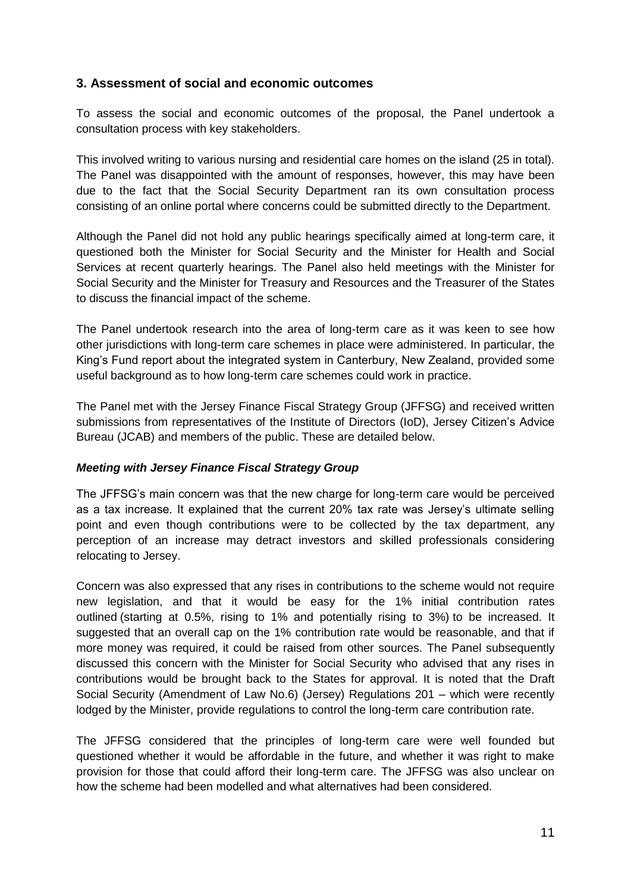## 3. Assessment of social and economic outcomes

To assess the social and economic outcomes of the proposal, the Panel undertook a consultation process with key stakeholders.

This involved writing to various nursing and residential care homes on the island (25 in total). The Panel was disappointed with the amount of responses, however, this may have been due to the fact that the Social Security Department ran its own consultation process consisting of an online portal where concerns could be submitted directly to the Department.

Although the Panel did not hold any public hearings specifically aimed at long-term care, it questioned both the Minister for Social Security and the Minister for Health and Social Services at recent quarterly hearings. The Panel also held meetings with the Minister for Social Security and the Minister for Treasury and Resources and the Treasurer of the States to discuss the financial impact of the scheme.

The Panel undertook research into the area of long-term care as it was keen to see how other jurisdictions with long-term care schemes in place were administered. In particular, the King's Fund report about the integrated system in Canterbury, New Zealand, provided some useful background as to how long-term care schemes could work in practice.

The Panel met with the Jersey Finance Fiscal Strategy Group (JFFSG) and received written submissions from representatives of the Institute of Directors (IoD), Jersey Citizen's Advice Bureau (JCAB) and members of the public. These are detailed below.

### *Meeting with Jersey Finance Fiscal Strategy Group*

The JFFSG's main concern was that the new charge for long-term care would be perceived as a tax increase. It explained that the current 20% tax rate was Jersey's ultimate selling point and even though contributions were to be collected by the tax department, any perception of an increase may detract investors and skilled professionals considering relocating to Jersey.

Concern was also expressed that any rises in contributions to the scheme would not require new legislation, and that it would be easy for the 1% initial contribution rates outlined (starting at 0.5%, rising to 1% and potentially rising to 3%) to be increased. It suggested that an overall cap on the 1% contribution rate would be reasonable, and that if more money was required, it could be raised from other sources. The Panel subsequently discussed this concern with the Minister for Social Security who advised that any rises in contributions would be brought back to the States for approval. It is noted that the Draft Social Security (Amendment of Law No.6) (Jersey) Regulations 201 – which were recently lodged by the Minister, provide regulations to control the long-term care contribution rate.

The JFFSG considered that the principles of long-term care were well founded but questioned whether it would be affordable in the future, and whether it was right to make provision for those that could afford their long-term care. The JFFSG was also unclear on how the scheme had been modelled and what alternatives had been considered.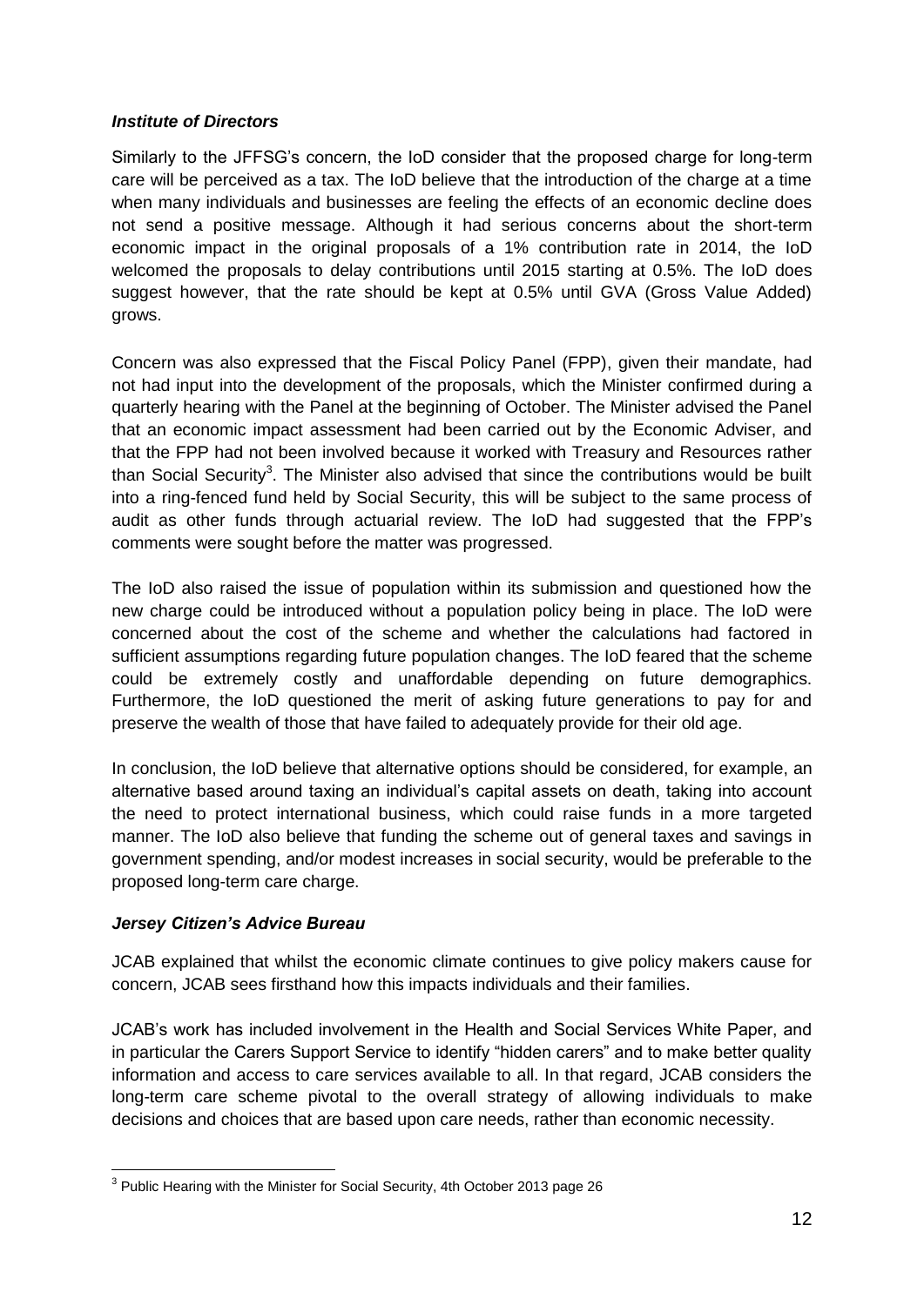***Institute of Directors***

Similarly to the JFFSG's concern, the IoD consider that the proposed charge for long-term care will be perceived as a tax. The IoD believe that the introduction of the charge at a time when many individuals and businesses are feeling the effects of an economic decline does not send a positive message. Although it had serious concerns about the short-term economic impact in the original proposals of a 1% contribution rate in 2014, the IoD welcomed the proposals to delay contributions until 2015 starting at 0.5%. The IoD does suggest however, that the rate should be kept at 0.5% until GVA (Gross Value Added) grows.

Concern was also expressed that the Fiscal Policy Panel (FPP), given their mandate, had not had input into the development of the proposals, which the Minister confirmed during a quarterly hearing with the Panel at the beginning of October. The Minister advised the Panel that an economic impact assessment had been carried out by the Economic Adviser, and that the FPP had not been involved because it worked with Treasury and Resources rather than Social Security[3]. The Minister also advised that since the contributions would be built into a ring-fenced fund held by Social Security, this will be subject to the same process of audit as other funds through actuarial review. The IoD had suggested that the FPP's comments were sought before the matter was progressed.

The IoD also raised the issue of population within its submission and questioned how the new charge could be introduced without a population policy being in place. The IoD were concerned about the cost of the scheme and whether the calculations had factored in sufficient assumptions regarding future population changes. The IoD feared that the scheme could be extremely costly and unaffordable depending on future demographics. Furthermore, the IoD questioned the merit of asking future generations to pay for and preserve the wealth of those that have failed to adequately provide for their old age.

In conclusion, the IoD believe that alternative options should be considered, for example, an alternative based around taxing an individual's capital assets on death, taking into account the need to protect international business, which could raise funds in a more targeted manner. The IoD also believe that funding the scheme out of general taxes and savings in government spending, and/or modest increases in social security, would be preferable to the proposed long-term care charge.

***Jersey Citizen's Advice Bureau***

JCAB explained that whilst the economic climate continues to give policy makers cause for concern, JCAB sees firsthand how this impacts individuals and their families.

JCAB's work has included involvement in the Health and Social Services White Paper, and in particular the Carers Support Service to identify "hidden carers" and to make better quality information and access to care services available to all. In that regard, JCAB considers the long-term care scheme pivotal to the overall strategy of allowing individuals to make decisions and choices that are based upon care needs, rather than economic necessity.

---

[3] Public Hearing with the Minister for Social Security, 4th October 2013 page 26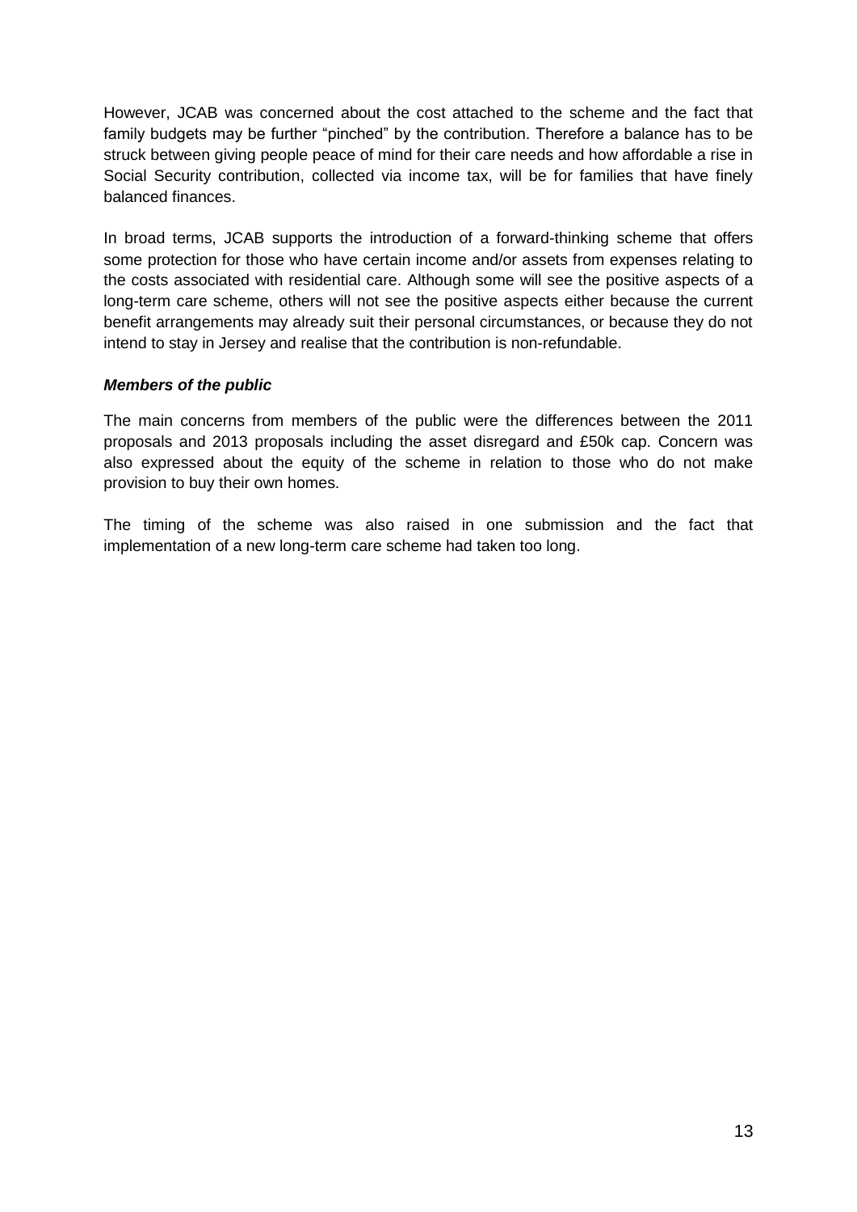However, JCAB was concerned about the cost attached to the scheme and the fact that family budgets may be further "pinched" by the contribution. Therefore a balance has to be struck between giving people peace of mind for their care needs and how affordable a rise in Social Security contribution, collected via income tax, will be for families that have finely balanced finances.

In broad terms, JCAB supports the introduction of a forward-thinking scheme that offers some protection for those who have certain income and/or assets from expenses relating to the costs associated with residential care. Although some will see the positive aspects of a long-term care scheme, others will not see the positive aspects either because the current benefit arrangements may already suit their personal circumstances, or because they do not intend to stay in Jersey and realise that the contribution is non-refundable.

***Members of the public***

The main concerns from members of the public were the differences between the 2011 proposals and 2013 proposals including the asset disregard and £50k cap. Concern was also expressed about the equity of the scheme in relation to those who do not make provision to buy their own homes.

The timing of the scheme was also raised in one submission and the fact that implementation of a new long-term care scheme had taken too long.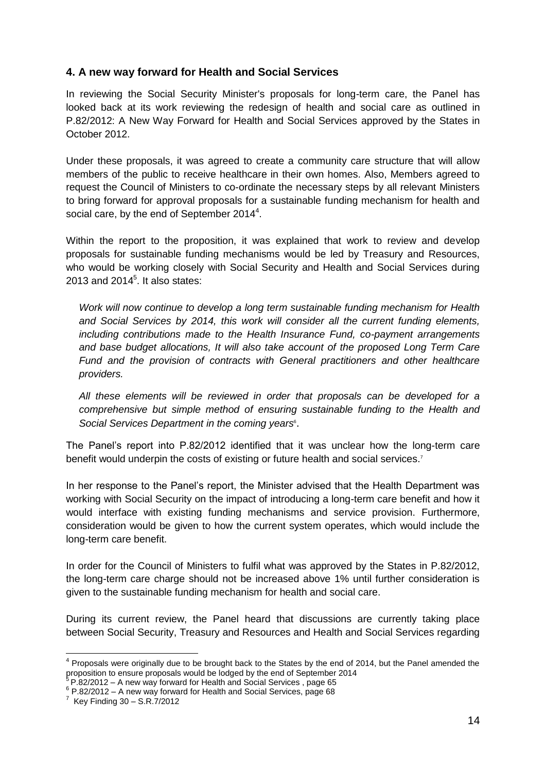## 4. A new way forward for Health and Social Services

In reviewing the Social Security Minister's proposals for long-term care, the Panel has looked back at its work reviewing the redesign of health and social care as outlined in P.82/2012: A New Way Forward for Health and Social Services approved by the States in October 2012.

Under these proposals, it was agreed to create a community care structure that will allow members of the public to receive healthcare in their own homes. Also, Members agreed to request the Council of Ministers to co-ordinate the necessary steps by all relevant Ministers to bring forward for approval proposals for a sustainable funding mechanism for health and social care, by the end of September 2014[4].

Within the report to the proposition, it was explained that work to review and develop proposals for sustainable funding mechanisms would be led by Treasury and Resources, who would be working closely with Social Security and Health and Social Services during 2013 and 2014[5]. It also states:

> *Work will now continue to develop a long term sustainable funding mechanism for Health and Social Services by 2014, this work will consider all the current funding elements, including contributions made to the Health Insurance Fund, co-payment arrangements and base budget allocations, It will also take account of the proposed Long Term Care Fund and the provision of contracts with General practitioners and other healthcare providers.*
>
> *All these elements will be reviewed in order that proposals can be developed for a comprehensive but simple method of ensuring sustainable funding to the Health and Social Services Department in the coming years*[6].

The Panel's report into P.82/2012 identified that it was unclear how the long-term care benefit would underpin the costs of existing or future health and social services.[7]

In her response to the Panel's report, the Minister advised that the Health Department was working with Social Security on the impact of introducing a long-term care benefit and how it would interface with existing funding mechanisms and service provision. Furthermore, consideration would be given to how the current system operates, which would include the long-term care benefit.

In order for the Council of Ministers to fulfil what was approved by the States in P.82/2012, the long-term care charge should not be increased above 1% until further consideration is given to the sustainable funding mechanism for health and social care.

During its current review, the Panel heard that discussions are currently taking place between Social Security, Treasury and Resources and Health and Social Services regarding

---

[4] Proposals were originally due to be brought back to the States by the end of 2014, but the Panel amended the proposition to ensure proposals would be lodged by the end of September 2014

[5] P.82/2012 – A new way forward for Health and Social Services , page 65

[6] P.82/2012 – A new way forward for Health and Social Services, page 68

[7] Key Finding 30 – S.R.7/2012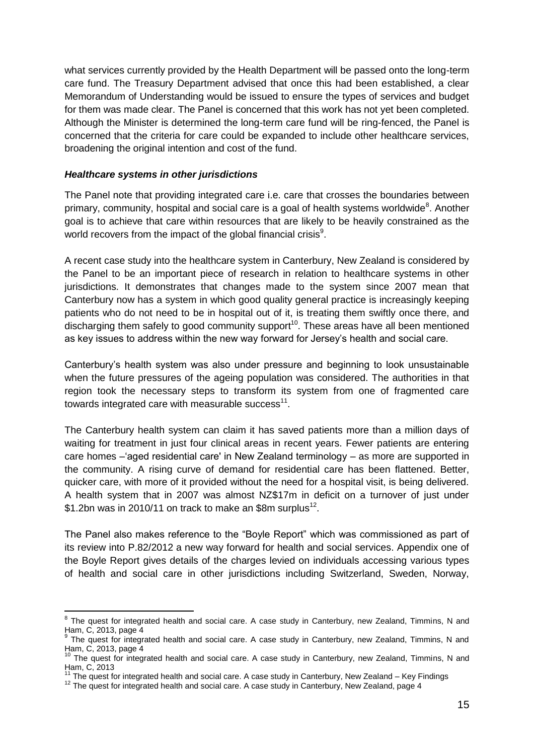what services currently provided by the Health Department will be passed onto the long-term care fund. The Treasury Department advised that once this had been established, a clear Memorandum of Understanding would be issued to ensure the types of services and budget for them was made clear. The Panel is concerned that this work has not yet been completed. Although the Minister is determined the long-term care fund will be ring-fenced, the Panel is concerned that the criteria for care could be expanded to include other healthcare services, broadening the original intention and cost of the fund.

### *Healthcare systems in other jurisdictions*

The Panel note that providing integrated care i.e. care that crosses the boundaries between primary, community, hospital and social care is a goal of health systems worldwide[8]. Another goal is to achieve that care within resources that are likely to be heavily constrained as the world recovers from the impact of the global financial crisis[9].

A recent case study into the healthcare system in Canterbury, New Zealand is considered by the Panel to be an important piece of research in relation to healthcare systems in other jurisdictions. It demonstrates that changes made to the system since 2007 mean that Canterbury now has a system in which good quality general practice is increasingly keeping patients who do not need to be in hospital out of it, is treating them swiftly once there, and discharging them safely to good community support[10]. These areas have all been mentioned as key issues to address within the new way forward for Jersey's health and social care.

Canterbury's health system was also under pressure and beginning to look unsustainable when the future pressures of the ageing population was considered. The authorities in that region took the necessary steps to transform its system from one of fragmented care towards integrated care with measurable success[11].

The Canterbury health system can claim it has saved patients more than a million days of waiting for treatment in just four clinical areas in recent years. Fewer patients are entering care homes –'aged residential care' in New Zealand terminology – as more are supported in the community. A rising curve of demand for residential care has been flattened. Better, quicker care, with more of it provided without the need for a hospital visit, is being delivered. A health system that in 2007 was almost NZ$17m in deficit on a turnover of just under $1.2bn was in 2010/11 on track to make an $8m surplus[12].

The Panel also makes reference to the "Boyle Report" which was commissioned as part of its review into P.82/2012 a new way forward for health and social services. Appendix one of the Boyle Report gives details of the charges levied on individuals accessing various types of health and social care in other jurisdictions including Switzerland, Sweden, Norway,

---

[8] The quest for integrated health and social care. A case study in Canterbury, new Zealand, Timmins, N and Ham, C, 2013, page 4

[9] The quest for integrated health and social care. A case study in Canterbury, new Zealand, Timmins, N and Ham, C, 2013, page 4

[10] The quest for integrated health and social care. A case study in Canterbury, new Zealand, Timmins, N and Ham, C, 2013

[11] The quest for integrated health and social care. A case study in Canterbury, New Zealand – Key Findings

[12] The quest for integrated health and social care. A case study in Canterbury, New Zealand, page 4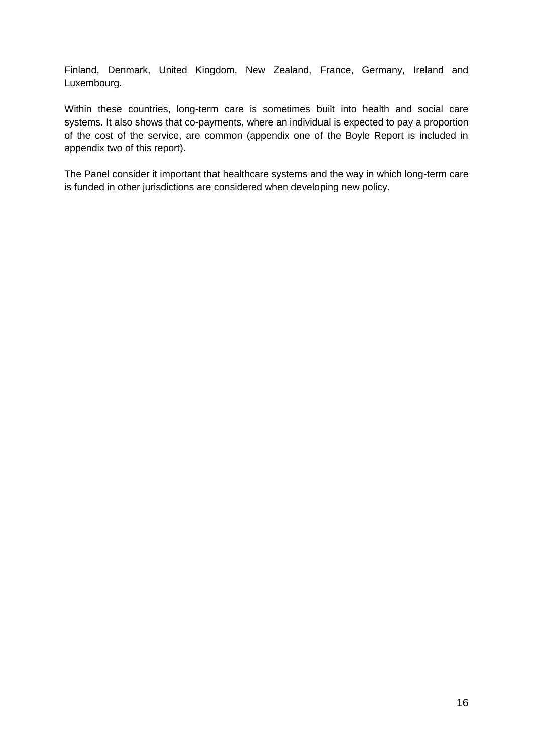Finland, Denmark, United Kingdom, New Zealand, France, Germany, Ireland and Luxembourg.

Within these countries, long-term care is sometimes built into health and social care systems. It also shows that co-payments, where an individual is expected to pay a proportion of the cost of the service, are common (appendix one of the Boyle Report is included in appendix two of this report).

The Panel consider it important that healthcare systems and the way in which long-term care is funded in other jurisdictions are considered when developing new policy.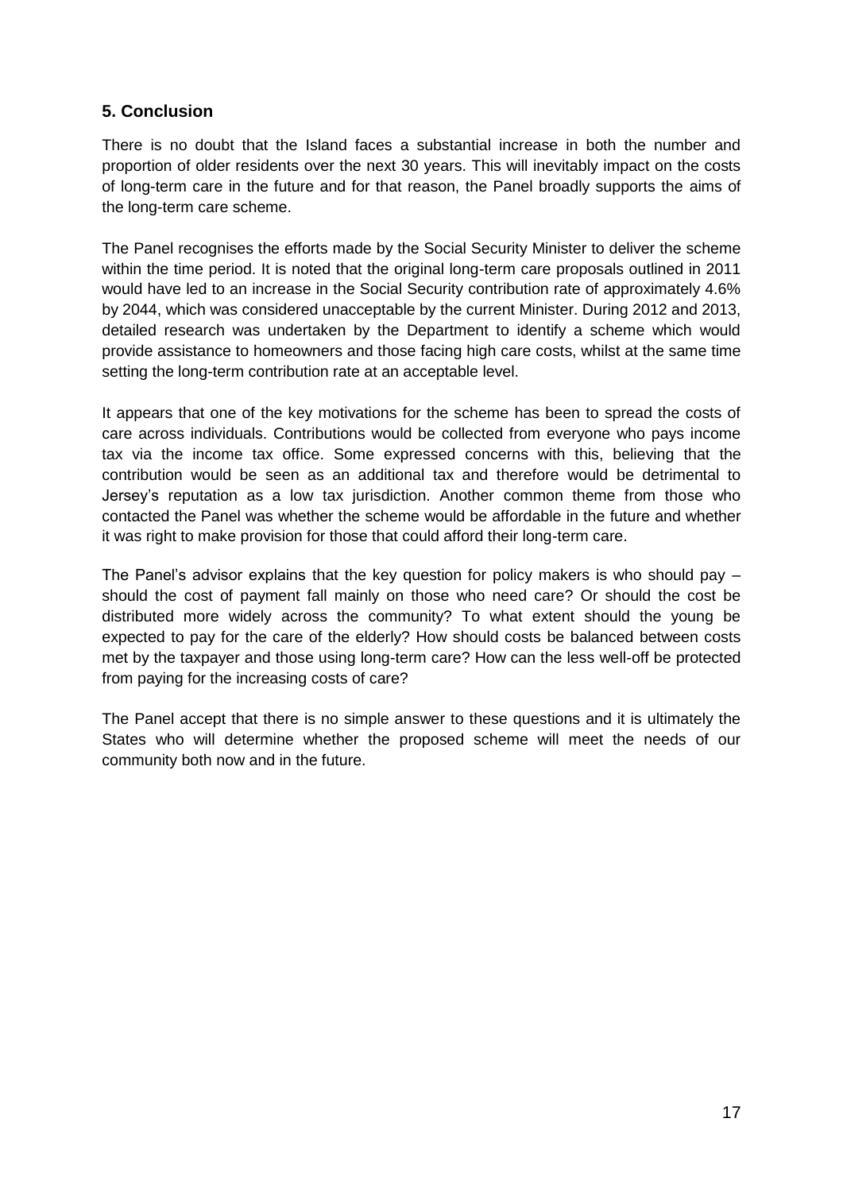## 5. Conclusion

There is no doubt that the Island faces a substantial increase in both the number and proportion of older residents over the next 30 years. This will inevitably impact on the costs of long-term care in the future and for that reason, the Panel broadly supports the aims of the long-term care scheme.

The Panel recognises the efforts made by the Social Security Minister to deliver the scheme within the time period. It is noted that the original long-term care proposals outlined in 2011 would have led to an increase in the Social Security contribution rate of approximately 4.6% by 2044, which was considered unacceptable by the current Minister. During 2012 and 2013, detailed research was undertaken by the Department to identify a scheme which would provide assistance to homeowners and those facing high care costs, whilst at the same time setting the long-term contribution rate at an acceptable level.

It appears that one of the key motivations for the scheme has been to spread the costs of care across individuals. Contributions would be collected from everyone who pays income tax via the income tax office. Some expressed concerns with this, believing that the contribution would be seen as an additional tax and therefore would be detrimental to Jersey's reputation as a low tax jurisdiction. Another common theme from those who contacted the Panel was whether the scheme would be affordable in the future and whether it was right to make provision for those that could afford their long-term care.

The Panel's advisor explains that the key question for policy makers is who should pay – should the cost of payment fall mainly on those who need care? Or should the cost be distributed more widely across the community? To what extent should the young be expected to pay for the care of the elderly? How should costs be balanced between costs met by the taxpayer and those using long-term care? How can the less well-off be protected from paying for the increasing costs of care?

The Panel accept that there is no simple answer to these questions and it is ultimately the States who will determine whether the proposed scheme will meet the needs of our community both now and in the future.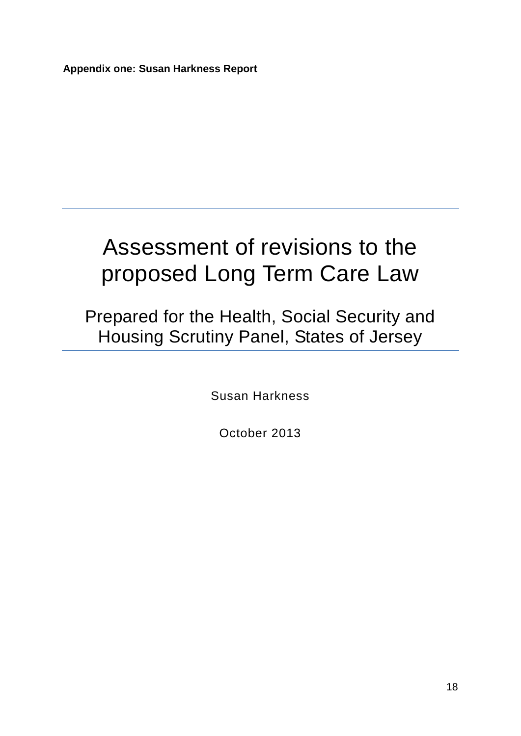**Appendix one: Susan Harkness Report**

# Assessment of revisions to the proposed Long Term Care Law

## Prepared for the Health, Social Security and Housing Scrutiny Panel, States of Jersey

Susan Harkness

October 2013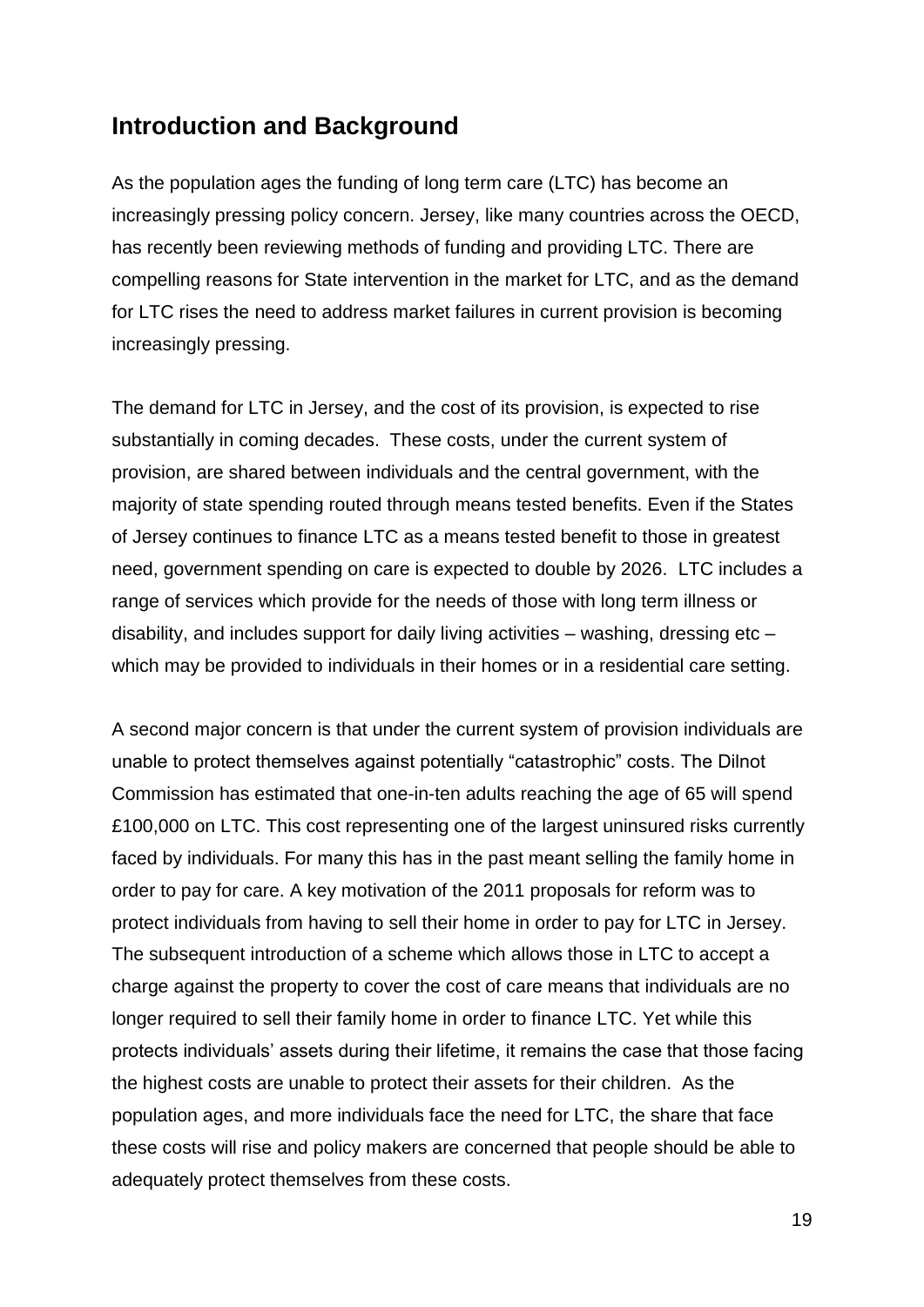## Introduction and Background

As the population ages the funding of long term care (LTC) has become an increasingly pressing policy concern. Jersey, like many countries across the OECD, has recently been reviewing methods of funding and providing LTC. There are compelling reasons for State intervention in the market for LTC, and as the demand for LTC rises the need to address market failures in current provision is becoming increasingly pressing.

The demand for LTC in Jersey, and the cost of its provision, is expected to rise substantially in coming decades. These costs, under the current system of provision, are shared between individuals and the central government, with the majority of state spending routed through means tested benefits. Even if the States of Jersey continues to finance LTC as a means tested benefit to those in greatest need, government spending on care is expected to double by 2026. LTC includes a range of services which provide for the needs of those with long term illness or disability, and includes support for daily living activities – washing, dressing etc – which may be provided to individuals in their homes or in a residential care setting.

A second major concern is that under the current system of provision individuals are unable to protect themselves against potentially “catastrophic” costs. The Dilnot Commission has estimated that one-in-ten adults reaching the age of 65 will spend £100,000 on LTC. This cost representing one of the largest uninsured risks currently faced by individuals. For many this has in the past meant selling the family home in order to pay for care. A key motivation of the 2011 proposals for reform was to protect individuals from having to sell their home in order to pay for LTC in Jersey. The subsequent introduction of a scheme which allows those in LTC to accept a charge against the property to cover the cost of care means that individuals are no longer required to sell their family home in order to finance LTC. Yet while this protects individuals’ assets during their lifetime, it remains the case that those facing the highest costs are unable to protect their assets for their children. As the population ages, and more individuals face the need for LTC, the share that face these costs will rise and policy makers are concerned that people should be able to adequately protect themselves from these costs.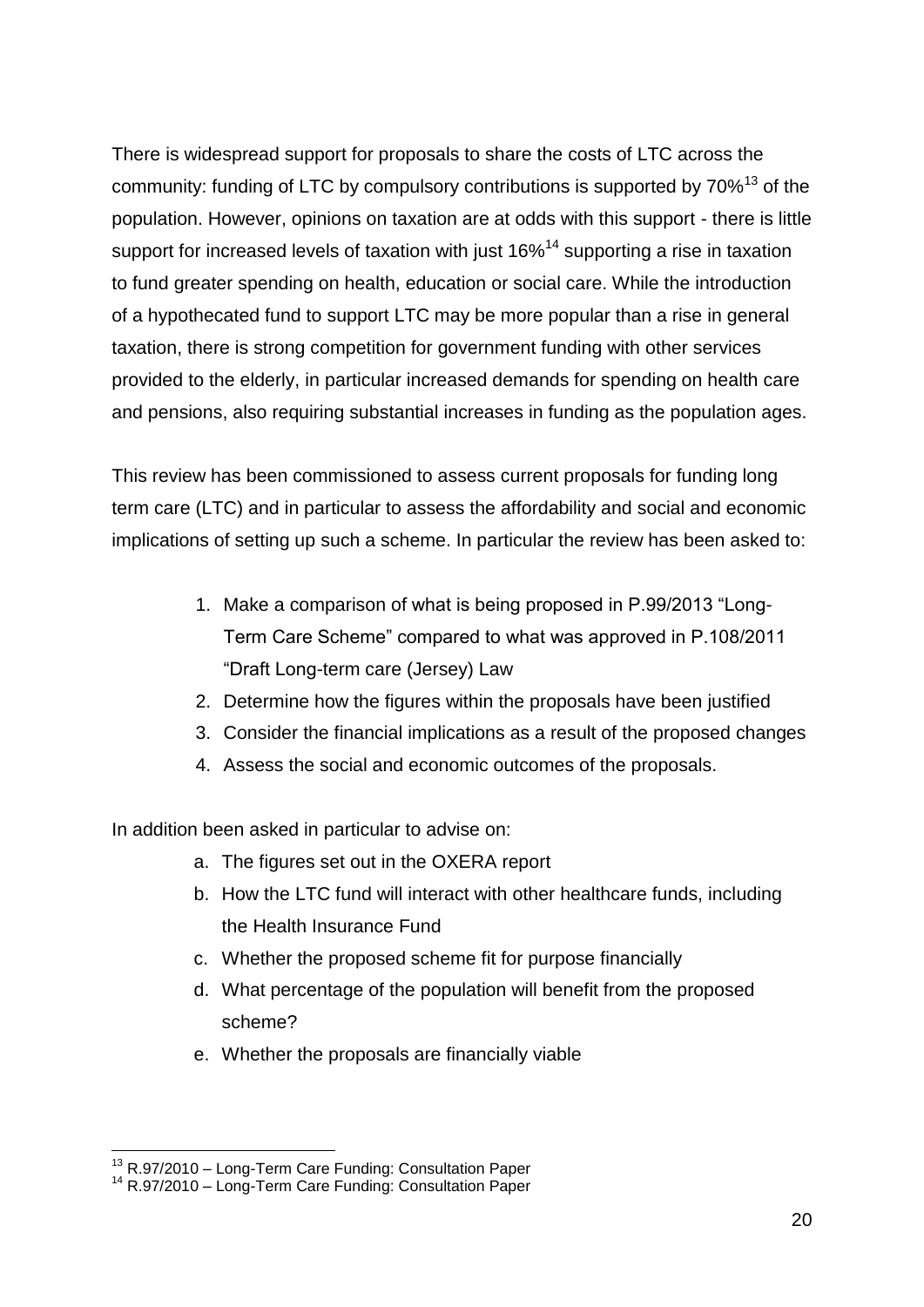There is widespread support for proposals to share the costs of LTC across the community: funding of LTC by compulsory contributions is supported by 70%[13] of the population. However, opinions on taxation are at odds with this support - there is little support for increased levels of taxation with just 16%[14] supporting a rise in taxation to fund greater spending on health, education or social care. While the introduction of a hypothecated fund to support LTC may be more popular than a rise in general taxation, there is strong competition for government funding with other services provided to the elderly, in particular increased demands for spending on health care and pensions, also requiring substantial increases in funding as the population ages.

This review has been commissioned to assess current proposals for funding long term care (LTC) and in particular to assess the affordability and social and economic implications of setting up such a scheme. In particular the review has been asked to:

1. Make a comparison of what is being proposed in P.99/2013 "Long-Term Care Scheme" compared to what was approved in P.108/2011 "Draft Long-term care (Jersey) Law
2. Determine how the figures within the proposals have been justified
3. Consider the financial implications as a result of the proposed changes
4. Assess the social and economic outcomes of the proposals.

In addition been asked in particular to advise on:

a. The figures set out in the OXERA report
b. How the LTC fund will interact with other healthcare funds, including the Health Insurance Fund
c. Whether the proposed scheme fit for purpose financially
d. What percentage of the population will benefit from the proposed scheme?
e. Whether the proposals are financially viable

---

[13] R.97/2010 – Long-Term Care Funding: Consultation Paper

[14] R.97/2010 – Long-Term Care Funding: Consultation Paper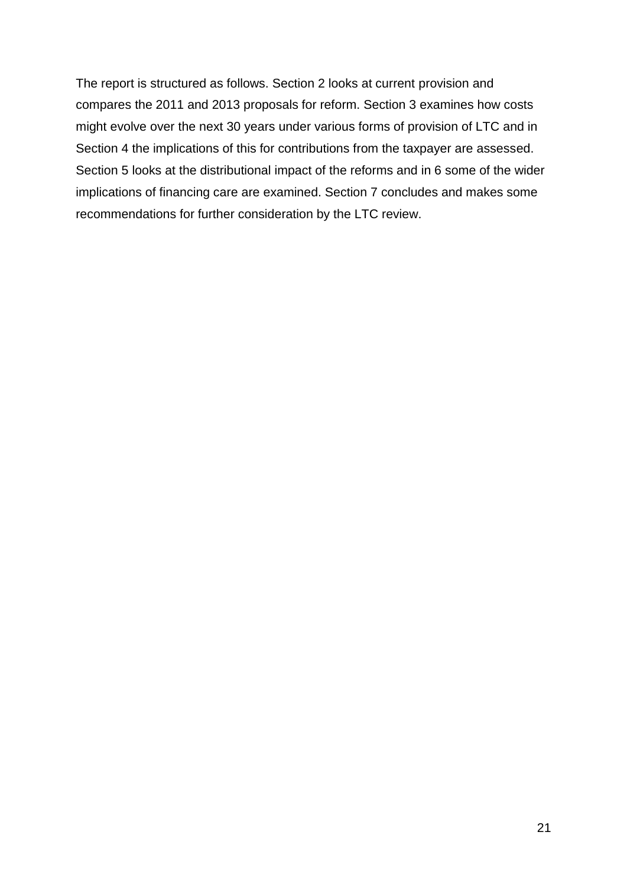The report is structured as follows. Section 2 looks at current provision and compares the 2011 and 2013 proposals for reform. Section 3 examines how costs might evolve over the next 30 years under various forms of provision of LTC and in Section 4 the implications of this for contributions from the taxpayer are assessed. Section 5 looks at the distributional impact of the reforms and in 6 some of the wider implications of financing care are examined. Section 7 concludes and makes some recommendations for further consideration by the LTC review.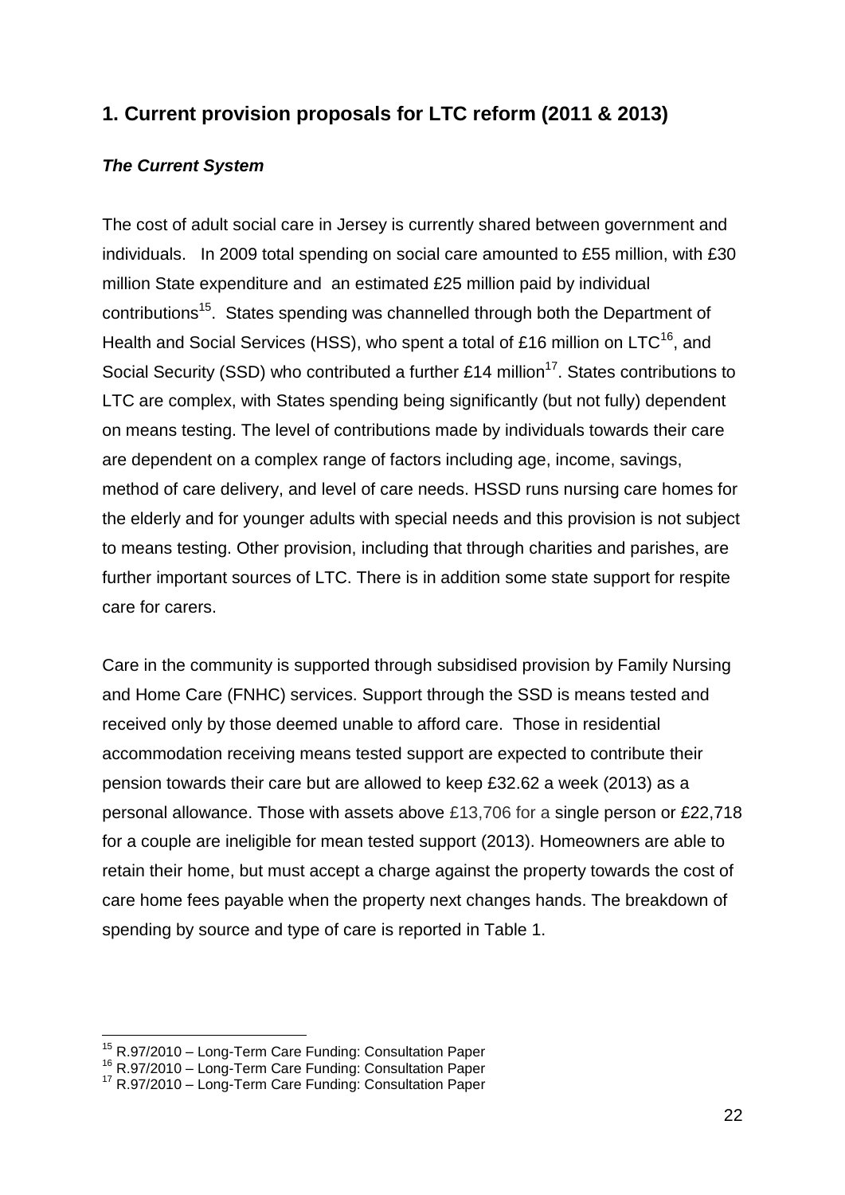## 1. Current provision proposals for LTC reform (2011 & 2013)

***The Current System***

The cost of adult social care in Jersey is currently shared between government and individuals. In 2009 total spending on social care amounted to £55 million, with £30 million State expenditure and an estimated £25 million paid by individual contributions[15]. States spending was channelled through both the Department of Health and Social Services (HSS), who spent a total of £16 million on LTC[16], and Social Security (SSD) who contributed a further £14 million[17]. States contributions to LTC are complex, with States spending being significantly (but not fully) dependent on means testing. The level of contributions made by individuals towards their care are dependent on a complex range of factors including age, income, savings, method of care delivery, and level of care needs. HSSD runs nursing care homes for the elderly and for younger adults with special needs and this provision is not subject to means testing. Other provision, including that through charities and parishes, are further important sources of LTC. There is in addition some state support for respite care for carers.

Care in the community is supported through subsidised provision by Family Nursing and Home Care (FNHC) services. Support through the SSD is means tested and received only by those deemed unable to afford care. Those in residential accommodation receiving means tested support are expected to contribute their pension towards their care but are allowed to keep £32.62 a week (2013) as a personal allowance. Those with assets above £13,706 for a single person or £22,718 for a couple are ineligible for mean tested support (2013). Homeowners are able to retain their home, but must accept a charge against the property towards the cost of care home fees payable when the property next changes hands. The breakdown of spending by source and type of care is reported in Table 1.

---

[15] R.97/2010 – Long-Term Care Funding: Consultation Paper
[16] R.97/2010 – Long-Term Care Funding: Consultation Paper
[17] R.97/2010 – Long-Term Care Funding: Consultation Paper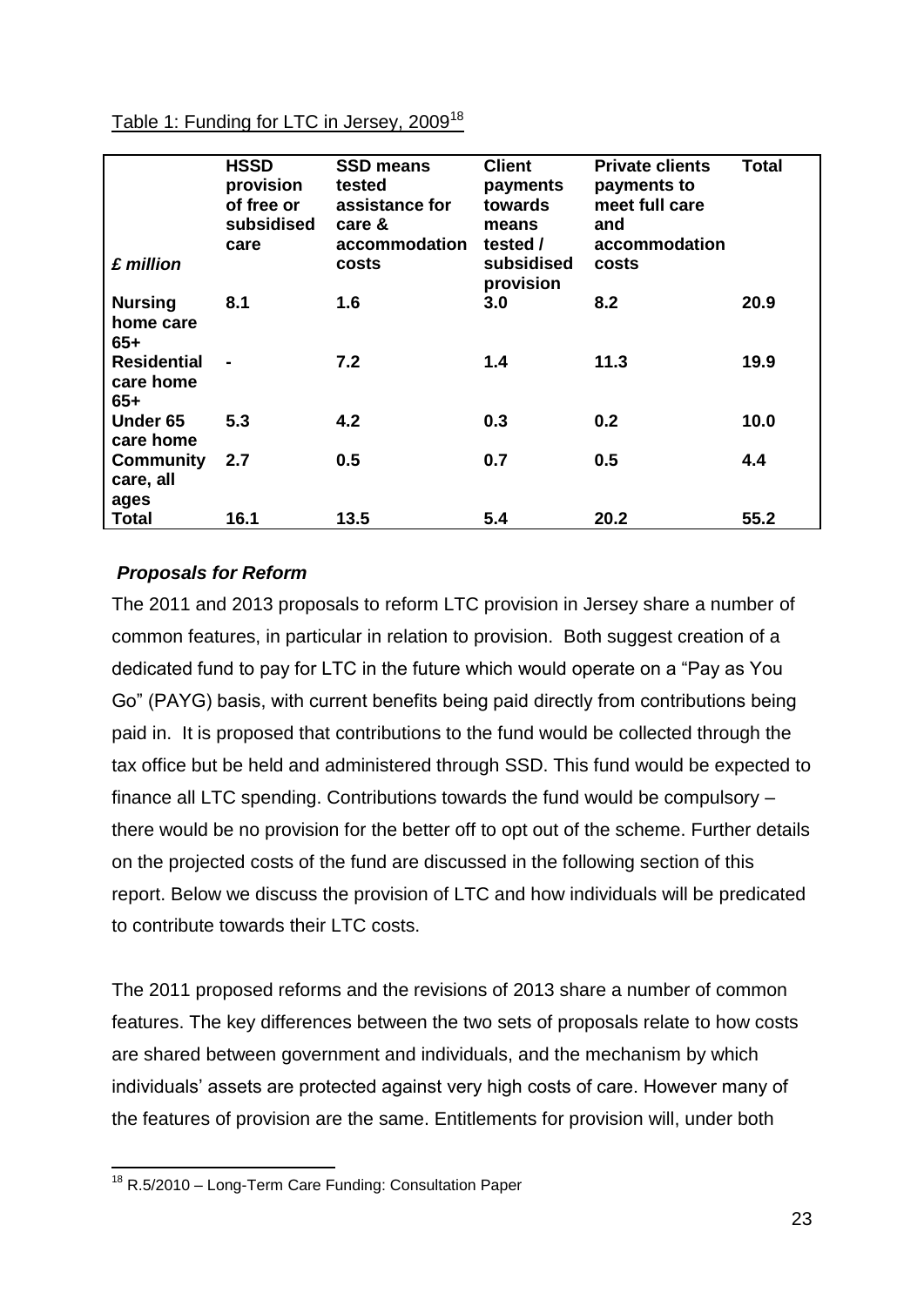Table 1: Funding for LTC in Jersey, 2009[18]

| *£ million* | HSSD provision of free or subsidised care | SSD means tested assistance for care & accommodation costs | Client payments towards means tested / subsidised provision | Private clients payments to meet full care and accommodation costs | Total |
|---|---|---|---|---|---|
| **Nursing home care 65+** | **8.1** | **1.6** | **3.0** | **8.2** | **20.9** |
| **Residential care home 65+** | **-** | **7.2** | **1.4** | **11.3** | **19.9** |
| **Under 65 care home** | **5.3** | **4.2** | **0.3** | **0.2** | **10.0** |
| **Community care, all ages** | **2.7** | **0.5** | **0.7** | **0.5** | **4.4** |
| **Total** | **16.1** | **13.5** | **5.4** | **20.2** | **55.2** |

***Proposals for Reform***

The 2011 and 2013 proposals to reform LTC provision in Jersey share a number of common features, in particular in relation to provision. Both suggest creation of a dedicated fund to pay for LTC in the future which would operate on a "Pay as You Go" (PAYG) basis, with current benefits being paid directly from contributions being paid in. It is proposed that contributions to the fund would be collected through the tax office but be held and administered through SSD. This fund would be expected to finance all LTC spending. Contributions towards the fund would be compulsory – there would be no provision for the better off to opt out of the scheme. Further details on the projected costs of the fund are discussed in the following section of this report. Below we discuss the provision of LTC and how individuals will be predicated to contribute towards their LTC costs.

The 2011 proposed reforms and the revisions of 2013 share a number of common features. The key differences between the two sets of proposals relate to how costs are shared between government and individuals, and the mechanism by which individuals' assets are protected against very high costs of care. However many of the features of provision are the same. Entitlements for provision will, under both

[18] R.5/2010 – Long-Term Care Funding: Consultation Paper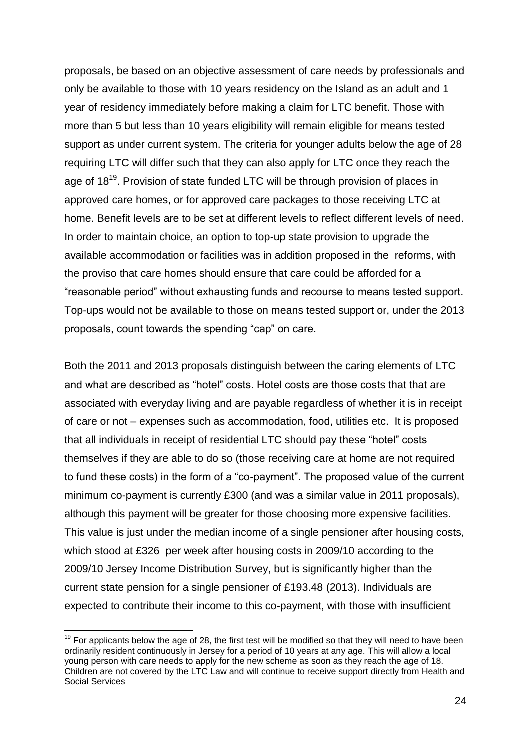proposals, be based on an objective assessment of care needs by professionals and only be available to those with 10 years residency on the Island as an adult and 1 year of residency immediately before making a claim for LTC benefit. Those with more than 5 but less than 10 years eligibility will remain eligible for means tested support as under current system. The criteria for younger adults below the age of 28 requiring LTC will differ such that they can also apply for LTC once they reach the age of 18[19]. Provision of state funded LTC will be through provision of places in approved care homes, or for approved care packages to those receiving LTC at home. Benefit levels are to be set at different levels to reflect different levels of need. In order to maintain choice, an option to top-up state provision to upgrade the available accommodation or facilities was in addition proposed in the reforms, with the proviso that care homes should ensure that care could be afforded for a "reasonable period" without exhausting funds and recourse to means tested support. Top-ups would not be available to those on means tested support or, under the 2013 proposals, count towards the spending "cap" on care.

Both the 2011 and 2013 proposals distinguish between the caring elements of LTC and what are described as "hotel" costs. Hotel costs are those costs that that are associated with everyday living and are payable regardless of whether it is in receipt of care or not – expenses such as accommodation, food, utilities etc. It is proposed that all individuals in receipt of residential LTC should pay these "hotel" costs themselves if they are able to do so (those receiving care at home are not required to fund these costs) in the form of a "co-payment". The proposed value of the current minimum co-payment is currently £300 (and was a similar value in 2011 proposals), although this payment will be greater for those choosing more expensive facilities. This value is just under the median income of a single pensioner after housing costs, which stood at £326 per week after housing costs in 2009/10 according to the 2009/10 Jersey Income Distribution Survey, but is significantly higher than the current state pension for a single pensioner of £193.48 (2013). Individuals are expected to contribute their income to this co-payment, with those with insufficient

[19] For applicants below the age of 28, the first test will be modified so that they will need to have been ordinarily resident continuously in Jersey for a period of 10 years at any age. This will allow a local young person with care needs to apply for the new scheme as soon as they reach the age of 18. Children are not covered by the LTC Law and will continue to receive support directly from Health and Social Services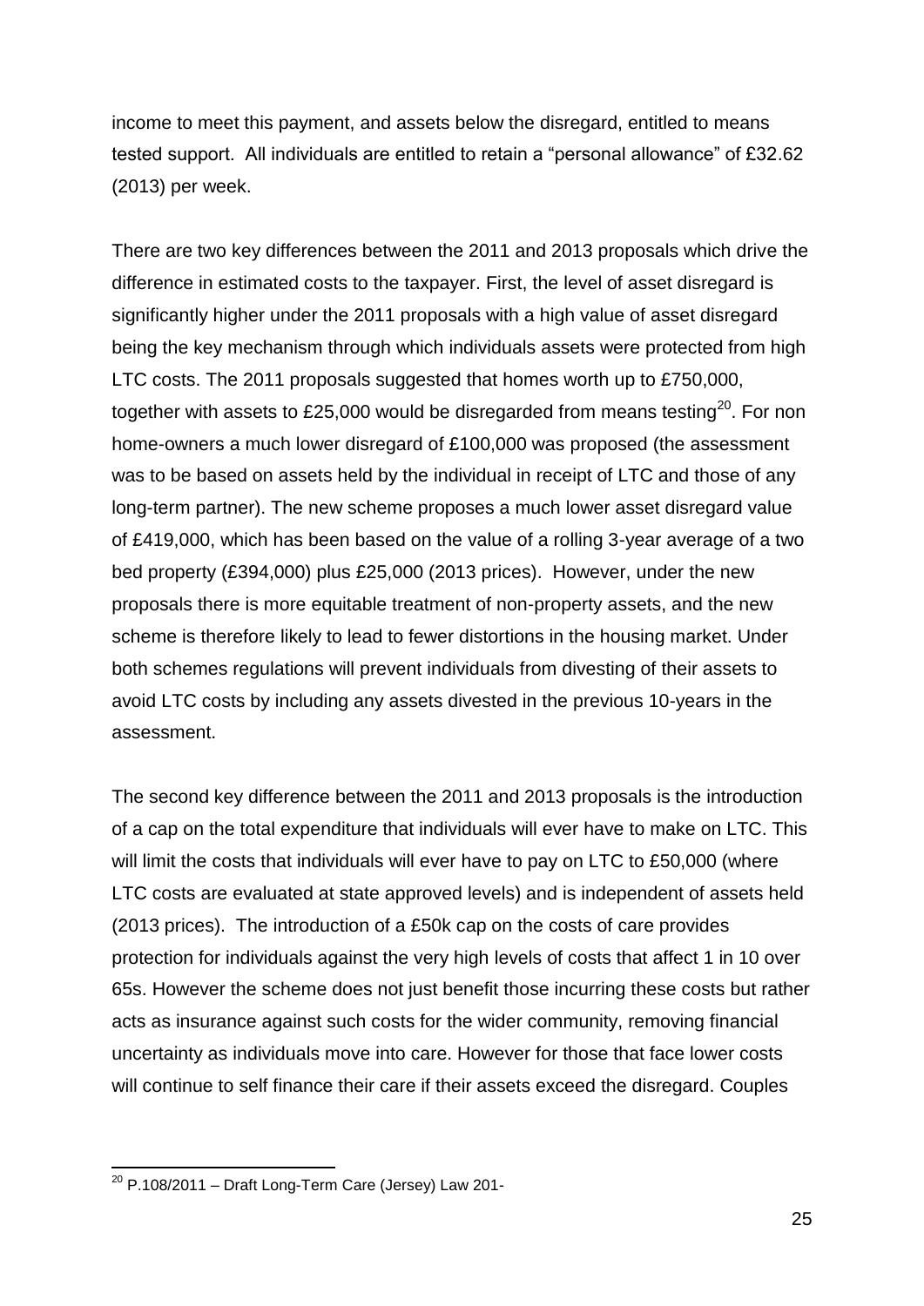income to meet this payment, and assets below the disregard, entitled to means tested support. All individuals are entitled to retain a "personal allowance" of £32.62 (2013) per week.

There are two key differences between the 2011 and 2013 proposals which drive the difference in estimated costs to the taxpayer. First, the level of asset disregard is significantly higher under the 2011 proposals with a high value of asset disregard being the key mechanism through which individuals assets were protected from high LTC costs. The 2011 proposals suggested that homes worth up to £750,000, together with assets to £25,000 would be disregarded from means testing[20]. For non home-owners a much lower disregard of £100,000 was proposed (the assessment was to be based on assets held by the individual in receipt of LTC and those of any long-term partner). The new scheme proposes a much lower asset disregard value of £419,000, which has been based on the value of a rolling 3-year average of a two bed property (£394,000) plus £25,000 (2013 prices). However, under the new proposals there is more equitable treatment of non-property assets, and the new scheme is therefore likely to lead to fewer distortions in the housing market. Under both schemes regulations will prevent individuals from divesting of their assets to avoid LTC costs by including any assets divested in the previous 10-years in the assessment.

The second key difference between the 2011 and 2013 proposals is the introduction of a cap on the total expenditure that individuals will ever have to make on LTC. This will limit the costs that individuals will ever have to pay on LTC to £50,000 (where LTC costs are evaluated at state approved levels) and is independent of assets held (2013 prices). The introduction of a £50k cap on the costs of care provides protection for individuals against the very high levels of costs that affect 1 in 10 over 65s. However the scheme does not just benefit those incurring these costs but rather acts as insurance against such costs for the wider community, removing financial uncertainty as individuals move into care. However for those that face lower costs will continue to self finance their care if their assets exceed the disregard. Couples

[20] P.108/2011 – Draft Long-Term Care (Jersey) Law 201-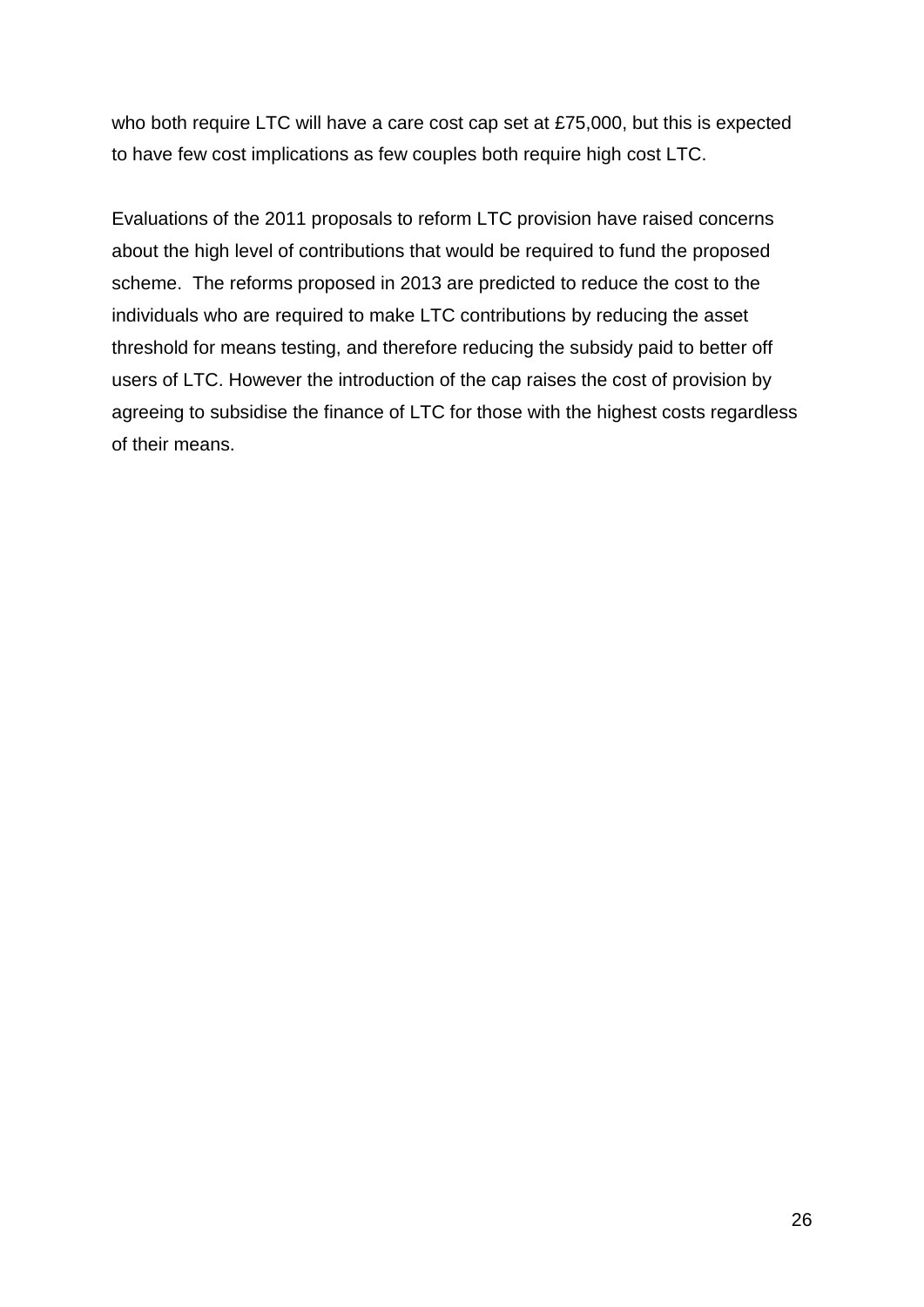who both require LTC will have a care cost cap set at £75,000, but this is expected to have few cost implications as few couples both require high cost LTC.

Evaluations of the 2011 proposals to reform LTC provision have raised concerns about the high level of contributions that would be required to fund the proposed scheme. The reforms proposed in 2013 are predicted to reduce the cost to the individuals who are required to make LTC contributions by reducing the asset threshold for means testing, and therefore reducing the subsidy paid to better off users of LTC. However the introduction of the cap raises the cost of provision by agreeing to subsidise the finance of LTC for those with the highest costs regardless of their means.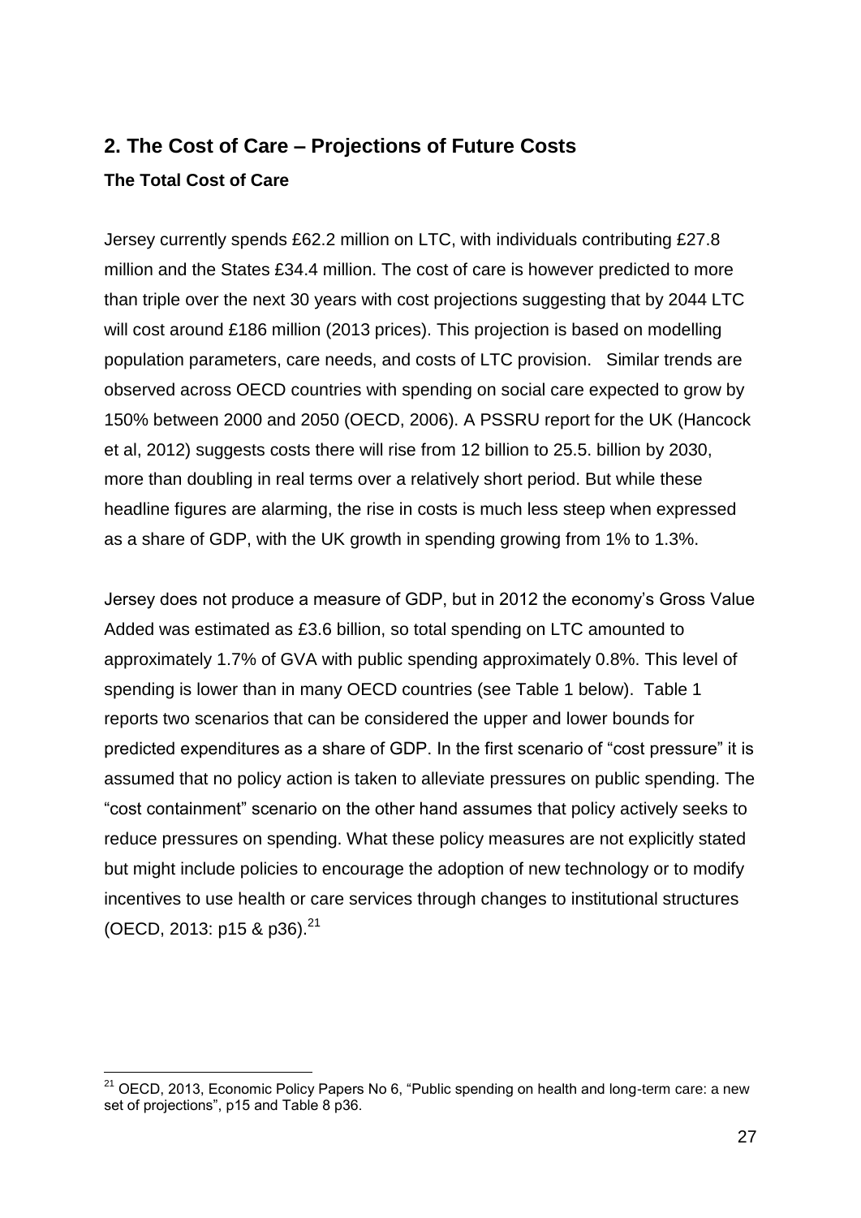## 2. The Cost of Care – Projections of Future Costs

### The Total Cost of Care

Jersey currently spends £62.2 million on LTC, with individuals contributing £27.8 million and the States £34.4 million. The cost of care is however predicted to more than triple over the next 30 years with cost projections suggesting that by 2044 LTC will cost around £186 million (2013 prices). This projection is based on modelling population parameters, care needs, and costs of LTC provision. Similar trends are observed across OECD countries with spending on social care expected to grow by 150% between 2000 and 2050 (OECD, 2006). A PSSRU report for the UK (Hancock et al, 2012) suggests costs there will rise from 12 billion to 25.5. billion by 2030, more than doubling in real terms over a relatively short period. But while these headline figures are alarming, the rise in costs is much less steep when expressed as a share of GDP, with the UK growth in spending growing from 1% to 1.3%.

Jersey does not produce a measure of GDP, but in 2012 the economy's Gross Value Added was estimated as £3.6 billion, so total spending on LTC amounted to approximately 1.7% of GVA with public spending approximately 0.8%. This level of spending is lower than in many OECD countries (see Table 1 below). Table 1 reports two scenarios that can be considered the upper and lower bounds for predicted expenditures as a share of GDP. In the first scenario of "cost pressure" it is assumed that no policy action is taken to alleviate pressures on public spending. The "cost containment" scenario on the other hand assumes that policy actively seeks to reduce pressures on spending. What these policy measures are not explicitly stated but might include policies to encourage the adoption of new technology or to modify incentives to use health or care services through changes to institutional structures (OECD, 2013: p15 & p36).[21]

[21] OECD, 2013, Economic Policy Papers No 6, "Public spending on health and long-term care: a new set of projections", p15 and Table 8 p36.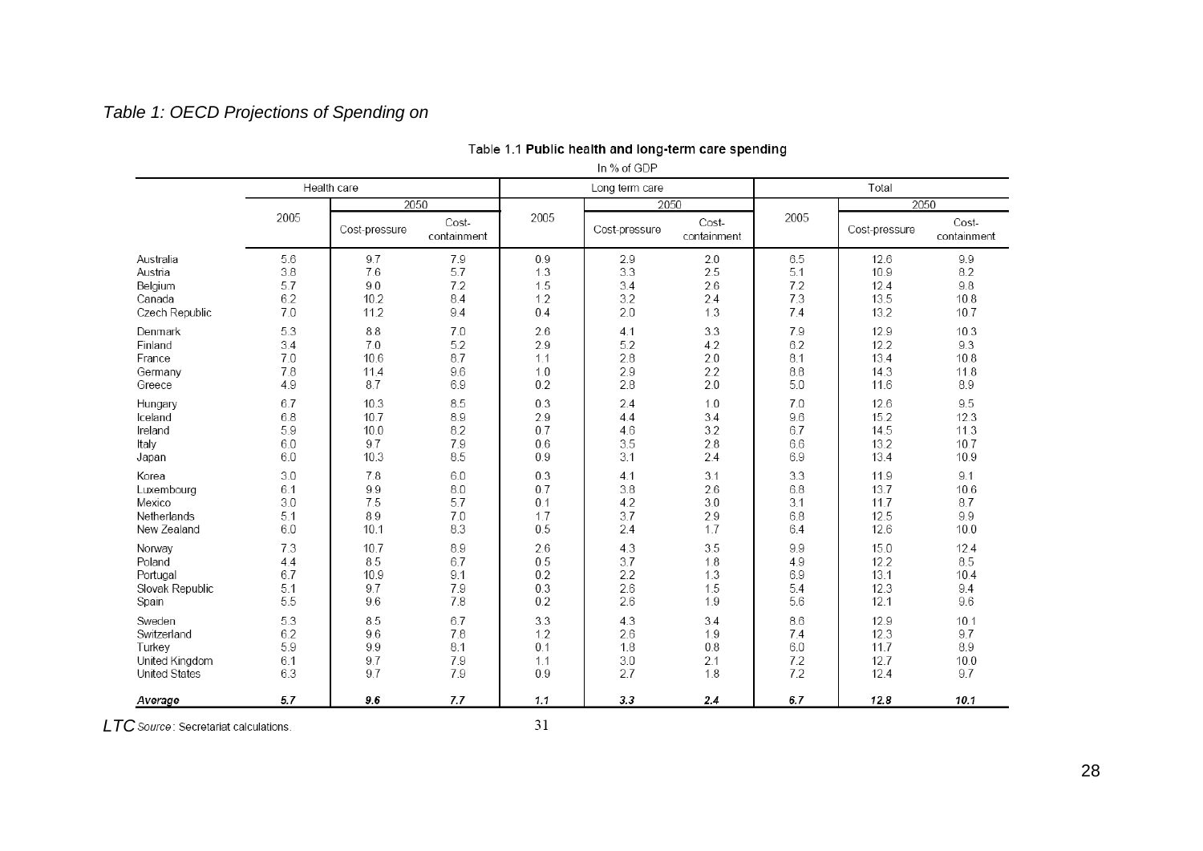*Table 1: OECD Projections of Spending on LTC*

Table 1.1 **Public health and long-term care spending**

In % of GDP

| | Health care | | | Long term care | | | Total | | |
|---|---|---|---|---|---|---|---|---|---|
| | 2005 | 2050 | | 2005 | 2050 | | 2005 | 2050 | |
| | | Cost-pressure | Cost-containment | | Cost-pressure | Cost-containment | | Cost-pressure | Cost-containment |
| Australia | 5.6 | 9.7 | 7.9 | 0.9 | 2.9 | 2.0 | 6.5 | 12.6 | 9.9 |
| Austria | 3.8 | 7.6 | 5.7 | 1.3 | 3.3 | 2.5 | 5.1 | 10.9 | 8.2 |
| Belgium | 5.7 | 9.0 | 7.2 | 1.5 | 3.4 | 2.6 | 7.2 | 12.4 | 9.8 |
| Canada | 6.2 | 10.2 | 8.4 | 1.2 | 3.2 | 2.4 | 7.3 | 13.5 | 10.8 |
| Czech Republic | 7.0 | 11.2 | 9.4 | 0.4 | 2.0 | 1.3 | 7.4 | 13.2 | 10.7 |
| Denmark | 5.3 | 8.8 | 7.0 | 2.6 | 4.1 | 3.3 | 7.9 | 12.9 | 10.3 |
| Finland | 3.4 | 7.0 | 5.2 | 2.9 | 5.2 | 4.2 | 6.2 | 12.2 | 9.3 |
| France | 7.0 | 10.6 | 8.7 | 1.1 | 2.8 | 2.0 | 8.1 | 13.4 | 10.8 |
| Germany | 7.8 | 11.4 | 9.6 | 1.0 | 2.9 | 2.2 | 8.8 | 14.3 | 11.8 |
| Greece | 4.9 | 8.7 | 6.9 | 0.2 | 2.8 | 2.0 | 5.0 | 11.6 | 8.9 |
| Hungary | 6.7 | 10.3 | 8.5 | 0.3 | 2.4 | 1.0 | 7.0 | 12.6 | 9.5 |
| Iceland | 6.8 | 10.7 | 8.9 | 2.9 | 4.4 | 3.4 | 9.6 | 15.2 | 12.3 |
| Ireland | 5.9 | 10.0 | 8.2 | 0.7 | 4.6 | 3.2 | 6.7 | 14.5 | 11.3 |
| Italy | 6.0 | 9.7 | 7.9 | 0.6 | 3.5 | 2.8 | 6.6 | 13.2 | 10.7 |
| Japan | 6.0 | 10.3 | 8.5 | 0.9 | 3.1 | 2.4 | 6.9 | 13.4 | 10.9 |
| Korea | 3.0 | 7.8 | 6.0 | 0.3 | 4.1 | 3.1 | 3.3 | 11.9 | 9.1 |
| Luxembourg | 6.1 | 9.9 | 8.0 | 0.7 | 3.8 | 2.6 | 6.8 | 13.7 | 10.6 |
| Mexico | 3.0 | 7.5 | 5.7 | 0.1 | 4.2 | 3.0 | 3.1 | 11.7 | 8.7 |
| Netherlands | 5.1 | 8.9 | 7.0 | 1.7 | 3.7 | 2.9 | 6.8 | 12.5 | 9.9 |
| New Zealand | 6.0 | 10.1 | 8.3 | 0.5 | 2.4 | 1.7 | 6.4 | 12.6 | 10.0 |
| Norway | 7.3 | 10.7 | 8.9 | 2.6 | 4.3 | 3.5 | 9.9 | 15.0 | 12.4 |
| Poland | 4.4 | 8.5 | 6.7 | 0.5 | 3.7 | 1.8 | 4.9 | 12.2 | 8.5 |
| Portugal | 6.7 | 10.9 | 9.1 | 0.2 | 2.2 | 1.3 | 6.9 | 13.1 | 10.4 |
| Slovak Republic | 5.1 | 9.7 | 7.9 | 0.3 | 2.6 | 1.5 | 5.4 | 12.3 | 9.4 |
| Spain | 5.5 | 9.6 | 7.8 | 0.2 | 2.6 | 1.9 | 5.6 | 12.1 | 9.6 |
| Sweden | 5.3 | 8.5 | 6.7 | 3.3 | 4.3 | 3.4 | 8.6 | 12.9 | 10.1 |
| Switzerland | 6.2 | 9.6 | 7.8 | 1.2 | 2.6 | 1.9 | 7.4 | 12.3 | 9.7 |
| Turkey | 5.9 | 9.9 | 8.1 | 0.1 | 1.8 | 0.8 | 6.0 | 11.7 | 8.9 |
| United Kingdom | 6.1 | 9.7 | 7.9 | 1.1 | 3.0 | 2.1 | 7.2 | 12.7 | 10.0 |
| United States | 6.3 | 9.7 | 7.9 | 0.9 | 2.7 | 1.8 | 7.2 | 12.4 | 9.7 |
| ***Average*** | ***5.7*** | ***9.6*** | ***7.7*** | ***1.1*** | ***3.3*** | ***2.4*** | ***6.7*** | ***12.8*** | ***10.1*** |

*Source*: Secretariat calculations.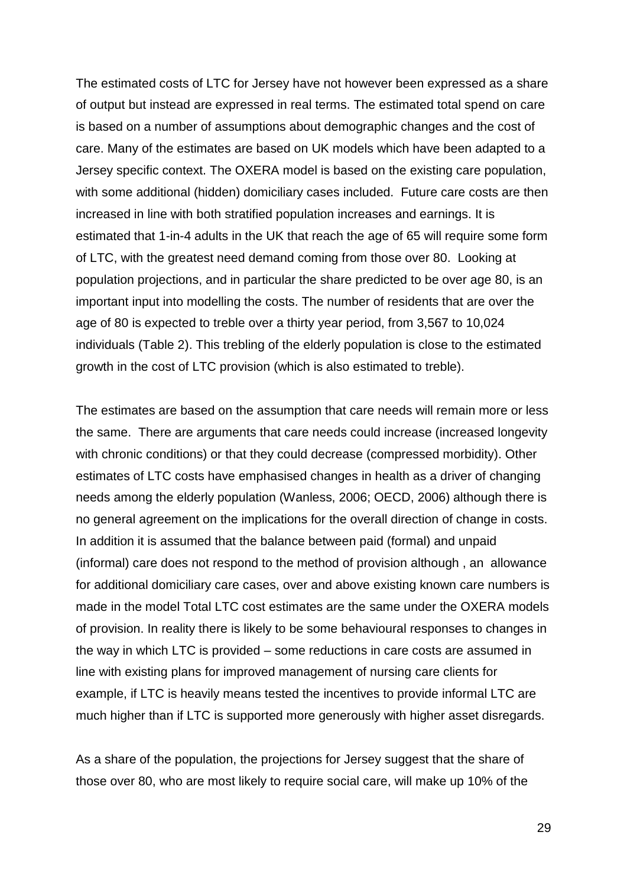The estimated costs of LTC for Jersey have not however been expressed as a share of output but instead are expressed in real terms. The estimated total spend on care is based on a number of assumptions about demographic changes and the cost of care. Many of the estimates are based on UK models which have been adapted to a Jersey specific context. The OXERA model is based on the existing care population, with some additional (hidden) domiciliary cases included. Future care costs are then increased in line with both stratified population increases and earnings. It is estimated that 1-in-4 adults in the UK that reach the age of 65 will require some form of LTC, with the greatest need demand coming from those over 80. Looking at population projections, and in particular the share predicted to be over age 80, is an important input into modelling the costs. The number of residents that are over the age of 80 is expected to treble over a thirty year period, from 3,567 to 10,024 individuals (Table 2). This trebling of the elderly population is close to the estimated growth in the cost of LTC provision (which is also estimated to treble).

The estimates are based on the assumption that care needs will remain more or less the same. There are arguments that care needs could increase (increased longevity with chronic conditions) or that they could decrease (compressed morbidity). Other estimates of LTC costs have emphasised changes in health as a driver of changing needs among the elderly population (Wanless, 2006; OECD, 2006) although there is no general agreement on the implications for the overall direction of change in costs. In addition it is assumed that the balance between paid (formal) and unpaid (informal) care does not respond to the method of provision although , an allowance for additional domiciliary care cases, over and above existing known care numbers is made in the model Total LTC cost estimates are the same under the OXERA models of provision. In reality there is likely to be some behavioural responses to changes in the way in which LTC is provided – some reductions in care costs are assumed in line with existing plans for improved management of nursing care clients for example, if LTC is heavily means tested the incentives to provide informal LTC are much higher than if LTC is supported more generously with higher asset disregards.

As a share of the population, the projections for Jersey suggest that the share of those over 80, who are most likely to require social care, will make up 10% of the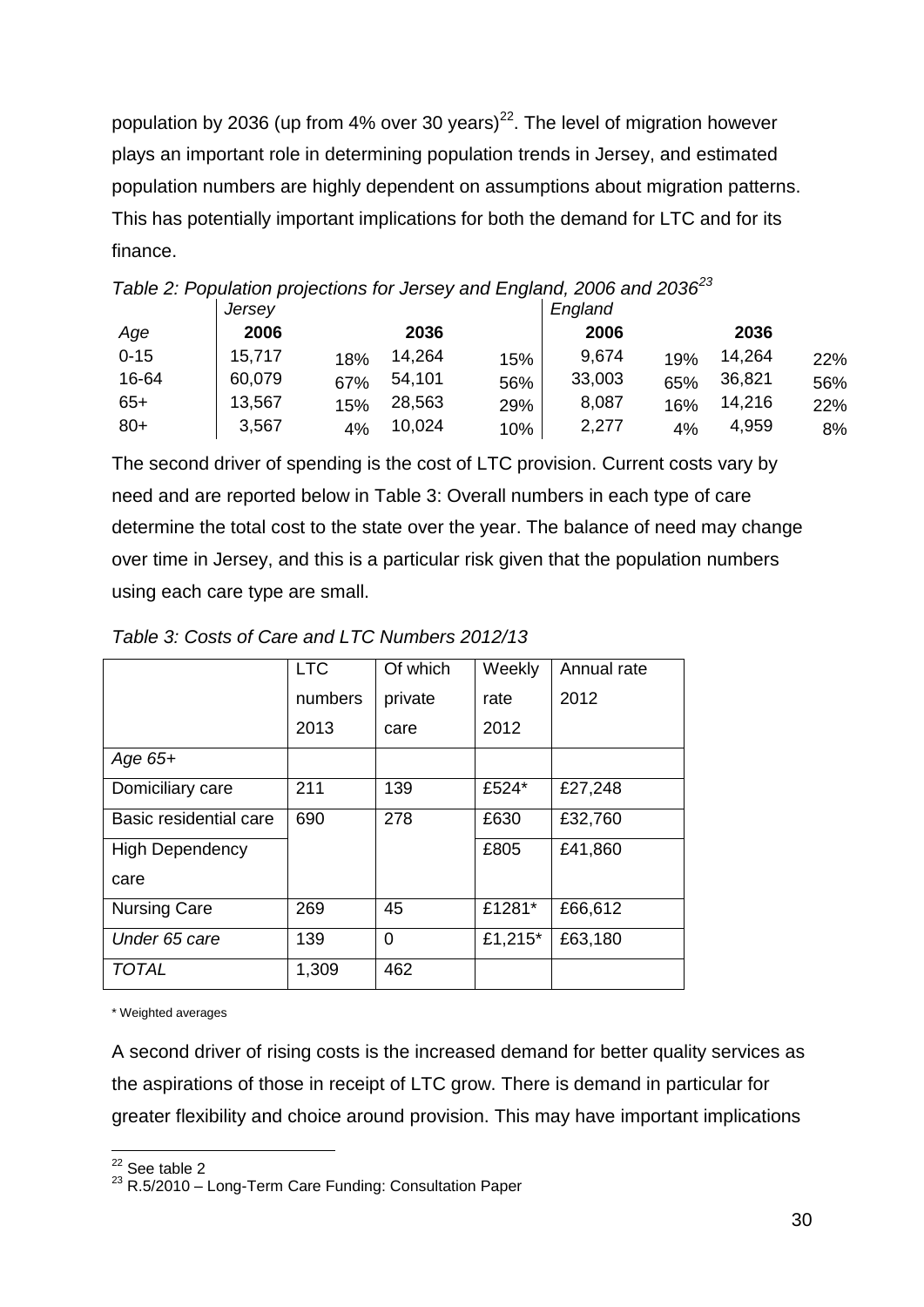population by 2036 (up from 4% over 30 years)[22]. The level of migration however plays an important role in determining population trends in Jersey, and estimated population numbers are highly dependent on assumptions about migration patterns. This has potentially important implications for both the demand for LTC and for its finance.

*Table 2: Population projections for Jersey and England, 2006 and 2036*[23]

| | *Jersey* | | | | *England* | | | |
|---|---|---|---|---|---|---|---|---|
| *Age* | **2006** | | **2036** | | **2006** | | **2036** | |
| 0-15 | 15,717 | 18% | 14,264 | 15% | 9,674 | 19% | 14,264 | 22% |
| 16-64 | 60,079 | 67% | 54,101 | 56% | 33,003 | 65% | 36,821 | 56% |
| 65+ | 13,567 | 15% | 28,563 | 29% | 8,087 | 16% | 14,216 | 22% |
| 80+ | 3,567 | 4% | 10,024 | 10% | 2,277 | 4% | 4,959 | 8% |

The second driver of spending is the cost of LTC provision. Current costs vary by need and are reported below in Table 3: Overall numbers in each type of care determine the total cost to the state over the year. The balance of need may change over time in Jersey, and this is a particular risk given that the population numbers using each care type are small.

*Table 3: Costs of Care and LTC Numbers 2012/13*

| | LTC numbers 2013 | Of which private care | Weekly rate 2012 | Annual rate 2012 |
|---|---|---|---|---|
| *Age 65+* | | | | |
| Domiciliary care | 211 | 139 | £524* | £27,248 |
| Basic residential care | 690 | 278 | £630 | £32,760 |
| High Dependency care | | | £805 | £41,860 |
| Nursing Care | 269 | 45 | £1281* | £66,612 |
| *Under 65 care* | 139 | 0 | £1,215* | £63,180 |
| *TOTAL* | 1,309 | 462 | | |

\* Weighted averages

A second driver of rising costs is the increased demand for better quality services as the aspirations of those in receipt of LTC grow. There is demand in particular for greater flexibility and choice around provision. This may have important implications

[22] See table 2

[23] R.5/2010 – Long-Term Care Funding: Consultation Paper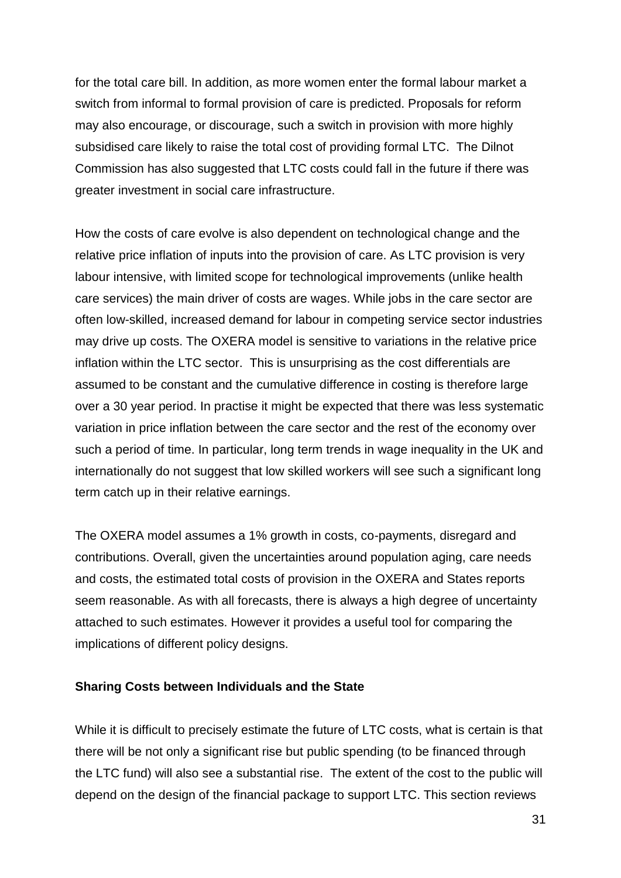for the total care bill. In addition, as more women enter the formal labour market a switch from informal to formal provision of care is predicted. Proposals for reform may also encourage, or discourage, such a switch in provision with more highly subsidised care likely to raise the total cost of providing formal LTC. The Dilnot Commission has also suggested that LTC costs could fall in the future if there was greater investment in social care infrastructure.

How the costs of care evolve is also dependent on technological change and the relative price inflation of inputs into the provision of care. As LTC provision is very labour intensive, with limited scope for technological improvements (unlike health care services) the main driver of costs are wages. While jobs in the care sector are often low-skilled, increased demand for labour in competing service sector industries may drive up costs. The OXERA model is sensitive to variations in the relative price inflation within the LTC sector. This is unsurprising as the cost differentials are assumed to be constant and the cumulative difference in costing is therefore large over a 30 year period. In practise it might be expected that there was less systematic variation in price inflation between the care sector and the rest of the economy over such a period of time. In particular, long term trends in wage inequality in the UK and internationally do not suggest that low skilled workers will see such a significant long term catch up in their relative earnings.

The OXERA model assumes a 1% growth in costs, co-payments, disregard and contributions. Overall, given the uncertainties around population aging, care needs and costs, the estimated total costs of provision in the OXERA and States reports seem reasonable. As with all forecasts, there is always a high degree of uncertainty attached to such estimates. However it provides a useful tool for comparing the implications of different policy designs.

**Sharing Costs between Individuals and the State**

While it is difficult to precisely estimate the future of LTC costs, what is certain is that there will be not only a significant rise but public spending (to be financed through the LTC fund) will also see a substantial rise. The extent of the cost to the public will depend on the design of the financial package to support LTC. This section reviews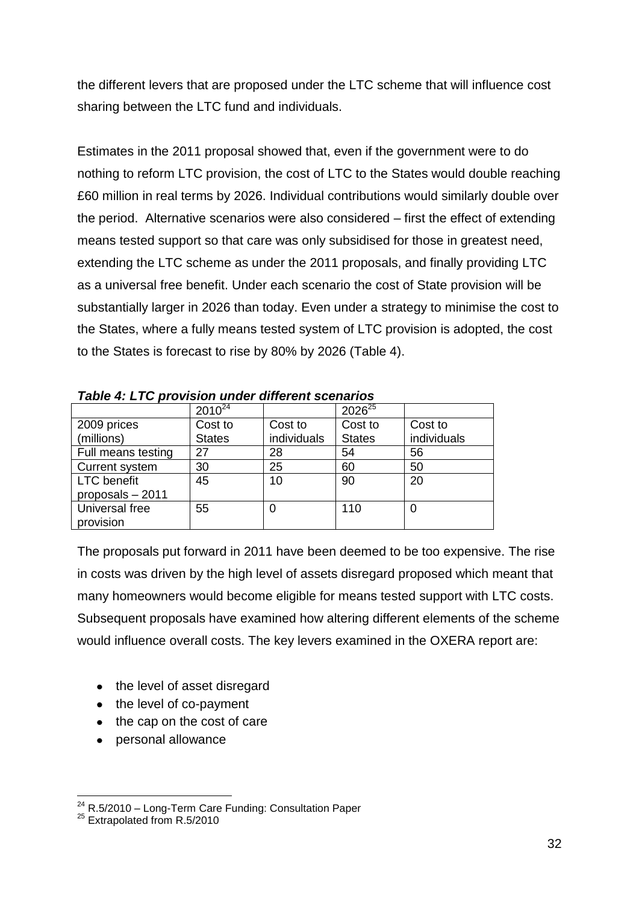the different levers that are proposed under the LTC scheme that will influence cost sharing between the LTC fund and individuals.

Estimates in the 2011 proposal showed that, even if the government were to do nothing to reform LTC provision, the cost of LTC to the States would double reaching £60 million in real terms by 2026. Individual contributions would similarly double over the period. Alternative scenarios were also considered – first the effect of extending means tested support so that care was only subsidised for those in greatest need, extending the LTC scheme as under the 2011 proposals, and finally providing LTC as a universal free benefit. Under each scenario the cost of State provision will be substantially larger in 2026 than today. Even under a strategy to minimise the cost to the States, where a fully means tested system of LTC provision is adopted, the cost to the States is forecast to rise by 80% by 2026 (Table 4).

***Table 4: LTC provision under different scenarios***

| | 2010[24] | | 2026[25] | |
|---|---|---|---|---|
| 2009 prices (millions) | Cost to States | Cost to individuals | Cost to States | Cost to individuals |
| Full means testing | 27 | 28 | 54 | 56 |
| Current system | 30 | 25 | 60 | 50 |
| LTC benefit proposals – 2011 | 45 | 10 | 90 | 20 |
| Universal free provision | 55 | 0 | 110 | 0 |

The proposals put forward in 2011 have been deemed to be too expensive. The rise in costs was driven by the high level of assets disregard proposed which meant that many homeowners would become eligible for means tested support with LTC costs. Subsequent proposals have examined how altering different elements of the scheme would influence overall costs. The key levers examined in the OXERA report are:

- the level of asset disregard
- the level of co-payment
- the cap on the cost of care
- personal allowance

[24] R.5/2010 – Long-Term Care Funding: Consultation Paper

[25] Extrapolated from R.5/2010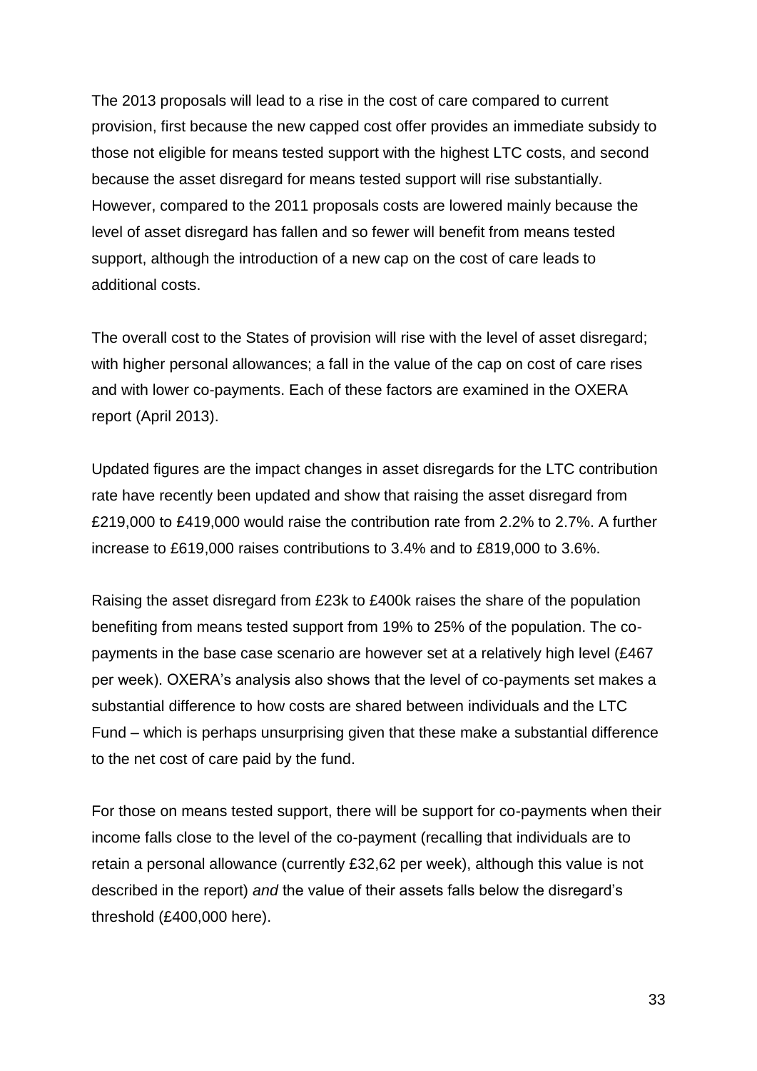The 2013 proposals will lead to a rise in the cost of care compared to current provision, first because the new capped cost offer provides an immediate subsidy to those not eligible for means tested support with the highest LTC costs, and second because the asset disregard for means tested support will rise substantially. However, compared to the 2011 proposals costs are lowered mainly because the level of asset disregard has fallen and so fewer will benefit from means tested support, although the introduction of a new cap on the cost of care leads to additional costs.

The overall cost to the States of provision will rise with the level of asset disregard; with higher personal allowances; a fall in the value of the cap on cost of care rises and with lower co-payments. Each of these factors are examined in the OXERA report (April 2013).

Updated figures are the impact changes in asset disregards for the LTC contribution rate have recently been updated and show that raising the asset disregard from £219,000 to £419,000 would raise the contribution rate from 2.2% to 2.7%. A further increase to £619,000 raises contributions to 3.4% and to £819,000 to 3.6%.

Raising the asset disregard from £23k to £400k raises the share of the population benefiting from means tested support from 19% to 25% of the population. The co-payments in the base case scenario are however set at a relatively high level (£467 per week). OXERA's analysis also shows that the level of co-payments set makes a substantial difference to how costs are shared between individuals and the LTC Fund – which is perhaps unsurprising given that these make a substantial difference to the net cost of care paid by the fund.

For those on means tested support, there will be support for co-payments when their income falls close to the level of the co-payment (recalling that individuals are to retain a personal allowance (currently £32,62 per week), although this value is not described in the report) *and* the value of their assets falls below the disregard's threshold (£400,000 here).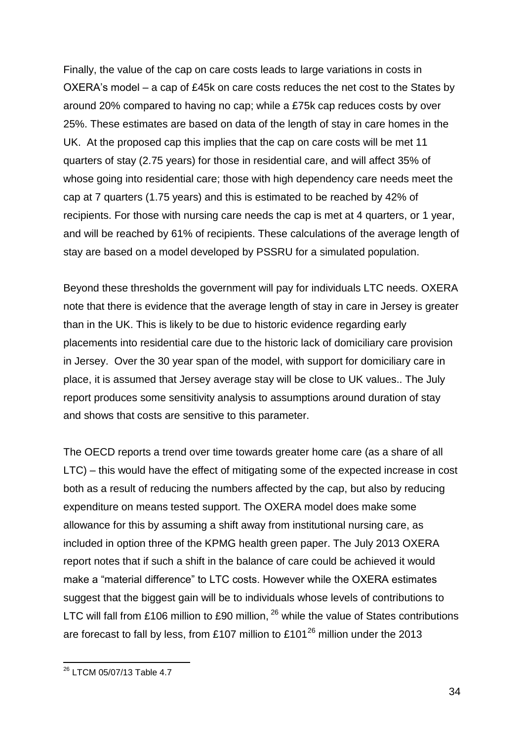Finally, the value of the cap on care costs leads to large variations in costs in OXERA's model – a cap of £45k on care costs reduces the net cost to the States by around 20% compared to having no cap; while a £75k cap reduces costs by over 25%. These estimates are based on data of the length of stay in care homes in the UK. At the proposed cap this implies that the cap on care costs will be met 11 quarters of stay (2.75 years) for those in residential care, and will affect 35% of whose going into residential care; those with high dependency care needs meet the cap at 7 quarters (1.75 years) and this is estimated to be reached by 42% of recipients. For those with nursing care needs the cap is met at 4 quarters, or 1 year, and will be reached by 61% of recipients. These calculations of the average length of stay are based on a model developed by PSSRU for a simulated population.

Beyond these thresholds the government will pay for individuals LTC needs. OXERA note that there is evidence that the average length of stay in care in Jersey is greater than in the UK. This is likely to be due to historic evidence regarding early placements into residential care due to the historic lack of domiciliary care provision in Jersey. Over the 30 year span of the model, with support for domiciliary care in place, it is assumed that Jersey average stay will be close to UK values.. The July report produces some sensitivity analysis to assumptions around duration of stay and shows that costs are sensitive to this parameter.

The OECD reports a trend over time towards greater home care (as a share of all LTC) – this would have the effect of mitigating some of the expected increase in cost both as a result of reducing the numbers affected by the cap, but also by reducing expenditure on means tested support. The OXERA model does make some allowance for this by assuming a shift away from institutional nursing care, as included in option three of the KPMG health green paper. The July 2013 OXERA report notes that if such a shift in the balance of care could be achieved it would make a "material difference" to LTC costs. However while the OXERA estimates suggest that the biggest gain will be to individuals whose levels of contributions to LTC will fall from £106 million to £90 million, [26] while the value of States contributions are forecast to fall by less, from £107 million to £101[26] million under the 2013

[26] LTCM 05/07/13 Table 4.7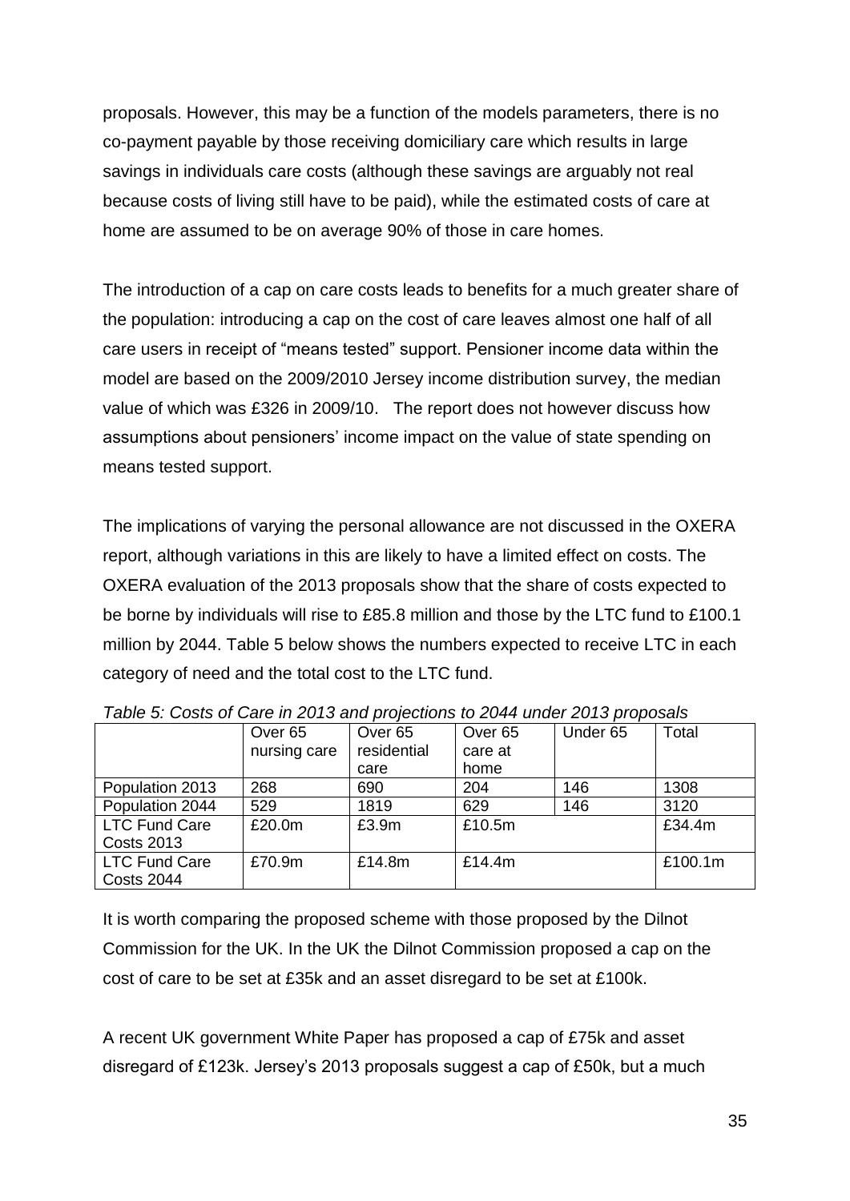proposals. However, this may be a function of the models parameters, there is no co-payment payable by those receiving domiciliary care which results in large savings in individuals care costs (although these savings are arguably not real because costs of living still have to be paid), while the estimated costs of care at home are assumed to be on average 90% of those in care homes.

The introduction of a cap on care costs leads to benefits for a much greater share of the population: introducing a cap on the cost of care leaves almost one half of all care users in receipt of "means tested" support. Pensioner income data within the model are based on the 2009/2010 Jersey income distribution survey, the median value of which was £326 in 2009/10. The report does not however discuss how assumptions about pensioners' income impact on the value of state spending on means tested support.

The implications of varying the personal allowance are not discussed in the OXERA report, although variations in this are likely to have a limited effect on costs. The OXERA evaluation of the 2013 proposals show that the share of costs expected to be borne by individuals will rise to £85.8 million and those by the LTC fund to £100.1 million by 2044. Table 5 below shows the numbers expected to receive LTC in each category of need and the total cost to the LTC fund.

*Table 5: Costs of Care in 2013 and projections to 2044 under 2013 proposals*

| | Over 65 nursing care | Over 65 residential care | Over 65 care at home | Under 65 | Total |
|---|---|---|---|---|---|
| Population 2013 | 268 | 690 | 204 | 146 | 1308 |
| Population 2044 | 529 | 1819 | 629 | 146 | 3120 |
| LTC Fund Care Costs 2013 | £20.0m | £3.9m | £10.5m | | £34.4m |
| LTC Fund Care Costs 2044 | £70.9m | £14.8m | £14.4m | | £100.1m |

It is worth comparing the proposed scheme with those proposed by the Dilnot Commission for the UK. In the UK the Dilnot Commission proposed a cap on the cost of care to be set at £35k and an asset disregard to be set at £100k.

A recent UK government White Paper has proposed a cap of £75k and asset disregard of £123k. Jersey's 2013 proposals suggest a cap of £50k, but a much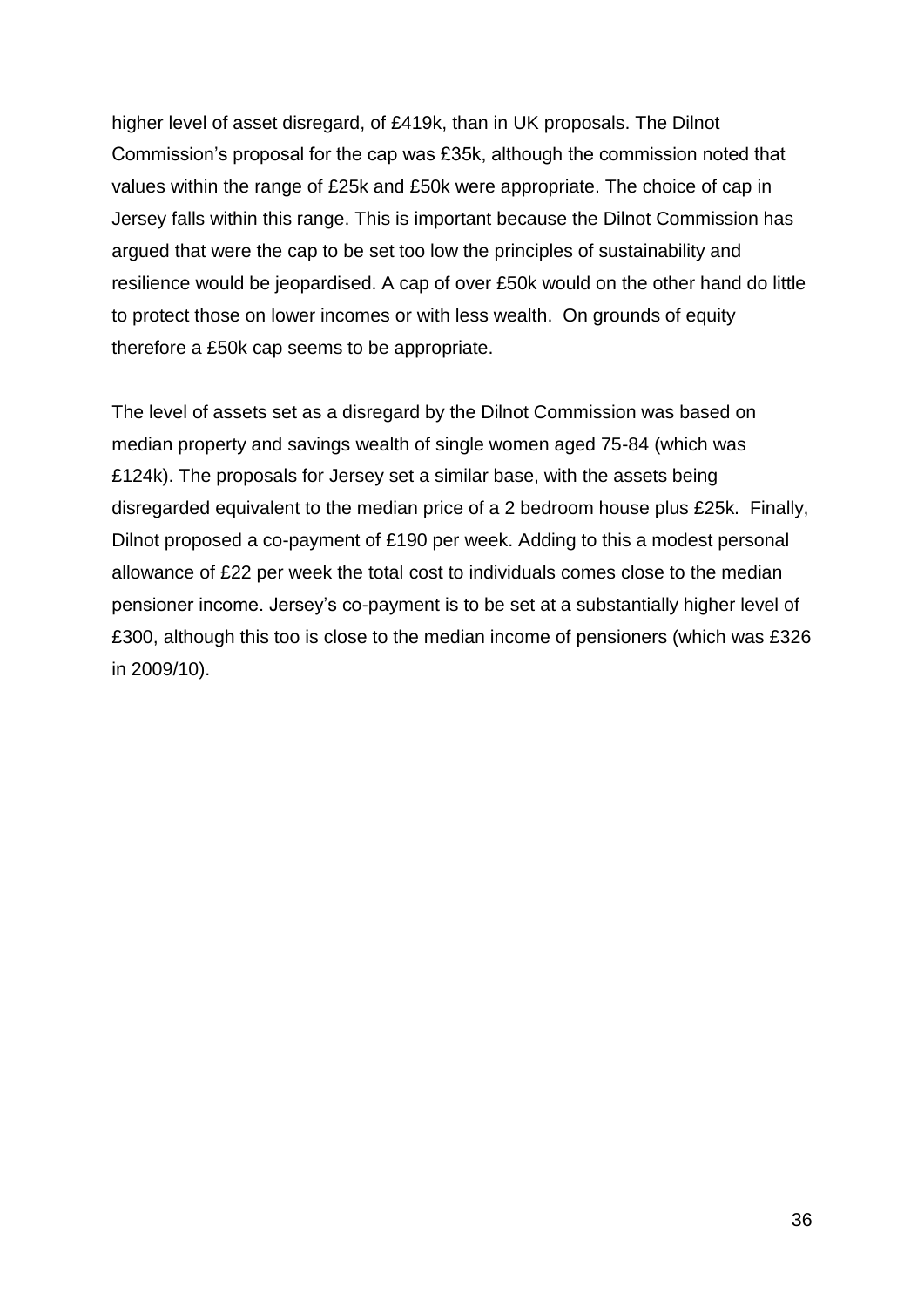higher level of asset disregard, of £419k, than in UK proposals. The Dilnot Commission's proposal for the cap was £35k, although the commission noted that values within the range of £25k and £50k were appropriate. The choice of cap in Jersey falls within this range. This is important because the Dilnot Commission has argued that were the cap to be set too low the principles of sustainability and resilience would be jeopardised. A cap of over £50k would on the other hand do little to protect those on lower incomes or with less wealth. On grounds of equity therefore a £50k cap seems to be appropriate.

The level of assets set as a disregard by the Dilnot Commission was based on median property and savings wealth of single women aged 75-84 (which was £124k). The proposals for Jersey set a similar base, with the assets being disregarded equivalent to the median price of a 2 bedroom house plus £25k. Finally, Dilnot proposed a co-payment of £190 per week. Adding to this a modest personal allowance of £22 per week the total cost to individuals comes close to the median pensioner income. Jersey's co-payment is to be set at a substantially higher level of £300, although this too is close to the median income of pensioners (which was £326 in 2009/10).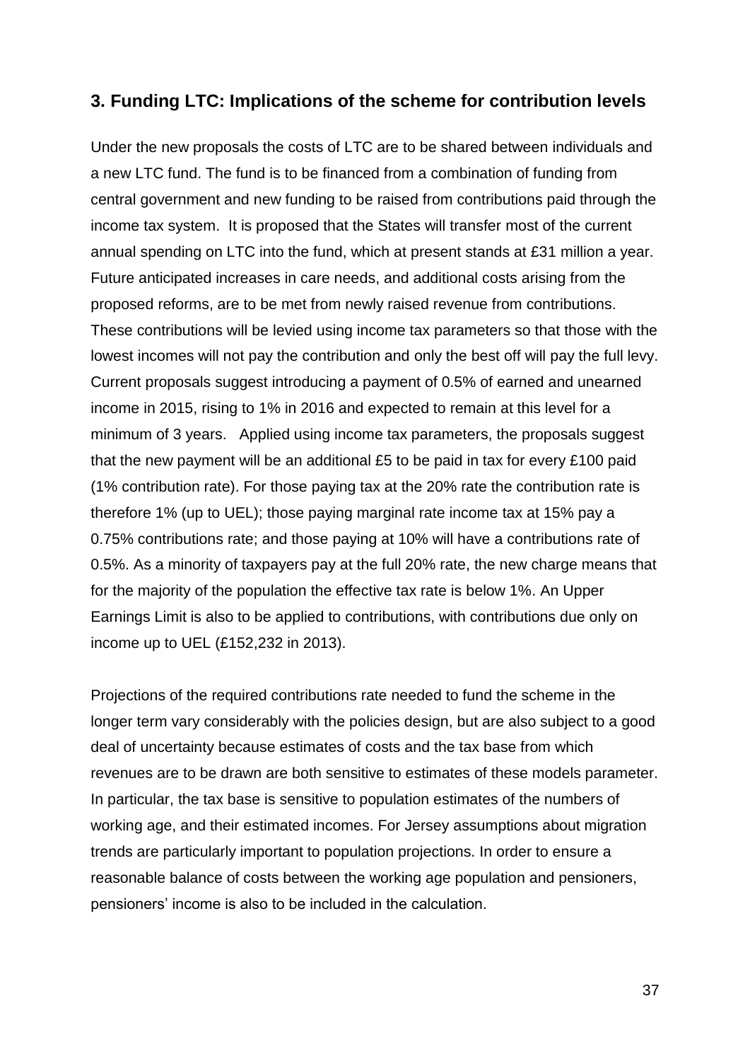## 3. Funding LTC: Implications of the scheme for contribution levels

Under the new proposals the costs of LTC are to be shared between individuals and a new LTC fund. The fund is to be financed from a combination of funding from central government and new funding to be raised from contributions paid through the income tax system. It is proposed that the States will transfer most of the current annual spending on LTC into the fund, which at present stands at £31 million a year. Future anticipated increases in care needs, and additional costs arising from the proposed reforms, are to be met from newly raised revenue from contributions. These contributions will be levied using income tax parameters so that those with the lowest incomes will not pay the contribution and only the best off will pay the full levy. Current proposals suggest introducing a payment of 0.5% of earned and unearned income in 2015, rising to 1% in 2016 and expected to remain at this level for a minimum of 3 years. Applied using income tax parameters, the proposals suggest that the new payment will be an additional £5 to be paid in tax for every £100 paid (1% contribution rate). For those paying tax at the 20% rate the contribution rate is therefore 1% (up to UEL); those paying marginal rate income tax at 15% pay a 0.75% contributions rate; and those paying at 10% will have a contributions rate of 0.5%. As a minority of taxpayers pay at the full 20% rate, the new charge means that for the majority of the population the effective tax rate is below 1%. An Upper Earnings Limit is also to be applied to contributions, with contributions due only on income up to UEL (£152,232 in 2013).

Projections of the required contributions rate needed to fund the scheme in the longer term vary considerably with the policies design, but are also subject to a good deal of uncertainty because estimates of costs and the tax base from which revenues are to be drawn are both sensitive to estimates of these models parameter. In particular, the tax base is sensitive to population estimates of the numbers of working age, and their estimated incomes. For Jersey assumptions about migration trends are particularly important to population projections. In order to ensure a reasonable balance of costs between the working age population and pensioners, pensioners' income is also to be included in the calculation.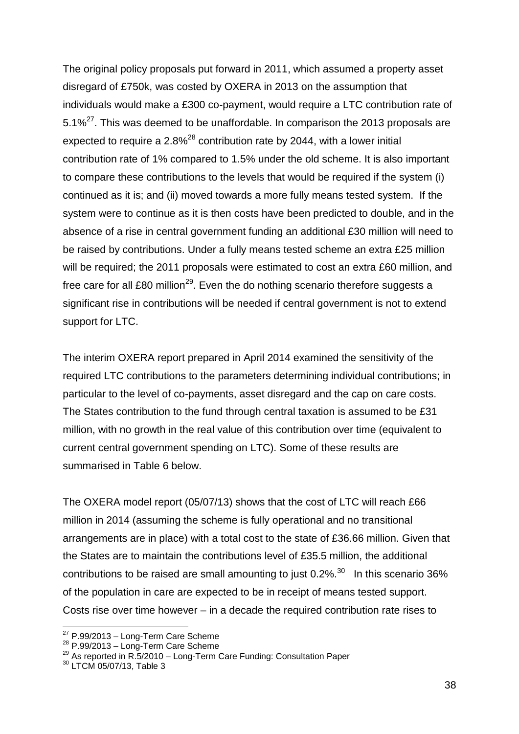The original policy proposals put forward in 2011, which assumed a property asset disregard of £750k, was costed by OXERA in 2013 on the assumption that individuals would make a £300 co-payment, would require a LTC contribution rate of 5.1%[27]. This was deemed to be unaffordable. In comparison the 2013 proposals are expected to require a 2.8%[28] contribution rate by 2044, with a lower initial contribution rate of 1% compared to 1.5% under the old scheme. It is also important to compare these contributions to the levels that would be required if the system (i) continued as it is; and (ii) moved towards a more fully means tested system. If the system were to continue as it is then costs have been predicted to double, and in the absence of a rise in central government funding an additional £30 million will need to be raised by contributions. Under a fully means tested scheme an extra £25 million will be required; the 2011 proposals were estimated to cost an extra £60 million, and free care for all £80 million[29]. Even the do nothing scenario therefore suggests a significant rise in contributions will be needed if central government is not to extend support for LTC.

The interim OXERA report prepared in April 2014 examined the sensitivity of the required LTC contributions to the parameters determining individual contributions; in particular to the level of co-payments, asset disregard and the cap on care costs. The States contribution to the fund through central taxation is assumed to be £31 million, with no growth in the real value of this contribution over time (equivalent to current central government spending on LTC). Some of these results are summarised in Table 6 below.

The OXERA model report (05/07/13) shows that the cost of LTC will reach £66 million in 2014 (assuming the scheme is fully operational and no transitional arrangements are in place) with a total cost to the state of £36.66 million. Given that the States are to maintain the contributions level of £35.5 million, the additional contributions to be raised are small amounting to just 0.2%.[30] In this scenario 36% of the population in care are expected to be in receipt of means tested support. Costs rise over time however – in a decade the required contribution rate rises to

---

[27] P.99/2013 – Long-Term Care Scheme

[28] P.99/2013 – Long-Term Care Scheme

[29] As reported in R.5/2010 – Long-Term Care Funding: Consultation Paper

[30] LTCM 05/07/13, Table 3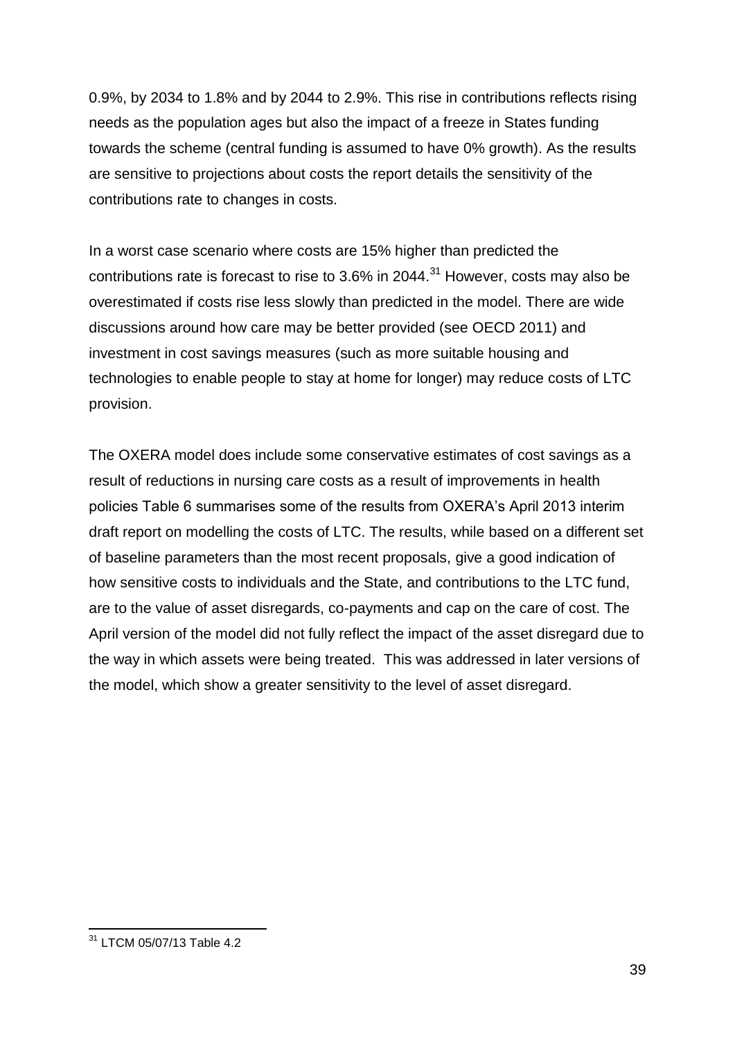0.9%, by 2034 to 1.8% and by 2044 to 2.9%. This rise in contributions reflects rising needs as the population ages but also the impact of a freeze in States funding towards the scheme (central funding is assumed to have 0% growth). As the results are sensitive to projections about costs the report details the sensitivity of the contributions rate to changes in costs.

In a worst case scenario where costs are 15% higher than predicted the contributions rate is forecast to rise to 3.6% in 2044.[31] However, costs may also be overestimated if costs rise less slowly than predicted in the model. There are wide discussions around how care may be better provided (see OECD 2011) and investment in cost savings measures (such as more suitable housing and technologies to enable people to stay at home for longer) may reduce costs of LTC provision.

The OXERA model does include some conservative estimates of cost savings as a result of reductions in nursing care costs as a result of improvements in health policies Table 6 summarises some of the results from OXERA's April 2013 interim draft report on modelling the costs of LTC. The results, while based on a different set of baseline parameters than the most recent proposals, give a good indication of how sensitive costs to individuals and the State, and contributions to the LTC fund, are to the value of asset disregards, co-payments and cap on the care of cost. The April version of the model did not fully reflect the impact of the asset disregard due to the way in which assets were being treated. This was addressed in later versions of the model, which show a greater sensitivity to the level of asset disregard.

[31] LTCM 05/07/13 Table 4.2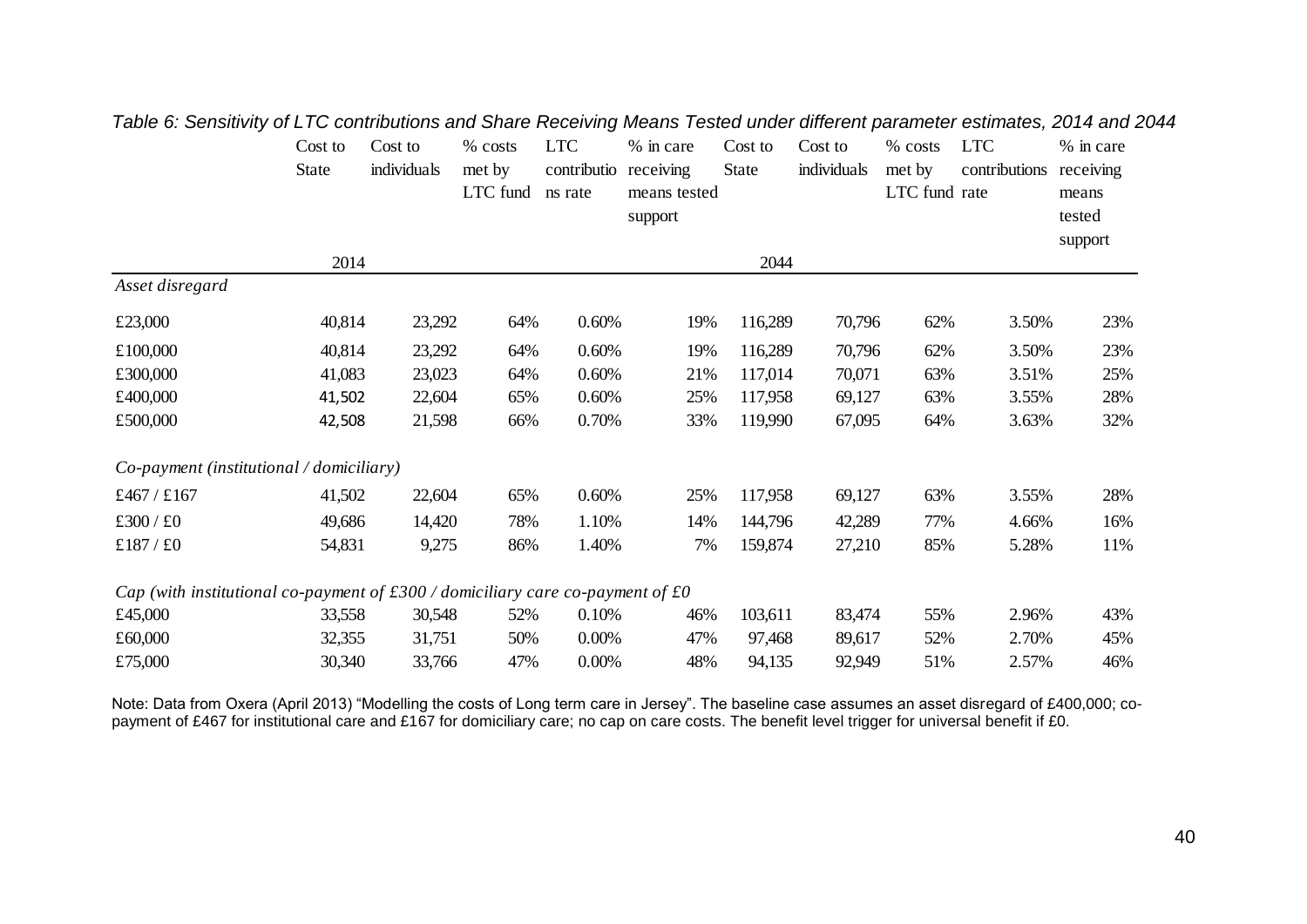*Table 6: Sensitivity of LTC contributions and Share Receiving Means Tested under different parameter estimates, 2014 and 2044*

| | Cost to State | Cost to individuals | % costs met by LTC fund | LTC contributions rate | % in care receiving means tested support | Cost to State | Cost to individuals | % costs met by LTC fund | LTC contributions rate | % in care receiving means tested support |
|---|---|---|---|---|---|---|---|---|---|---|
| | 2014 | | | | | 2044 | | | | |
| *Asset disregard* | | | | | | | | | | |
| £23,000 | 40,814 | 23,292 | 64% | 0.60% | 19% | 116,289 | 70,796 | 62% | 3.50% | 23% |
| £100,000 | 40,814 | 23,292 | 64% | 0.60% | 19% | 116,289 | 70,796 | 62% | 3.50% | 23% |
| £300,000 | 41,083 | 23,023 | 64% | 0.60% | 21% | 117,014 | 70,071 | 63% | 3.51% | 25% |
| £400,000 | 41,502 | 22,604 | 65% | 0.60% | 25% | 117,958 | 69,127 | 63% | 3.55% | 28% |
| £500,000 | 42,508 | 21,598 | 66% | 0.70% | 33% | 119,990 | 67,095 | 64% | 3.63% | 32% |
| *Co-payment (institutional / domiciliary)* | | | | | | | | | | |
| £467 / £167 | 41,502 | 22,604 | 65% | 0.60% | 25% | 117,958 | 69,127 | 63% | 3.55% | 28% |
| £300 / £0 | 49,686 | 14,420 | 78% | 1.10% | 14% | 144,796 | 42,289 | 77% | 4.66% | 16% |
| £187 / £0 | 54,831 | 9,275 | 86% | 1.40% | 7% | 159,874 | 27,210 | 85% | 5.28% | 11% |
| *Cap (with institutional co-payment of £300 / domiciliary care co-payment of £0* | | | | | | | | | | |
| £45,000 | 33,558 | 30,548 | 52% | 0.10% | 46% | 103,611 | 83,474 | 55% | 2.96% | 43% |
| £60,000 | 32,355 | 31,751 | 50% | 0.00% | 47% | 97,468 | 89,617 | 52% | 2.70% | 45% |
| £75,000 | 30,340 | 33,766 | 47% | 0.00% | 48% | 94,135 | 92,949 | 51% | 2.57% | 46% |

Note: Data from Oxera (April 2013) "Modelling the costs of Long term care in Jersey". The baseline case assumes an asset disregard of £400,000; co-payment of £467 for institutional care and £167 for domiciliary care; no cap on care costs. The benefit level trigger for universal benefit if £0.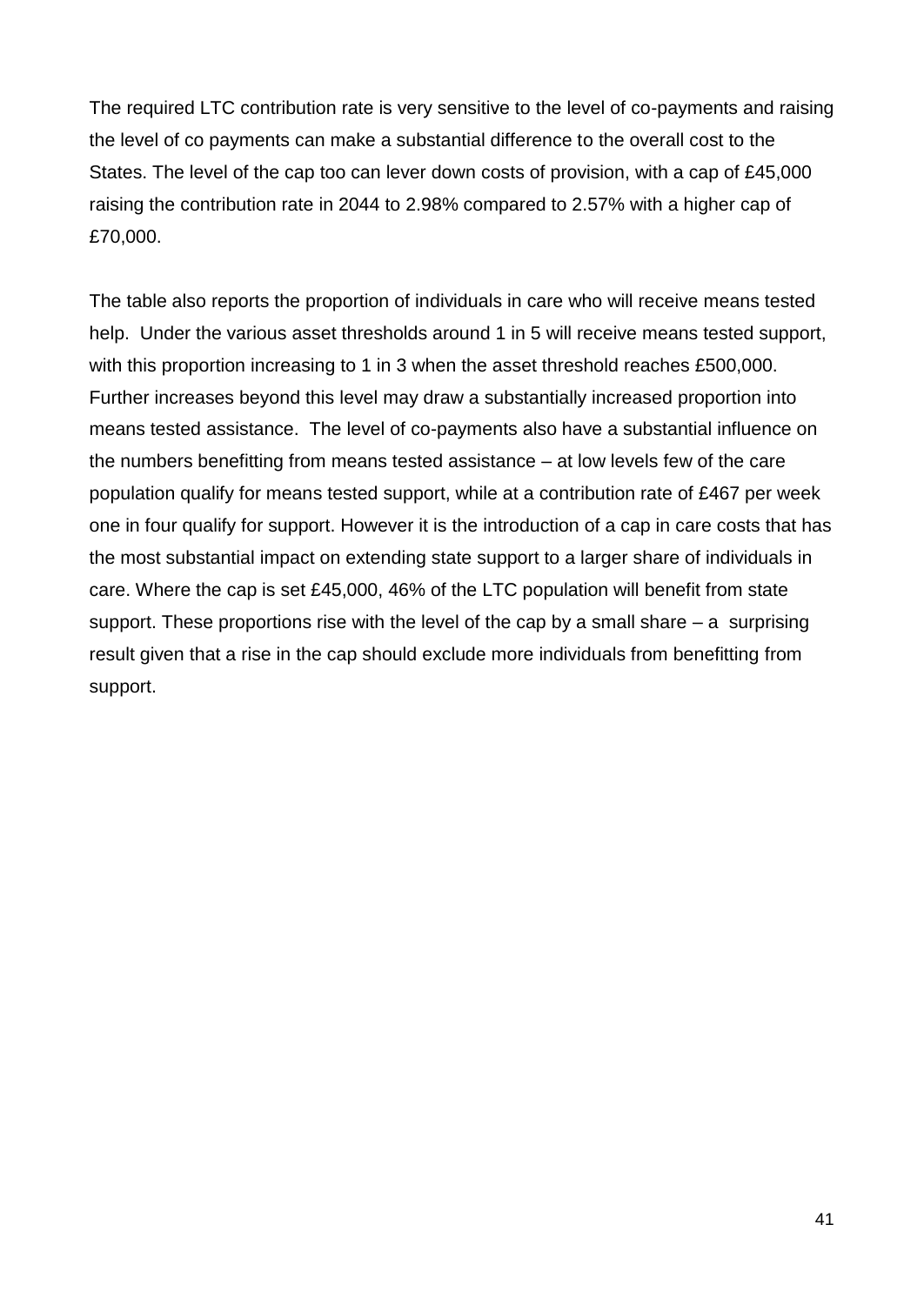The required LTC contribution rate is very sensitive to the level of co-payments and raising the level of co payments can make a substantial difference to the overall cost to the States. The level of the cap too can lever down costs of provision, with a cap of £45,000 raising the contribution rate in 2044 to 2.98% compared to 2.57% with a higher cap of £70,000.

The table also reports the proportion of individuals in care who will receive means tested help. Under the various asset thresholds around 1 in 5 will receive means tested support, with this proportion increasing to 1 in 3 when the asset threshold reaches £500,000. Further increases beyond this level may draw a substantially increased proportion into means tested assistance. The level of co-payments also have a substantial influence on the numbers benefitting from means tested assistance – at low levels few of the care population qualify for means tested support, while at a contribution rate of £467 per week one in four qualify for support. However it is the introduction of a cap in care costs that has the most substantial impact on extending state support to a larger share of individuals in care. Where the cap is set £45,000, 46% of the LTC population will benefit from state support. These proportions rise with the level of the cap by a small share – a surprising result given that a rise in the cap should exclude more individuals from benefitting from support.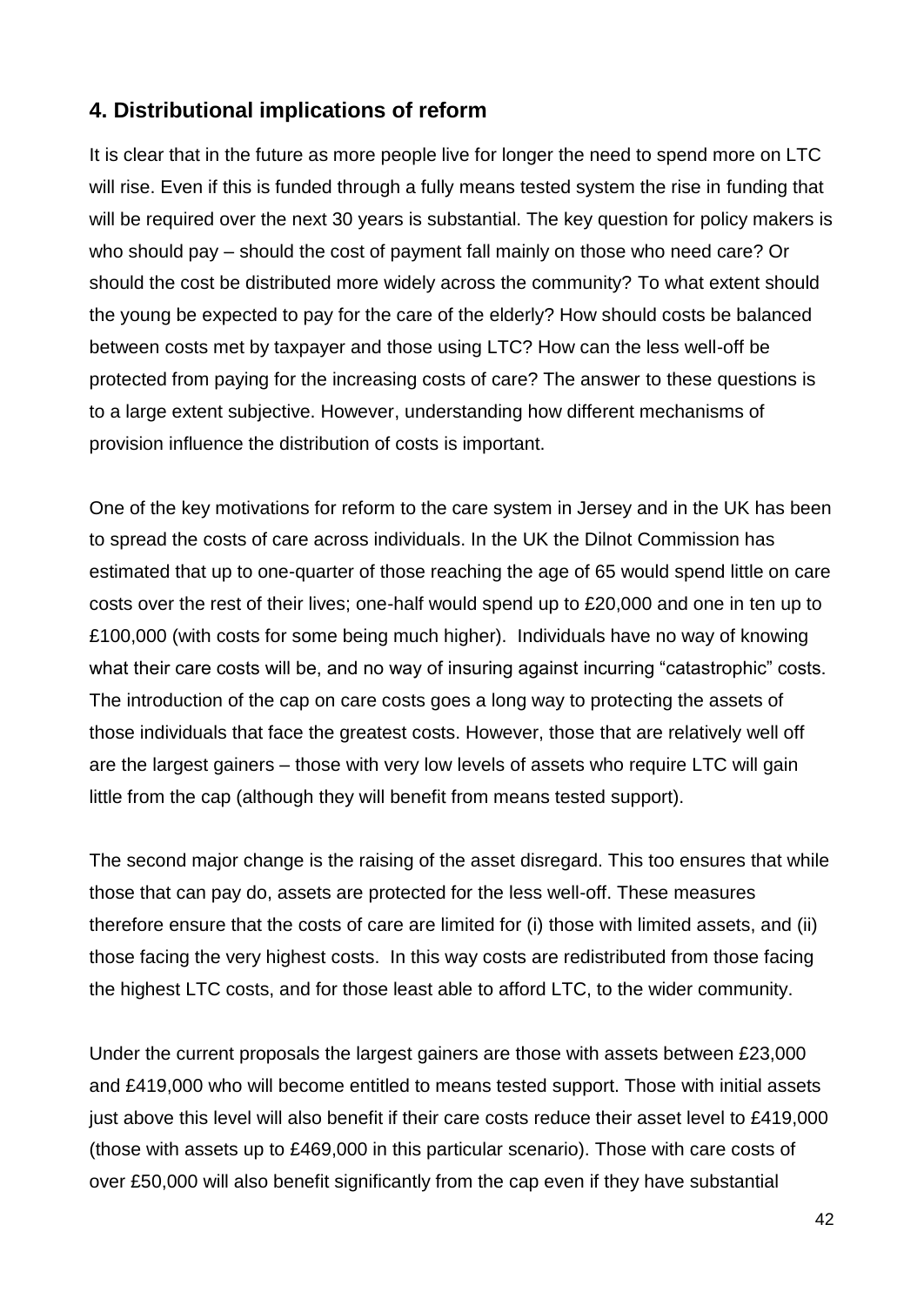## 4. Distributional implications of reform

It is clear that in the future as more people live for longer the need to spend more on LTC will rise. Even if this is funded through a fully means tested system the rise in funding that will be required over the next 30 years is substantial. The key question for policy makers is who should pay – should the cost of payment fall mainly on those who need care? Or should the cost be distributed more widely across the community? To what extent should the young be expected to pay for the care of the elderly? How should costs be balanced between costs met by taxpayer and those using LTC? How can the less well-off be protected from paying for the increasing costs of care? The answer to these questions is to a large extent subjective. However, understanding how different mechanisms of provision influence the distribution of costs is important.

One of the key motivations for reform to the care system in Jersey and in the UK has been to spread the costs of care across individuals. In the UK the Dilnot Commission has estimated that up to one-quarter of those reaching the age of 65 would spend little on care costs over the rest of their lives; one-half would spend up to £20,000 and one in ten up to £100,000 (with costs for some being much higher). Individuals have no way of knowing what their care costs will be, and no way of insuring against incurring "catastrophic" costs. The introduction of the cap on care costs goes a long way to protecting the assets of those individuals that face the greatest costs. However, those that are relatively well off are the largest gainers – those with very low levels of assets who require LTC will gain little from the cap (although they will benefit from means tested support).

The second major change is the raising of the asset disregard. This too ensures that while those that can pay do, assets are protected for the less well-off. These measures therefore ensure that the costs of care are limited for (i) those with limited assets, and (ii) those facing the very highest costs. In this way costs are redistributed from those facing the highest LTC costs, and for those least able to afford LTC, to the wider community.

Under the current proposals the largest gainers are those with assets between £23,000 and £419,000 who will become entitled to means tested support. Those with initial assets just above this level will also benefit if their care costs reduce their asset level to £419,000 (those with assets up to £469,000 in this particular scenario). Those with care costs of over £50,000 will also benefit significantly from the cap even if they have substantial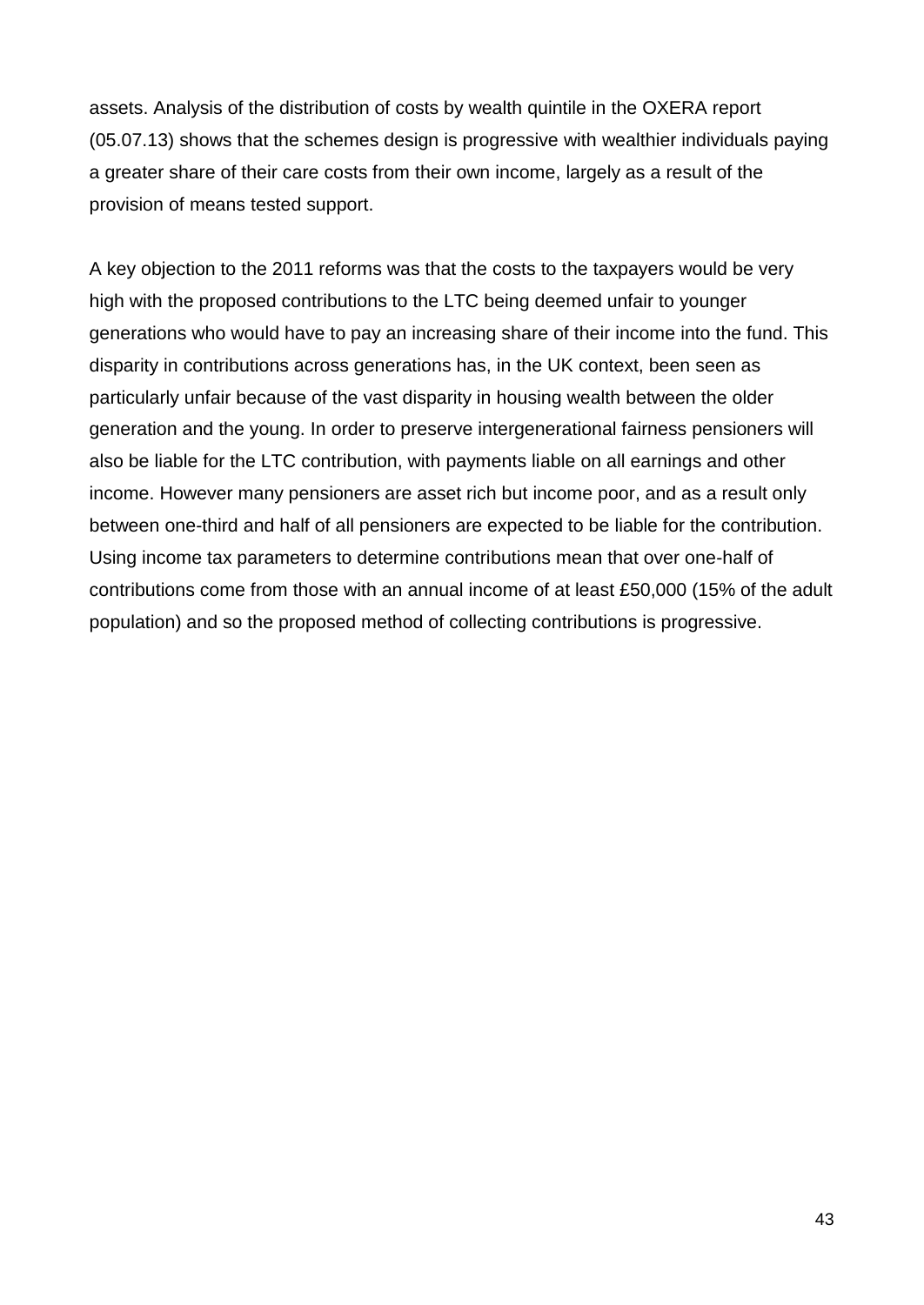assets. Analysis of the distribution of costs by wealth quintile in the OXERA report (05.07.13) shows that the schemes design is progressive with wealthier individuals paying a greater share of their care costs from their own income, largely as a result of the provision of means tested support.

A key objection to the 2011 reforms was that the costs to the taxpayers would be very high with the proposed contributions to the LTC being deemed unfair to younger generations who would have to pay an increasing share of their income into the fund. This disparity in contributions across generations has, in the UK context, been seen as particularly unfair because of the vast disparity in housing wealth between the older generation and the young. In order to preserve intergenerational fairness pensioners will also be liable for the LTC contribution, with payments liable on all earnings and other income. However many pensioners are asset rich but income poor, and as a result only between one-third and half of all pensioners are expected to be liable for the contribution. Using income tax parameters to determine contributions mean that over one-half of contributions come from those with an annual income of at least £50,000 (15% of the adult population) and so the proposed method of collecting contributions is progressive.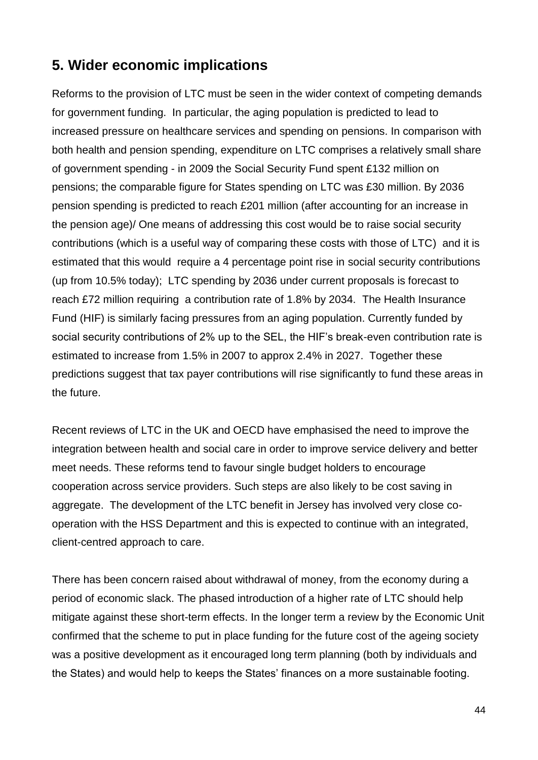## 5. Wider economic implications

Reforms to the provision of LTC must be seen in the wider context of competing demands for government funding. In particular, the aging population is predicted to lead to increased pressure on healthcare services and spending on pensions. In comparison with both health and pension spending, expenditure on LTC comprises a relatively small share of government spending - in 2009 the Social Security Fund spent £132 million on pensions; the comparable figure for States spending on LTC was £30 million. By 2036 pension spending is predicted to reach £201 million (after accounting for an increase in the pension age)/ One means of addressing this cost would be to raise social security contributions (which is a useful way of comparing these costs with those of LTC) and it is estimated that this would require a 4 percentage point rise in social security contributions (up from 10.5% today); LTC spending by 2036 under current proposals is forecast to reach £72 million requiring a contribution rate of 1.8% by 2034. The Health Insurance Fund (HIF) is similarly facing pressures from an aging population. Currently funded by social security contributions of 2% up to the SEL, the HIF's break-even contribution rate is estimated to increase from 1.5% in 2007 to approx 2.4% in 2027. Together these predictions suggest that tax payer contributions will rise significantly to fund these areas in the future.

Recent reviews of LTC in the UK and OECD have emphasised the need to improve the integration between health and social care in order to improve service delivery and better meet needs. These reforms tend to favour single budget holders to encourage cooperation across service providers. Such steps are also likely to be cost saving in aggregate. The development of the LTC benefit in Jersey has involved very close co-operation with the HSS Department and this is expected to continue with an integrated, client-centred approach to care.

There has been concern raised about withdrawal of money, from the economy during a period of economic slack. The phased introduction of a higher rate of LTC should help mitigate against these short-term effects. In the longer term a review by the Economic Unit confirmed that the scheme to put in place funding for the future cost of the ageing society was a positive development as it encouraged long term planning (both by individuals and the States) and would help to keeps the States' finances on a more sustainable footing.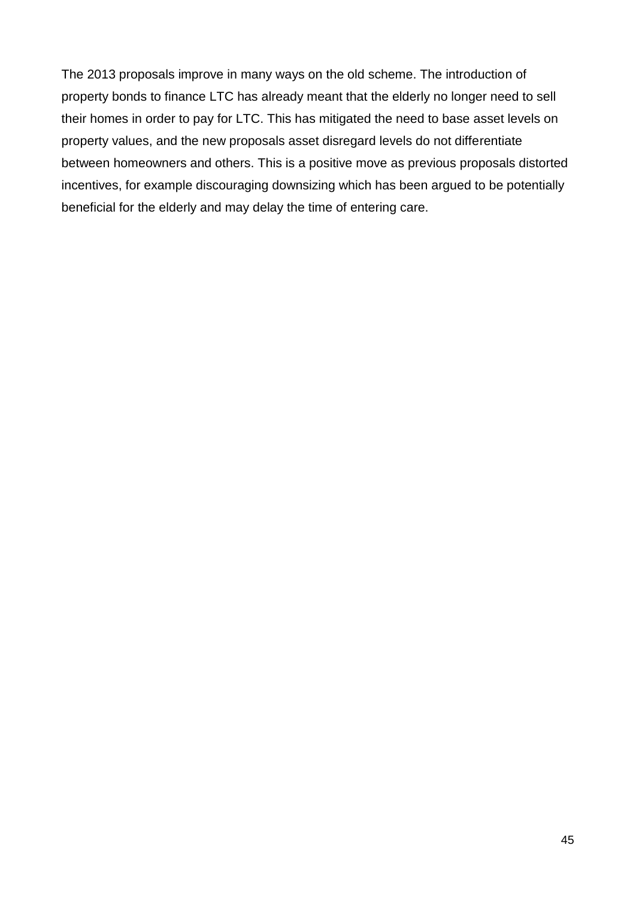The 2013 proposals improve in many ways on the old scheme. The introduction of property bonds to finance LTC has already meant that the elderly no longer need to sell their homes in order to pay for LTC. This has mitigated the need to base asset levels on property values, and the new proposals asset disregard levels do not differentiate between homeowners and others. This is a positive move as previous proposals distorted incentives, for example discouraging downsizing which has been argued to be potentially beneficial for the elderly and may delay the time of entering care.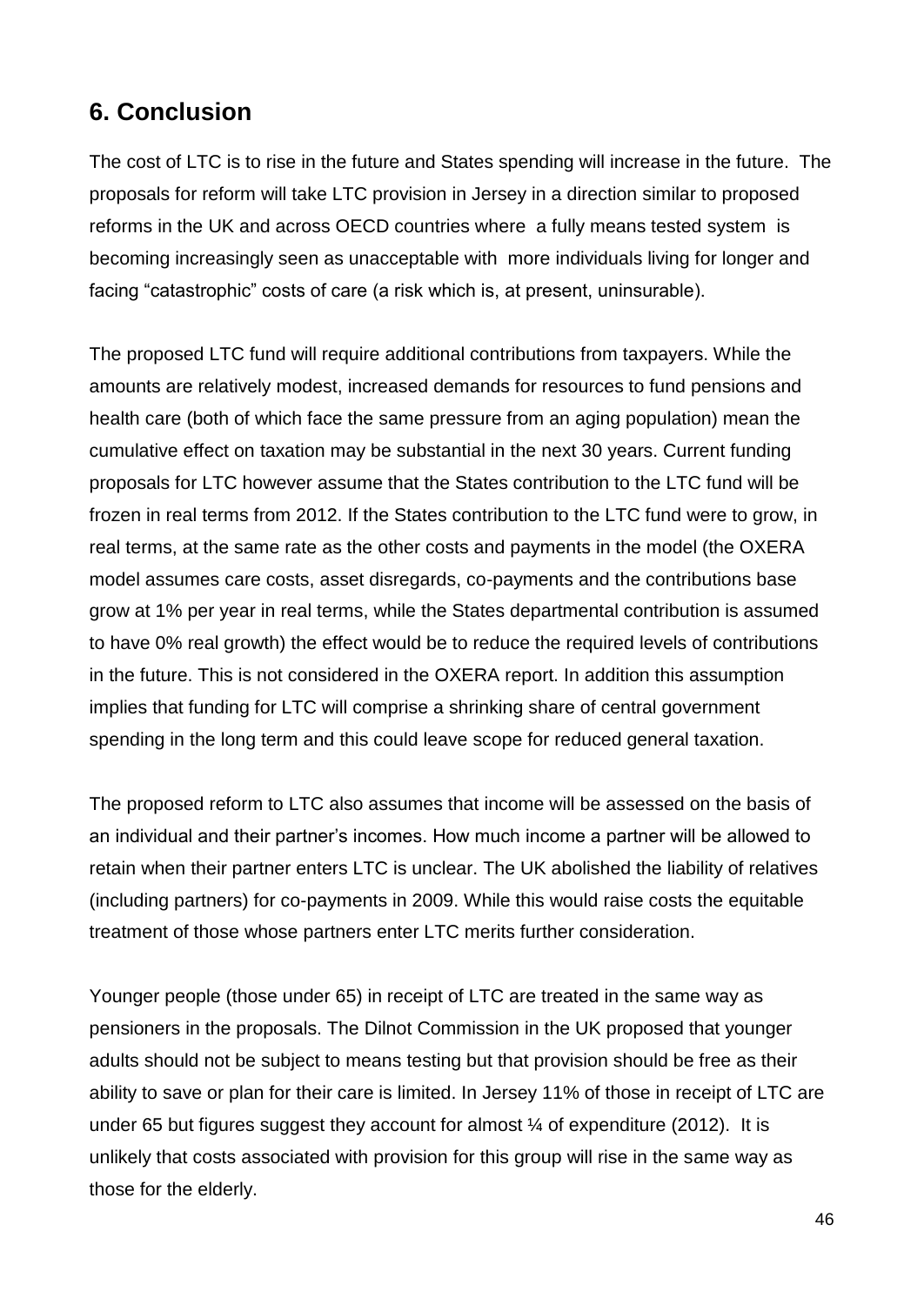## 6. Conclusion

The cost of LTC is to rise in the future and States spending will increase in the future. The proposals for reform will take LTC provision in Jersey in a direction similar to proposed reforms in the UK and across OECD countries where a fully means tested system is becoming increasingly seen as unacceptable with more individuals living for longer and facing "catastrophic" costs of care (a risk which is, at present, uninsurable).

The proposed LTC fund will require additional contributions from taxpayers. While the amounts are relatively modest, increased demands for resources to fund pensions and health care (both of which face the same pressure from an aging population) mean the cumulative effect on taxation may be substantial in the next 30 years. Current funding proposals for LTC however assume that the States contribution to the LTC fund will be frozen in real terms from 2012. If the States contribution to the LTC fund were to grow, in real terms, at the same rate as the other costs and payments in the model (the OXERA model assumes care costs, asset disregards, co-payments and the contributions base grow at 1% per year in real terms, while the States departmental contribution is assumed to have 0% real growth) the effect would be to reduce the required levels of contributions in the future. This is not considered in the OXERA report. In addition this assumption implies that funding for LTC will comprise a shrinking share of central government spending in the long term and this could leave scope for reduced general taxation.

The proposed reform to LTC also assumes that income will be assessed on the basis of an individual and their partner's incomes. How much income a partner will be allowed to retain when their partner enters LTC is unclear. The UK abolished the liability of relatives (including partners) for co-payments in 2009. While this would raise costs the equitable treatment of those whose partners enter LTC merits further consideration.

Younger people (those under 65) in receipt of LTC are treated in the same way as pensioners in the proposals. The Dilnot Commission in the UK proposed that younger adults should not be subject to means testing but that provision should be free as their ability to save or plan for their care is limited. In Jersey 11% of those in receipt of LTC are under 65 but figures suggest they account for almost ¼ of expenditure (2012). It is unlikely that costs associated with provision for this group will rise in the same way as those for the elderly.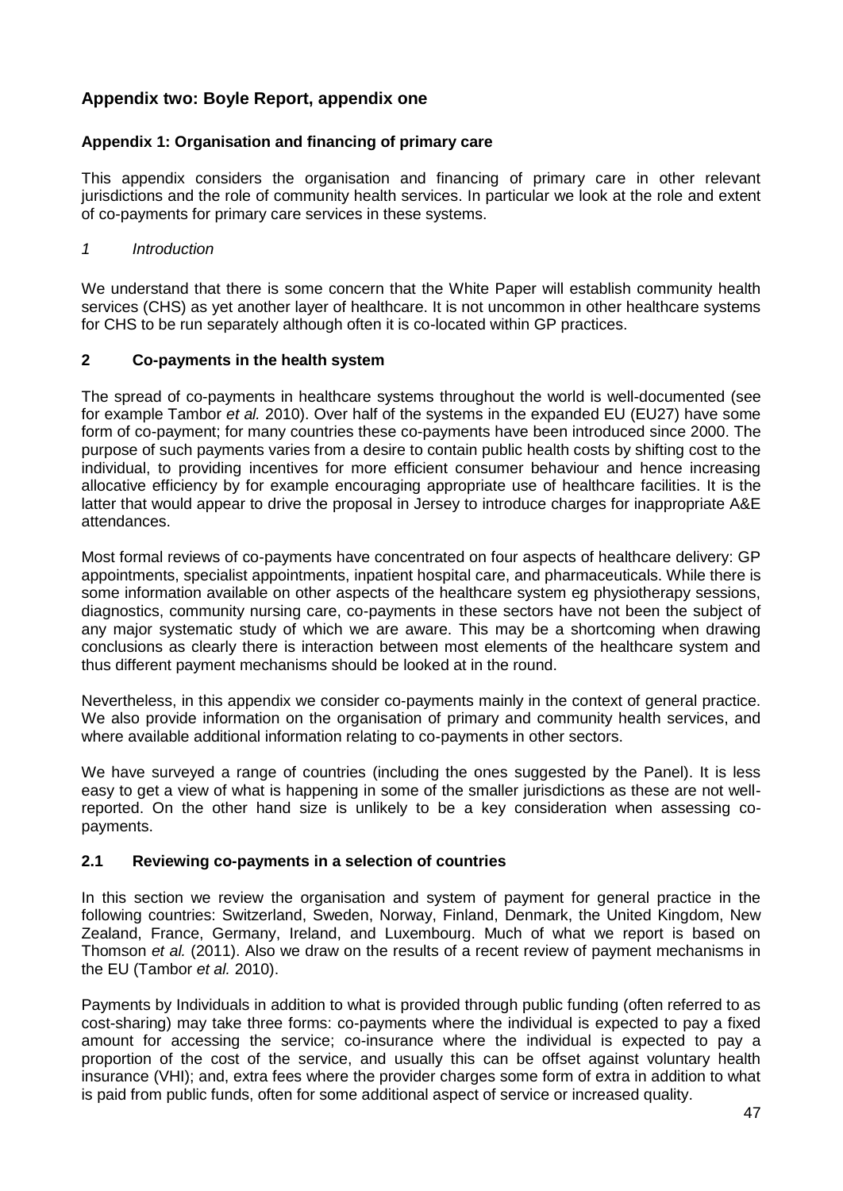## Appendix two: Boyle Report, appendix one

### Appendix 1: Organisation and financing of primary care

This appendix considers the organisation and financing of primary care in other relevant jurisdictions and the role of community health services. In particular we look at the role and extent of co-payments for primary care services in these systems.

*1 Introduction*

We understand that there is some concern that the White Paper will establish community health services (CHS) as yet another layer of healthcare. It is not uncommon in other healthcare systems for CHS to be run separately although often it is co-located within GP practices.

### 2 Co-payments in the health system

The spread of co-payments in healthcare systems throughout the world is well-documented (see for example Tambor *et al.* 2010). Over half of the systems in the expanded EU (EU27) have some form of co-payment; for many countries these co-payments have been introduced since 2000. The purpose of such payments varies from a desire to contain public health costs by shifting cost to the individual, to providing incentives for more efficient consumer behaviour and hence increasing allocative efficiency by for example encouraging appropriate use of healthcare facilities. It is the latter that would appear to drive the proposal in Jersey to introduce charges for inappropriate A&E attendances.

Most formal reviews of co-payments have concentrated on four aspects of healthcare delivery: GP appointments, specialist appointments, inpatient hospital care, and pharmaceuticals. While there is some information available on other aspects of the healthcare system eg physiotherapy sessions, diagnostics, community nursing care, co-payments in these sectors have not been the subject of any major systematic study of which we are aware. This may be a shortcoming when drawing conclusions as clearly there is interaction between most elements of the healthcare system and thus different payment mechanisms should be looked at in the round.

Nevertheless, in this appendix we consider co-payments mainly in the context of general practice. We also provide information on the organisation of primary and community health services, and where available additional information relating to co-payments in other sectors.

We have surveyed a range of countries (including the ones suggested by the Panel). It is less easy to get a view of what is happening in some of the smaller jurisdictions as these are not well-reported. On the other hand size is unlikely to be a key consideration when assessing co-payments.

### 2.1 Reviewing co-payments in a selection of countries

In this section we review the organisation and system of payment for general practice in the following countries: Switzerland, Sweden, Norway, Finland, Denmark, the United Kingdom, New Zealand, France, Germany, Ireland, and Luxembourg. Much of what we report is based on Thomson *et al.* (2011). Also we draw on the results of a recent review of payment mechanisms in the EU (Tambor *et al.* 2010).

Payments by Individuals in addition to what is provided through public funding (often referred to as cost-sharing) may take three forms: co-payments where the individual is expected to pay a fixed amount for accessing the service; co-insurance where the individual is expected to pay a proportion of the cost of the service, and usually this can be offset against voluntary health insurance (VHI); and, extra fees where the provider charges some form of extra in addition to what is paid from public funds, often for some additional aspect of service or increased quality.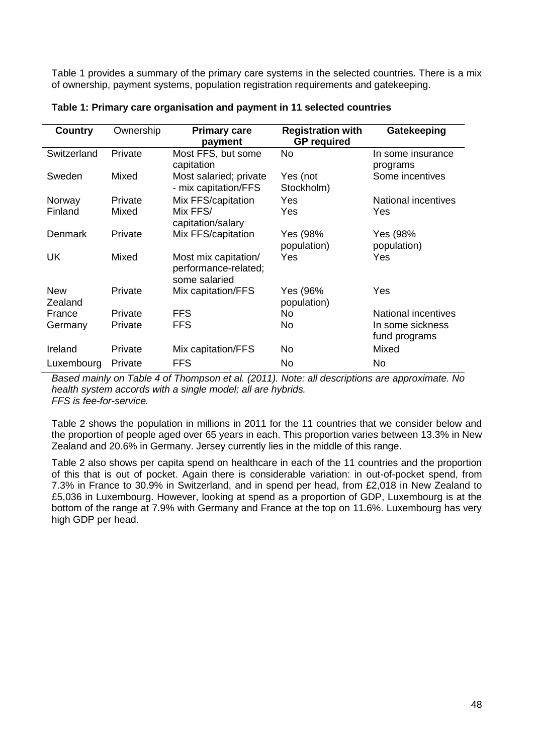Table 1 provides a summary of the primary care systems in the selected countries. There is a mix of ownership, payment systems, population registration requirements and gatekeeping.

**Table 1: Primary care organisation and payment in 11 selected countries**

| Country | Ownership | Primary care payment | Registration with GP required | Gatekeeping |
|---|---|---|---|---|
| Switzerland | Private | Most FFS, but some capitation | No | In some insurance programs |
| Sweden | Mixed | Most salaried; private - mix capitation/FFS | Yes (not Stockholm) | Some incentives |
| Norway | Private | Mix FFS/capitation | Yes | National incentives |
| Finland | Mixed | Mix FFS/ capitation/salary | Yes | Yes |
| Denmark | Private | Mix FFS/capitation | Yes (98% population) | Yes (98% population) |
| UK | Mixed | Most mix capitation/ performance-related; some salaried | Yes | Yes |
| New Zealand | Private | Mix capitation/FFS | Yes (96% population) | Yes |
| France | Private | FFS | No | National incentives |
| Germany | Private | FFS | No | In some sickness fund programs |
| Ireland | Private | Mix capitation/FFS | No | Mixed |
| Luxembourg | Private | FFS | No | No |

*Based mainly on Table 4 of Thompson et al. (2011). Note: all descriptions are approximate. No health system accords with a single model; all are hybrids.*
*FFS is fee-for-service.*

Table 2 shows the population in millions in 2011 for the 11 countries that we consider below and the proportion of people aged over 65 years in each. This proportion varies between 13.3% in New Zealand and 20.6% in Germany. Jersey currently lies in the middle of this range.

Table 2 also shows per capita spend on healthcare in each of the 11 countries and the proportion of this that is out of pocket. Again there is considerable variation: in out-of-pocket spend, from 7.3% in France to 30.9% in Switzerland, and in spend per head, from £2,018 in New Zealand to £5,036 in Luxembourg. However, looking at spend as a proportion of GDP, Luxembourg is at the bottom of the range at 7.9% with Germany and France at the top on 11.6%. Luxembourg has very high GDP per head.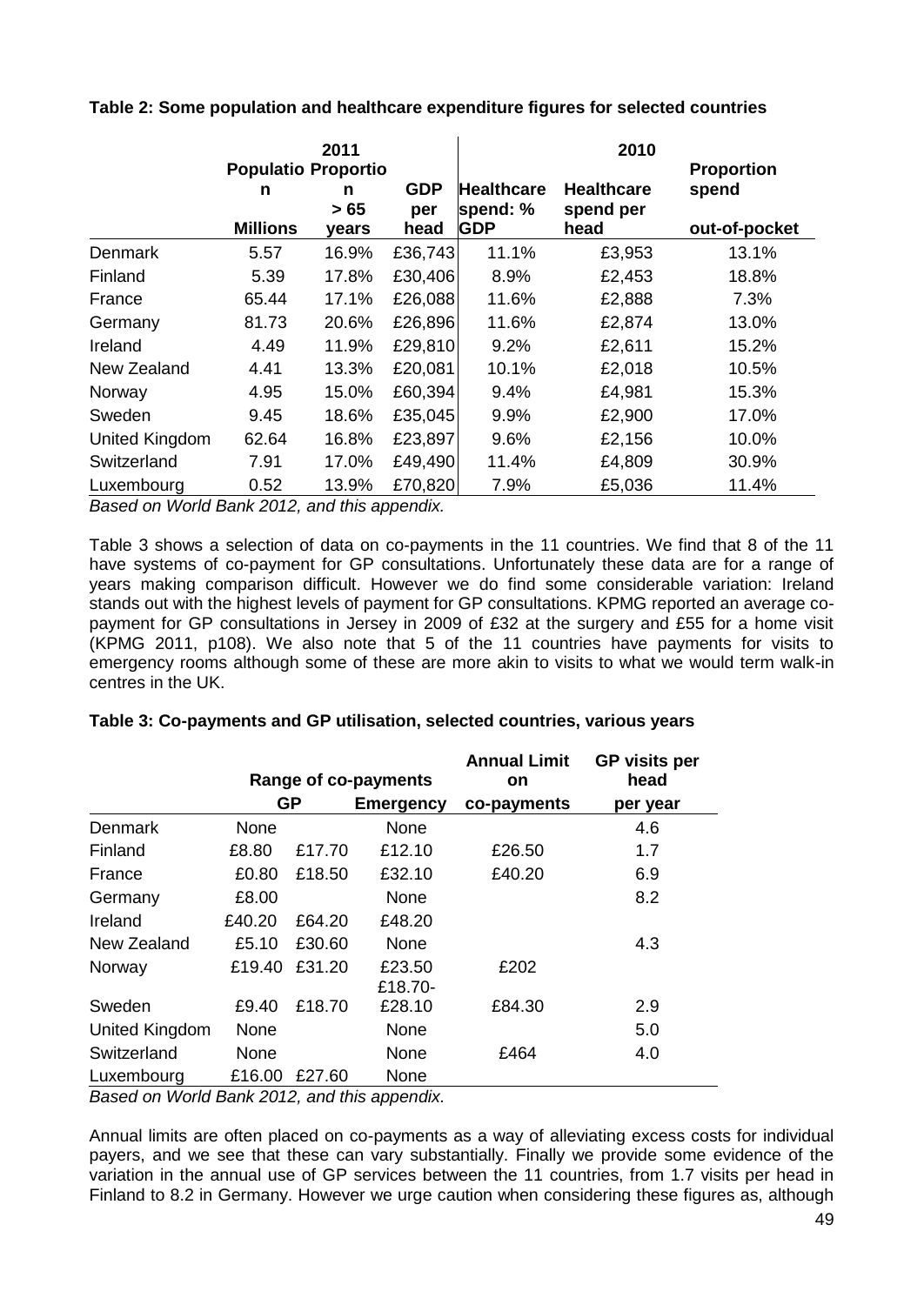**Table 2: Some population and healthcare expenditure figures for selected countries**

| | 2011 | | | 2010 | | |
|---|---|---|---|---|---|---|
| | Population Millions | Proportion > 65 years | GDP per head | Healthcare spend: % GDP | Healthcare spend per head | Proportion spend out-of-pocket |
| Denmark | 5.57 | 16.9% | £36,743 | 11.1% | £3,953 | 13.1% |
| Finland | 5.39 | 17.8% | £30,406 | 8.9% | £2,453 | 18.8% |
| France | 65.44 | 17.1% | £26,088 | 11.6% | £2,888 | 7.3% |
| Germany | 81.73 | 20.6% | £26,896 | 11.6% | £2,874 | 13.0% |
| Ireland | 4.49 | 11.9% | £29,810 | 9.2% | £2,611 | 15.2% |
| New Zealand | 4.41 | 13.3% | £20,081 | 10.1% | £2,018 | 10.5% |
| Norway | 4.95 | 15.0% | £60,394 | 9.4% | £4,981 | 15.3% |
| Sweden | 9.45 | 18.6% | £35,045 | 9.9% | £2,900 | 17.0% |
| United Kingdom | 62.64 | 16.8% | £23,897 | 9.6% | £2,156 | 10.0% |
| Switzerland | 7.91 | 17.0% | £49,490 | 11.4% | £4,809 | 30.9% |
| Luxembourg | 0.52 | 13.9% | £70,820 | 7.9% | £5,036 | 11.4% |

*Based on World Bank 2012, and this appendix.*

Table 3 shows a selection of data on co-payments in the 11 countries. We find that 8 of the 11 have systems of co-payment for GP consultations. Unfortunately these data are for a range of years making comparison difficult. However we do find some considerable variation: Ireland stands out with the highest levels of payment for GP consultations. KPMG reported an average co-payment for GP consultations in Jersey in 2009 of £32 at the surgery and £55 for a home visit (KPMG 2011, p108). We also note that 5 of the 11 countries have payments for visits to emergency rooms although some of these are more akin to visits to what we would term walk-in centres in the UK.

**Table 3: Co-payments and GP utilisation, selected countries, various years**

| | Range of co-payments | | | Annual Limit on | GP visits per head |
|---|---|---|---|---|---|
| | GP | | Emergency | co-payments | per year |
| Denmark | None | | None | | 4.6 |
| Finland | £8.80 | £17.70 | £12.10 | £26.50 | 1.7 |
| France | £0.80 | £18.50 | £32.10 | £40.20 | 6.9 |
| Germany | £8.00 | | None | | 8.2 |
| Ireland | £40.20 | £64.20 | £48.20 | | |
| New Zealand | £5.10 | £30.60 | None | | 4.3 |
| Norway | £19.40 | £31.20 | £23.50 | £202 | |
| Sweden | £9.40 | £18.70 | £18.70-£28.10 | £84.30 | 2.9 |
| United Kingdom | None | | None | | 5.0 |
| Switzerland | None | | None | £464 | 4.0 |
| Luxembourg | £16.00 | £27.60 | None | | |

*Based on World Bank 2012, and this appendix.*

Annual limits are often placed on co-payments as a way of alleviating excess costs for individual payers, and we see that these can vary substantially. Finally we provide some evidence of the variation in the annual use of GP services between the 11 countries, from 1.7 visits per head in Finland to 8.2 in Germany. However we urge caution when considering these figures as, although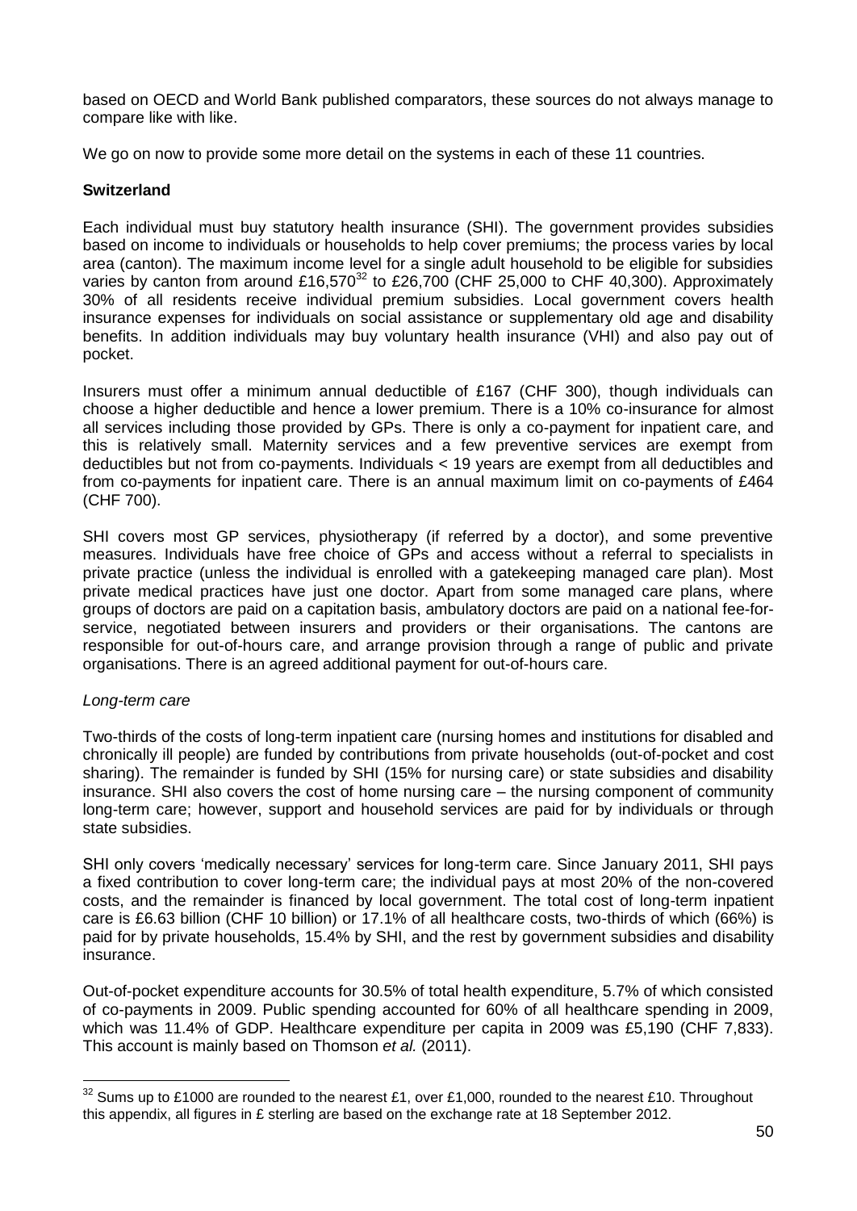based on OECD and World Bank published comparators, these sources do not always manage to compare like with like.

We go on now to provide some more detail on the systems in each of these 11 countries.

**Switzerland**

Each individual must buy statutory health insurance (SHI). The government provides subsidies based on income to individuals or households to help cover premiums; the process varies by local area (canton). The maximum income level for a single adult household to be eligible for subsidies varies by canton from around £16,570[32] to £26,700 (CHF 25,000 to CHF 40,300). Approximately 30% of all residents receive individual premium subsidies. Local government covers health insurance expenses for individuals on social assistance or supplementary old age and disability benefits. In addition individuals may buy voluntary health insurance (VHI) and also pay out of pocket.

Insurers must offer a minimum annual deductible of £167 (CHF 300), though individuals can choose a higher deductible and hence a lower premium. There is a 10% co-insurance for almost all services including those provided by GPs. There is only a co-payment for inpatient care, and this is relatively small. Maternity services and a few preventive services are exempt from deductibles but not from co-payments. Individuals < 19 years are exempt from all deductibles and from co-payments for inpatient care. There is an annual maximum limit on co-payments of £464 (CHF 700).

SHI covers most GP services, physiotherapy (if referred by a doctor), and some preventive measures. Individuals have free choice of GPs and access without a referral to specialists in private practice (unless the individual is enrolled with a gatekeeping managed care plan). Most private medical practices have just one doctor. Apart from some managed care plans, where groups of doctors are paid on a capitation basis, ambulatory doctors are paid on a national fee-for-service, negotiated between insurers and providers or their organisations. The cantons are responsible for out-of-hours care, and arrange provision through a range of public and private organisations. There is an agreed additional payment for out-of-hours care.

*Long-term care*

Two-thirds of the costs of long-term inpatient care (nursing homes and institutions for disabled and chronically ill people) are funded by contributions from private households (out-of-pocket and cost sharing). The remainder is funded by SHI (15% for nursing care) or state subsidies and disability insurance. SHI also covers the cost of home nursing care – the nursing component of community long-term care; however, support and household services are paid for by individuals or through state subsidies.

SHI only covers 'medically necessary' services for long-term care. Since January 2011, SHI pays a fixed contribution to cover long-term care; the individual pays at most 20% of the non-covered costs, and the remainder is financed by local government. The total cost of long-term inpatient care is £6.63 billion (CHF 10 billion) or 17.1% of all healthcare costs, two-thirds of which (66%) is paid for by private households, 15.4% by SHI, and the rest by government subsidies and disability insurance.

Out-of-pocket expenditure accounts for 30.5% of total health expenditure, 5.7% of which consisted of co-payments in 2009. Public spending accounted for 60% of all healthcare spending in 2009, which was 11.4% of GDP. Healthcare expenditure per capita in 2009 was £5,190 (CHF 7,833). This account is mainly based on Thomson *et al.* (2011).

---

[32] Sums up to £1000 are rounded to the nearest £1, over £1,000, rounded to the nearest £10. Throughout this appendix, all figures in £ sterling are based on the exchange rate at 18 September 2012.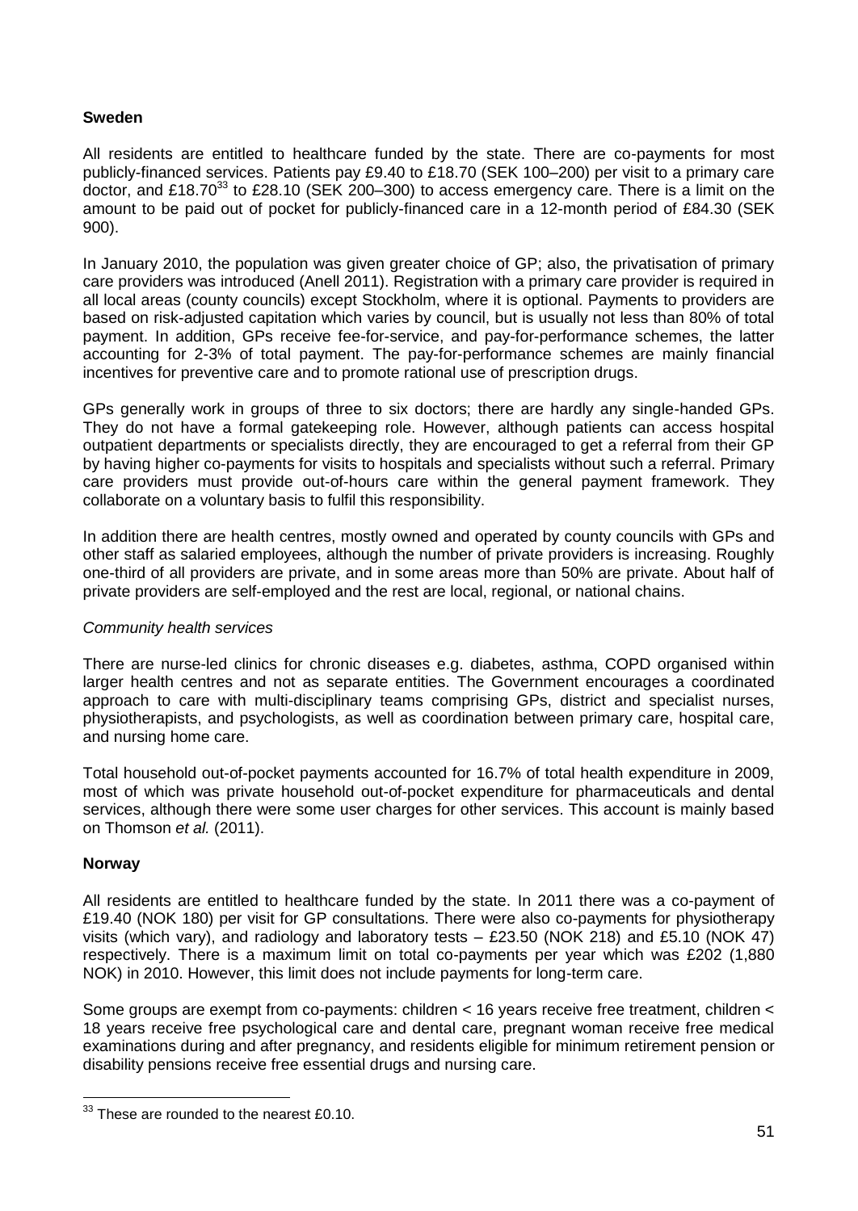**Sweden**

All residents are entitled to healthcare funded by the state. There are co-payments for most publicly-financed services. Patients pay £9.40 to £18.70 (SEK 100–200) per visit to a primary care doctor, and £18.70[33] to £28.10 (SEK 200–300) to access emergency care. There is a limit on the amount to be paid out of pocket for publicly-financed care in a 12-month period of £84.30 (SEK 900).

In January 2010, the population was given greater choice of GP; also, the privatisation of primary care providers was introduced (Anell 2011). Registration with a primary care provider is required in all local areas (county councils) except Stockholm, where it is optional. Payments to providers are based on risk-adjusted capitation which varies by council, but is usually not less than 80% of total payment. In addition, GPs receive fee-for-service, and pay-for-performance schemes, the latter accounting for 2-3% of total payment. The pay-for-performance schemes are mainly financial incentives for preventive care and to promote rational use of prescription drugs.

GPs generally work in groups of three to six doctors; there are hardly any single-handed GPs. They do not have a formal gatekeeping role. However, although patients can access hospital outpatient departments or specialists directly, they are encouraged to get a referral from their GP by having higher co-payments for visits to hospitals and specialists without such a referral. Primary care providers must provide out-of-hours care within the general payment framework. They collaborate on a voluntary basis to fulfil this responsibility.

In addition there are health centres, mostly owned and operated by county councils with GPs and other staff as salaried employees, although the number of private providers is increasing. Roughly one-third of all providers are private, and in some areas more than 50% are private. About half of private providers are self-employed and the rest are local, regional, or national chains.

*Community health services*

There are nurse-led clinics for chronic diseases e.g. diabetes, asthma, COPD organised within larger health centres and not as separate entities. The Government encourages a coordinated approach to care with multi-disciplinary teams comprising GPs, district and specialist nurses, physiotherapists, and psychologists, as well as coordination between primary care, hospital care, and nursing home care.

Total household out-of-pocket payments accounted for 16.7% of total health expenditure in 2009, most of which was private household out-of-pocket expenditure for pharmaceuticals and dental services, although there were some user charges for other services. This account is mainly based on Thomson *et al.* (2011).

**Norway**

All residents are entitled to healthcare funded by the state. In 2011 there was a co-payment of £19.40 (NOK 180) per visit for GP consultations. There were also co-payments for physiotherapy visits (which vary), and radiology and laboratory tests – £23.50 (NOK 218) and £5.10 (NOK 47) respectively. There is a maximum limit on total co-payments per year which was £202 (1,880 NOK) in 2010. However, this limit does not include payments for long-term care.

Some groups are exempt from co-payments: children < 16 years receive free treatment, children < 18 years receive free psychological care and dental care, pregnant woman receive free medical examinations during and after pregnancy, and residents eligible for minimum retirement pension or disability pensions receive free essential drugs and nursing care.

[33] These are rounded to the nearest £0.10.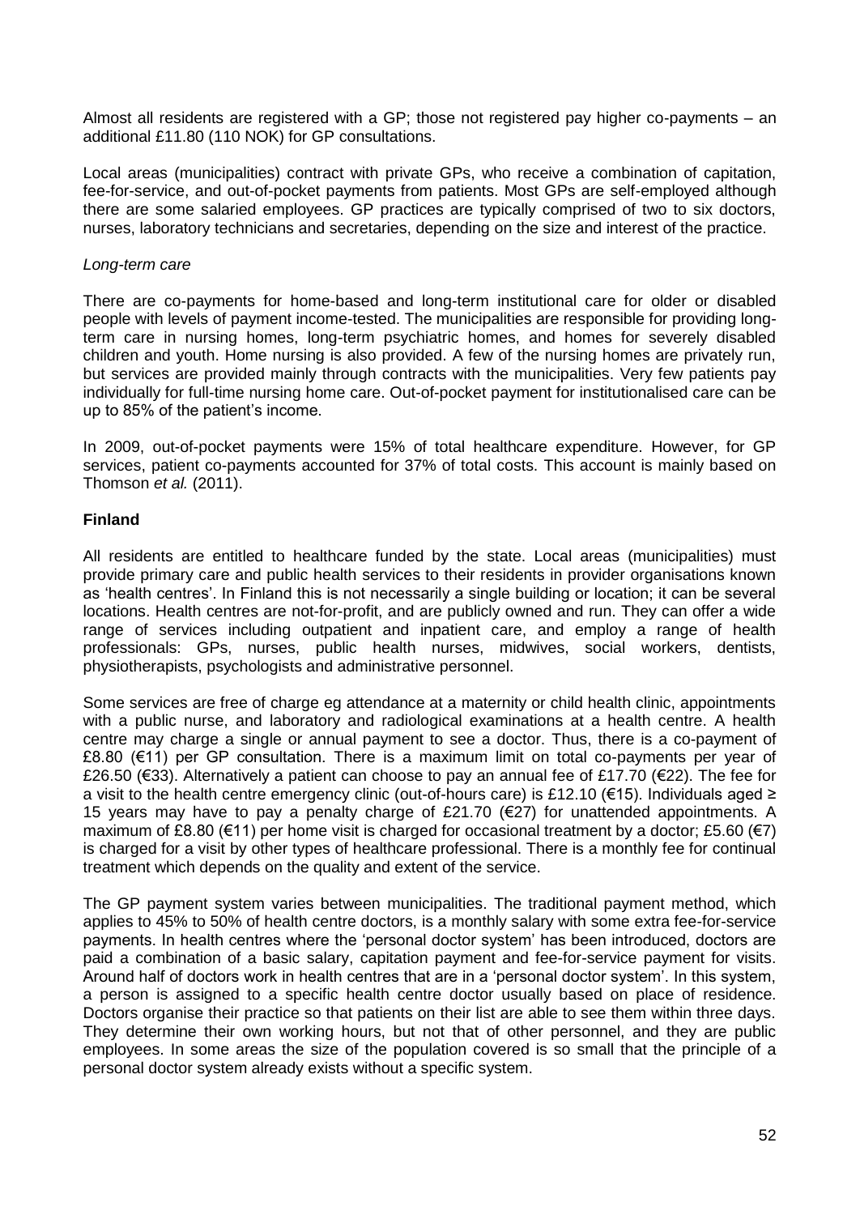Almost all residents are registered with a GP; those not registered pay higher co-payments – an additional £11.80 (110 NOK) for GP consultations.

Local areas (municipalities) contract with private GPs, who receive a combination of capitation, fee-for-service, and out-of-pocket payments from patients. Most GPs are self-employed although there are some salaried employees. GP practices are typically comprised of two to six doctors, nurses, laboratory technicians and secretaries, depending on the size and interest of the practice.

*Long-term care*

There are co-payments for home-based and long-term institutional care for older or disabled people with levels of payment income-tested. The municipalities are responsible for providing long-term care in nursing homes, long-term psychiatric homes, and homes for severely disabled children and youth. Home nursing is also provided. A few of the nursing homes are privately run, but services are provided mainly through contracts with the municipalities. Very few patients pay individually for full-time nursing home care. Out-of-pocket payment for institutionalised care can be up to 85% of the patient's income.

In 2009, out-of-pocket payments were 15% of total healthcare expenditure. However, for GP services, patient co-payments accounted for 37% of total costs. This account is mainly based on Thomson *et al.* (2011).

**Finland**

All residents are entitled to healthcare funded by the state. Local areas (municipalities) must provide primary care and public health services to their residents in provider organisations known as 'health centres'. In Finland this is not necessarily a single building or location; it can be several locations. Health centres are not-for-profit, and are publicly owned and run. They can offer a wide range of services including outpatient and inpatient care, and employ a range of health professionals: GPs, nurses, public health nurses, midwives, social workers, dentists, physiotherapists, psychologists and administrative personnel.

Some services are free of charge eg attendance at a maternity or child health clinic, appointments with a public nurse, and laboratory and radiological examinations at a health centre. A health centre may charge a single or annual payment to see a doctor. Thus, there is a co-payment of £8.80 (€11) per GP consultation. There is a maximum limit on total co-payments per year of £26.50 (€33). Alternatively a patient can choose to pay an annual fee of £17.70 (€22). The fee for a visit to the health centre emergency clinic (out-of-hours care) is £12.10 (€15). Individuals aged ≥ 15 years may have to pay a penalty charge of £21.70 (€27) for unattended appointments. A maximum of £8.80 (€11) per home visit is charged for occasional treatment by a doctor; £5.60 (€7) is charged for a visit by other types of healthcare professional. There is a monthly fee for continual treatment which depends on the quality and extent of the service.

The GP payment system varies between municipalities. The traditional payment method, which applies to 45% to 50% of health centre doctors, is a monthly salary with some extra fee-for-service payments. In health centres where the 'personal doctor system' has been introduced, doctors are paid a combination of a basic salary, capitation payment and fee-for-service payment for visits. Around half of doctors work in health centres that are in a 'personal doctor system'. In this system, a person is assigned to a specific health centre doctor usually based on place of residence. Doctors organise their practice so that patients on their list are able to see them within three days. They determine their own working hours, but not that of other personnel, and they are public employees. In some areas the size of the population covered is so small that the principle of a personal doctor system already exists without a specific system.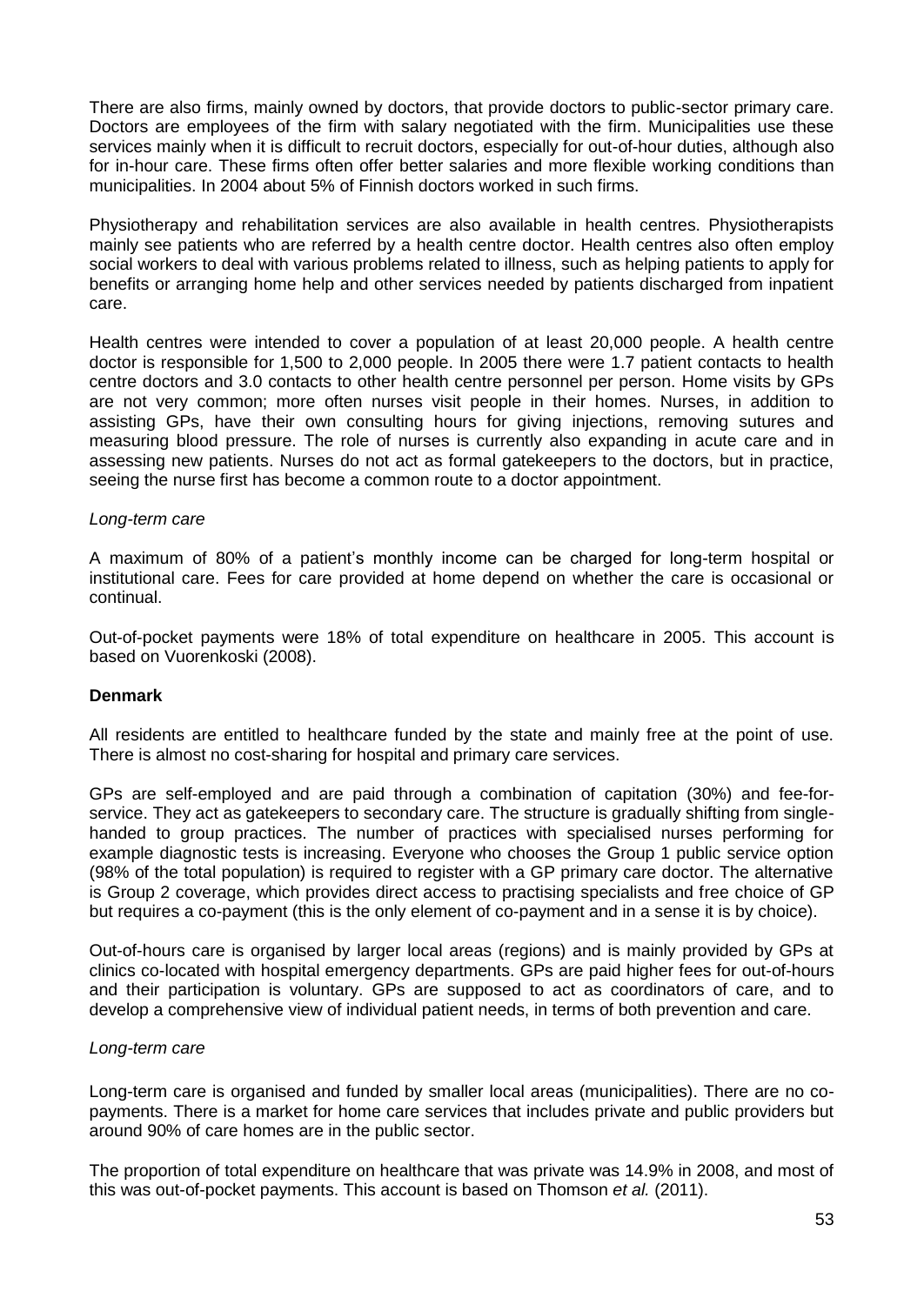There are also firms, mainly owned by doctors, that provide doctors to public-sector primary care. Doctors are employees of the firm with salary negotiated with the firm. Municipalities use these services mainly when it is difficult to recruit doctors, especially for out-of-hour duties, although also for in-hour care. These firms often offer better salaries and more flexible working conditions than municipalities. In 2004 about 5% of Finnish doctors worked in such firms.

Physiotherapy and rehabilitation services are also available in health centres. Physiotherapists mainly see patients who are referred by a health centre doctor. Health centres also often employ social workers to deal with various problems related to illness, such as helping patients to apply for benefits or arranging home help and other services needed by patients discharged from inpatient care.

Health centres were intended to cover a population of at least 20,000 people. A health centre doctor is responsible for 1,500 to 2,000 people. In 2005 there were 1.7 patient contacts to health centre doctors and 3.0 contacts to other health centre personnel per person. Home visits by GPs are not very common; more often nurses visit people in their homes. Nurses, in addition to assisting GPs, have their own consulting hours for giving injections, removing sutures and measuring blood pressure. The role of nurses is currently also expanding in acute care and in assessing new patients. Nurses do not act as formal gatekeepers to the doctors, but in practice, seeing the nurse first has become a common route to a doctor appointment.

*Long-term care*

A maximum of 80% of a patient's monthly income can be charged for long-term hospital or institutional care. Fees for care provided at home depend on whether the care is occasional or continual.

Out-of-pocket payments were 18% of total expenditure on healthcare in 2005. This account is based on Vuorenkoski (2008).

**Denmark**

All residents are entitled to healthcare funded by the state and mainly free at the point of use. There is almost no cost-sharing for hospital and primary care services.

GPs are self-employed and are paid through a combination of capitation (30%) and fee-for-service. They act as gatekeepers to secondary care. The structure is gradually shifting from single-handed to group practices. The number of practices with specialised nurses performing for example diagnostic tests is increasing. Everyone who chooses the Group 1 public service option (98% of the total population) is required to register with a GP primary care doctor. The alternative is Group 2 coverage, which provides direct access to practising specialists and free choice of GP but requires a co-payment (this is the only element of co-payment and in a sense it is by choice).

Out-of-hours care is organised by larger local areas (regions) and is mainly provided by GPs at clinics co-located with hospital emergency departments. GPs are paid higher fees for out-of-hours and their participation is voluntary. GPs are supposed to act as coordinators of care, and to develop a comprehensive view of individual patient needs, in terms of both prevention and care.

*Long-term care*

Long-term care is organised and funded by smaller local areas (municipalities). There are no co-payments. There is a market for home care services that includes private and public providers but around 90% of care homes are in the public sector.

The proportion of total expenditure on healthcare that was private was 14.9% in 2008, and most of this was out-of-pocket payments. This account is based on Thomson *et al.* (2011).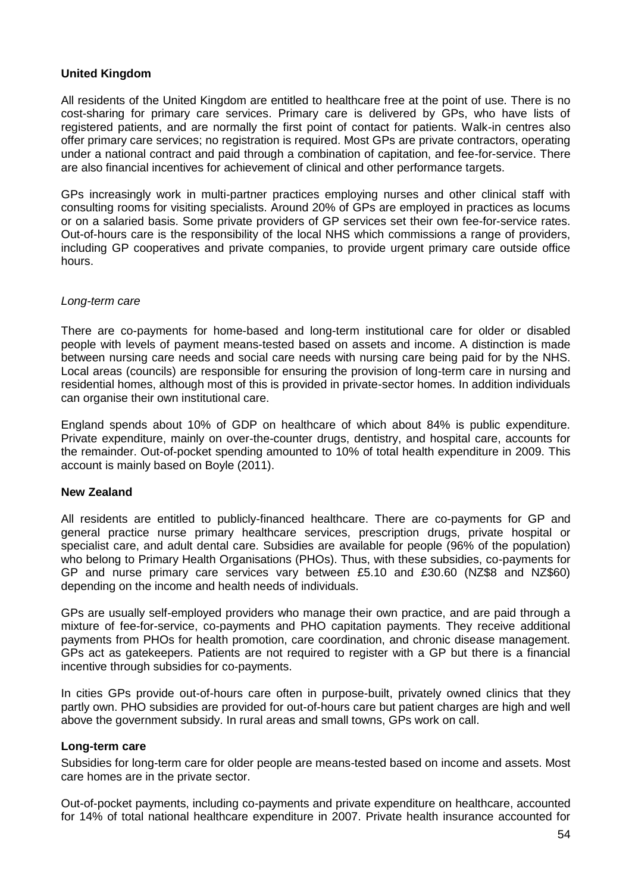**United Kingdom**

All residents of the United Kingdom are entitled to healthcare free at the point of use. There is no cost-sharing for primary care services. Primary care is delivered by GPs, who have lists of registered patients, and are normally the first point of contact for patients. Walk-in centres also offer primary care services; no registration is required. Most GPs are private contractors, operating under a national contract and paid through a combination of capitation, and fee-for-service. There are also financial incentives for achievement of clinical and other performance targets.

GPs increasingly work in multi-partner practices employing nurses and other clinical staff with consulting rooms for visiting specialists. Around 20% of GPs are employed in practices as locums or on a salaried basis. Some private providers of GP services set their own fee-for-service rates. Out-of-hours care is the responsibility of the local NHS which commissions a range of providers, including GP cooperatives and private companies, to provide urgent primary care outside office hours.

*Long-term care*

There are co-payments for home-based and long-term institutional care for older or disabled people with levels of payment means-tested based on assets and income. A distinction is made between nursing care needs and social care needs with nursing care being paid for by the NHS. Local areas (councils) are responsible for ensuring the provision of long-term care in nursing and residential homes, although most of this is provided in private-sector homes. In addition individuals can organise their own institutional care.

England spends about 10% of GDP on healthcare of which about 84% is public expenditure. Private expenditure, mainly on over-the-counter drugs, dentistry, and hospital care, accounts for the remainder. Out-of-pocket spending amounted to 10% of total health expenditure in 2009. This account is mainly based on Boyle (2011).

**New Zealand**

All residents are entitled to publicly-financed healthcare. There are co-payments for GP and general practice nurse primary healthcare services, prescription drugs, private hospital or specialist care, and adult dental care. Subsidies are available for people (96% of the population) who belong to Primary Health Organisations (PHOs). Thus, with these subsidies, co-payments for GP and nurse primary care services vary between £5.10 and £30.60 (NZ$8 and NZ$60) depending on the income and health needs of individuals.

GPs are usually self-employed providers who manage their own practice, and are paid through a mixture of fee-for-service, co-payments and PHO capitation payments. They receive additional payments from PHOs for health promotion, care coordination, and chronic disease management. GPs act as gatekeepers. Patients are not required to register with a GP but there is a financial incentive through subsidies for co-payments.

In cities GPs provide out-of-hours care often in purpose-built, privately owned clinics that they partly own. PHO subsidies are provided for out-of-hours care but patient charges are high and well above the government subsidy. In rural areas and small towns, GPs work on call.

**Long-term care**

Subsidies for long-term care for older people are means-tested based on income and assets. Most care homes are in the private sector.

Out-of-pocket payments, including co-payments and private expenditure on healthcare, accounted for 14% of total national healthcare expenditure in 2007. Private health insurance accounted for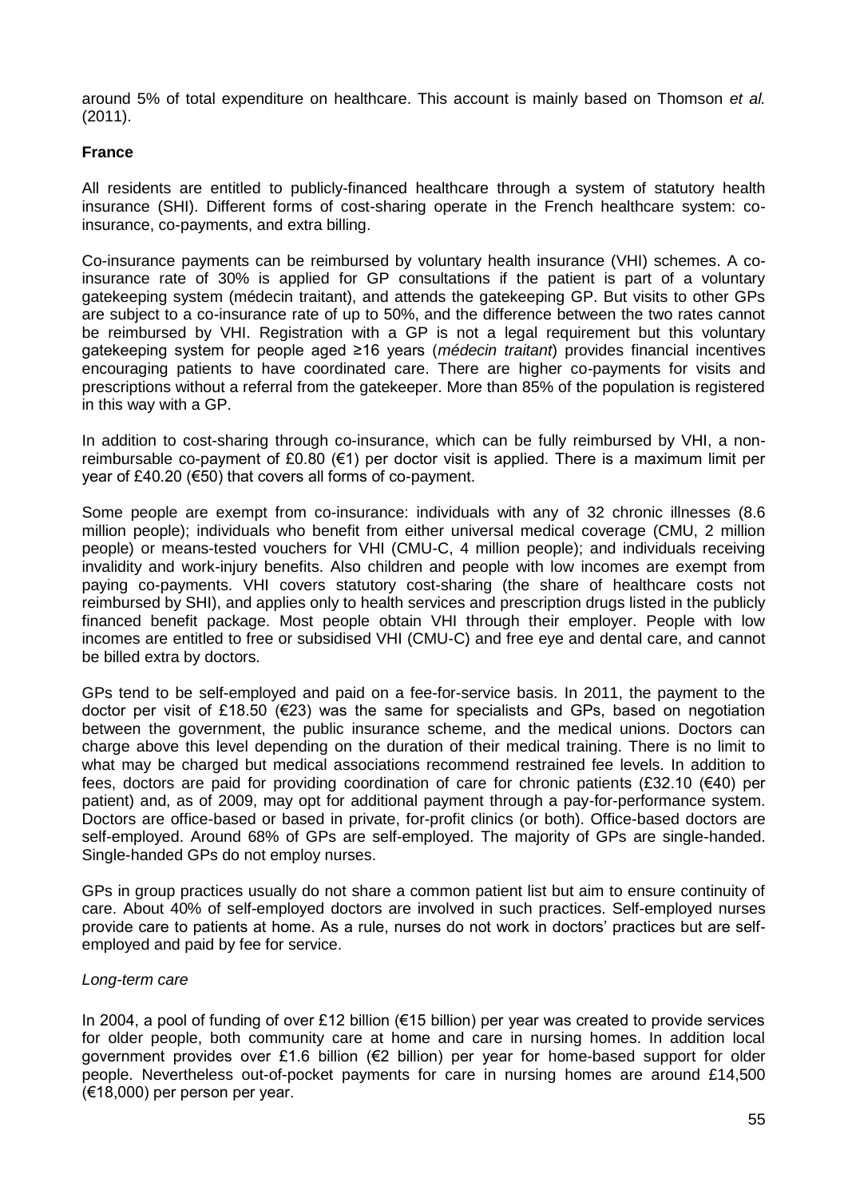around 5% of total expenditure on healthcare. This account is mainly based on Thomson *et al.* (2011).

**France**

All residents are entitled to publicly-financed healthcare through a system of statutory health insurance (SHI). Different forms of cost-sharing operate in the French healthcare system: co-insurance, co-payments, and extra billing.

Co-insurance payments can be reimbursed by voluntary health insurance (VHI) schemes. A co-insurance rate of 30% is applied for GP consultations if the patient is part of a voluntary gatekeeping system (médecin traitant), and attends the gatekeeping GP. But visits to other GPs are subject to a co-insurance rate of up to 50%, and the difference between the two rates cannot be reimbursed by VHI. Registration with a GP is not a legal requirement but this voluntary gatekeeping system for people aged ≥16 years (*médecin traitant*) provides financial incentives encouraging patients to have coordinated care. There are higher co-payments for visits and prescriptions without a referral from the gatekeeper. More than 85% of the population is registered in this way with a GP.

In addition to cost-sharing through co-insurance, which can be fully reimbursed by VHI, a non-reimbursable co-payment of £0.80 (€1) per doctor visit is applied. There is a maximum limit per year of £40.20 (€50) that covers all forms of co-payment.

Some people are exempt from co-insurance: individuals with any of 32 chronic illnesses (8.6 million people); individuals who benefit from either universal medical coverage (CMU, 2 million people) or means-tested vouchers for VHI (CMU-C, 4 million people); and individuals receiving invalidity and work-injury benefits. Also children and people with low incomes are exempt from paying co-payments. VHI covers statutory cost-sharing (the share of healthcare costs not reimbursed by SHI), and applies only to health services and prescription drugs listed in the publicly financed benefit package. Most people obtain VHI through their employer. People with low incomes are entitled to free or subsidised VHI (CMU-C) and free eye and dental care, and cannot be billed extra by doctors.

GPs tend to be self-employed and paid on a fee-for-service basis. In 2011, the payment to the doctor per visit of £18.50 (€23) was the same for specialists and GPs, based on negotiation between the government, the public insurance scheme, and the medical unions. Doctors can charge above this level depending on the duration of their medical training. There is no limit to what may be charged but medical associations recommend restrained fee levels. In addition to fees, doctors are paid for providing coordination of care for chronic patients (£32.10 (€40) per patient) and, as of 2009, may opt for additional payment through a pay-for-performance system. Doctors are office-based or based in private, for-profit clinics (or both). Office-based doctors are self-employed. Around 68% of GPs are self-employed. The majority of GPs are single-handed. Single-handed GPs do not employ nurses.

GPs in group practices usually do not share a common patient list but aim to ensure continuity of care. About 40% of self-employed doctors are involved in such practices. Self-employed nurses provide care to patients at home. As a rule, nurses do not work in doctors' practices but are self-employed and paid by fee for service.

*Long-term care*

In 2004, a pool of funding of over £12 billion (€15 billion) per year was created to provide services for older people, both community care at home and care in nursing homes. In addition local government provides over £1.6 billion (€2 billion) per year for home-based support for older people. Nevertheless out-of-pocket payments for care in nursing homes are around £14,500 (€18,000) per person per year.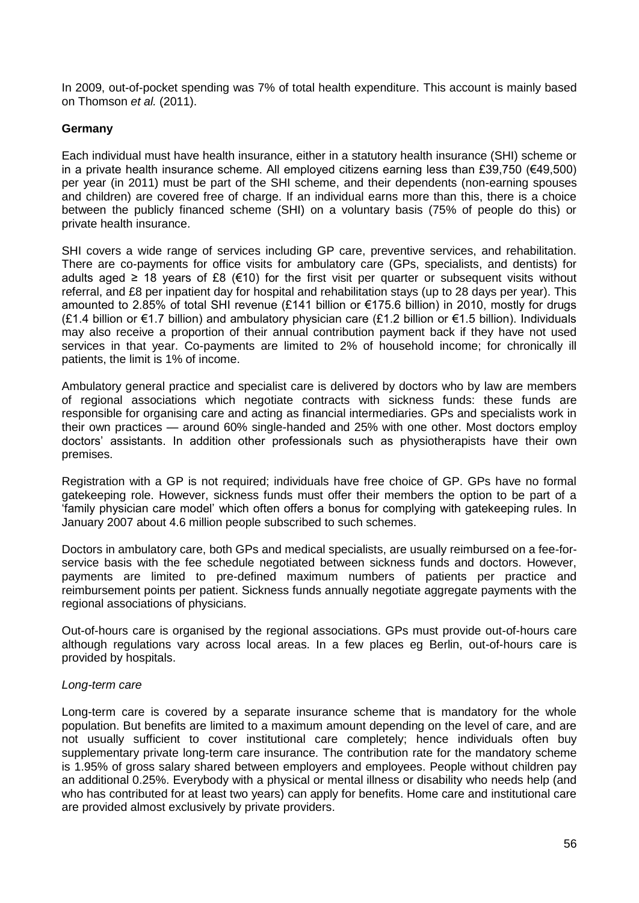In 2009, out-of-pocket spending was 7% of total health expenditure. This account is mainly based on Thomson *et al.* (2011).

**Germany**

Each individual must have health insurance, either in a statutory health insurance (SHI) scheme or in a private health insurance scheme. All employed citizens earning less than £39,750 (€49,500) per year (in 2011) must be part of the SHI scheme, and their dependents (non-earning spouses and children) are covered free of charge. If an individual earns more than this, there is a choice between the publicly financed scheme (SHI) on a voluntary basis (75% of people do this) or private health insurance.

SHI covers a wide range of services including GP care, preventive services, and rehabilitation. There are co-payments for office visits for ambulatory care (GPs, specialists, and dentists) for adults aged ≥ 18 years of £8 (€10) for the first visit per quarter or subsequent visits without referral, and £8 per inpatient day for hospital and rehabilitation stays (up to 28 days per year). This amounted to 2.85% of total SHI revenue (£141 billion or €175.6 billion) in 2010, mostly for drugs (£1.4 billion or €1.7 billion) and ambulatory physician care (£1.2 billion or €1.5 billion). Individuals may also receive a proportion of their annual contribution payment back if they have not used services in that year. Co-payments are limited to 2% of household income; for chronically ill patients, the limit is 1% of income.

Ambulatory general practice and specialist care is delivered by doctors who by law are members of regional associations which negotiate contracts with sickness funds: these funds are responsible for organising care and acting as financial intermediaries. GPs and specialists work in their own practices — around 60% single-handed and 25% with one other. Most doctors employ doctors' assistants. In addition other professionals such as physiotherapists have their own premises.

Registration with a GP is not required; individuals have free choice of GP. GPs have no formal gatekeeping role. However, sickness funds must offer their members the option to be part of a 'family physician care model' which often offers a bonus for complying with gatekeeping rules. In January 2007 about 4.6 million people subscribed to such schemes.

Doctors in ambulatory care, both GPs and medical specialists, are usually reimbursed on a fee-for-service basis with the fee schedule negotiated between sickness funds and doctors. However, payments are limited to pre-defined maximum numbers of patients per practice and reimbursement points per patient. Sickness funds annually negotiate aggregate payments with the regional associations of physicians.

Out-of-hours care is organised by the regional associations. GPs must provide out-of-hours care although regulations vary across local areas. In a few places eg Berlin, out-of-hours care is provided by hospitals.

*Long-term care*

Long-term care is covered by a separate insurance scheme that is mandatory for the whole population. But benefits are limited to a maximum amount depending on the level of care, and are not usually sufficient to cover institutional care completely; hence individuals often buy supplementary private long-term care insurance. The contribution rate for the mandatory scheme is 1.95% of gross salary shared between employers and employees. People without children pay an additional 0.25%. Everybody with a physical or mental illness or disability who needs help (and who has contributed for at least two years) can apply for benefits. Home care and institutional care are provided almost exclusively by private providers.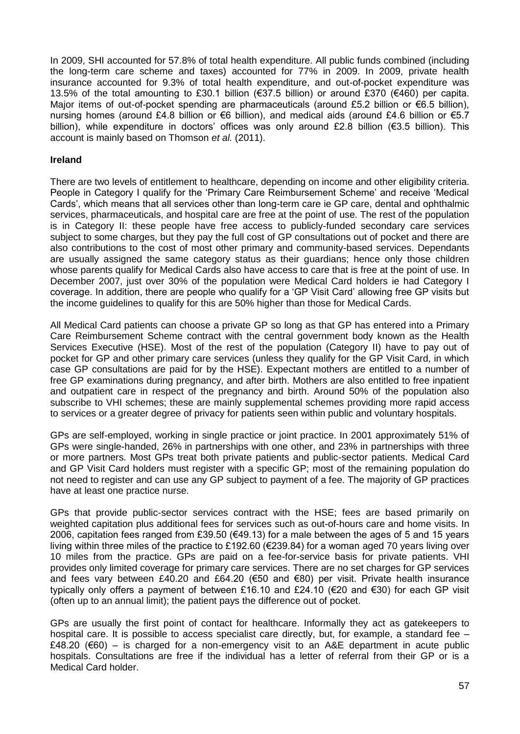In 2009, SHI accounted for 57.8% of total health expenditure. All public funds combined (including the long-term care scheme and taxes) accounted for 77% in 2009. In 2009, private health insurance accounted for 9.3% of total health expenditure, and out-of-pocket expenditure was 13.5% of the total amounting to £30.1 billion (€37.5 billion) or around £370 (€460) per capita. Major items of out-of-pocket spending are pharmaceuticals (around £5.2 billion or €6.5 billion), nursing homes (around £4.8 billion or €6 billion), and medical aids (around £4.6 billion or €5.7 billion), while expenditure in doctors' offices was only around £2.8 billion (€3.5 billion). This account is mainly based on Thomson *et al.* (2011).

**Ireland**

There are two levels of entitlement to healthcare, depending on income and other eligibility criteria. People in Category I qualify for the 'Primary Care Reimbursement Scheme' and receive 'Medical Cards', which means that all services other than long-term care ie GP care, dental and ophthalmic services, pharmaceuticals, and hospital care are free at the point of use. The rest of the population is in Category II: these people have free access to publicly-funded secondary care services subject to some charges, but they pay the full cost of GP consultations out of pocket and there are also contributions to the cost of most other primary and community-based services. Dependants are usually assigned the same category status as their guardians; hence only those children whose parents qualify for Medical Cards also have access to care that is free at the point of use. In December 2007, just over 30% of the population were Medical Card holders ie had Category I coverage. In addition, there are people who qualify for a 'GP Visit Card' allowing free GP visits but the income guidelines to qualify for this are 50% higher than those for Medical Cards.

All Medical Card patients can choose a private GP so long as that GP has entered into a Primary Care Reimbursement Scheme contract with the central government body known as the Health Services Executive (HSE). Most of the rest of the population (Category II) have to pay out of pocket for GP and other primary care services (unless they qualify for the GP Visit Card, in which case GP consultations are paid for by the HSE). Expectant mothers are entitled to a number of free GP examinations during pregnancy, and after birth. Mothers are also entitled to free inpatient and outpatient care in respect of the pregnancy and birth. Around 50% of the population also subscribe to VHI schemes; these are mainly supplemental schemes providing more rapid access to services or a greater degree of privacy for patients seen within public and voluntary hospitals.

GPs are self-employed, working in single practice or joint practice. In 2001 approximately 51% of GPs were single-handed, 26% in partnerships with one other, and 23% in partnerships with three or more partners. Most GPs treat both private patients and public-sector patients. Medical Card and GP Visit Card holders must register with a specific GP; most of the remaining population do not need to register and can use any GP subject to payment of a fee. The majority of GP practices have at least one practice nurse.

GPs that provide public-sector services contract with the HSE; fees are based primarily on weighted capitation plus additional fees for services such as out-of-hours care and home visits. In 2006, capitation fees ranged from £39.50 (€49.13) for a male between the ages of 5 and 15 years living within three miles of the practice to £192.60 (€239.84) for a woman aged 70 years living over 10 miles from the practice. GPs are paid on a fee-for-service basis for private patients. VHI provides only limited coverage for primary care services. There are no set charges for GP services and fees vary between £40.20 and £64.20 (€50 and €80) per visit. Private health insurance typically only offers a payment of between £16.10 and £24.10 (€20 and €30) for each GP visit (often up to an annual limit); the patient pays the difference out of pocket.

GPs are usually the first point of contact for healthcare. Informally they act as gatekeepers to hospital care. It is possible to access specialist care directly, but, for example, a standard fee – £48.20 (€60) – is charged for a non-emergency visit to an A&E department in acute public hospitals. Consultations are free if the individual has a letter of referral from their GP or is a Medical Card holder.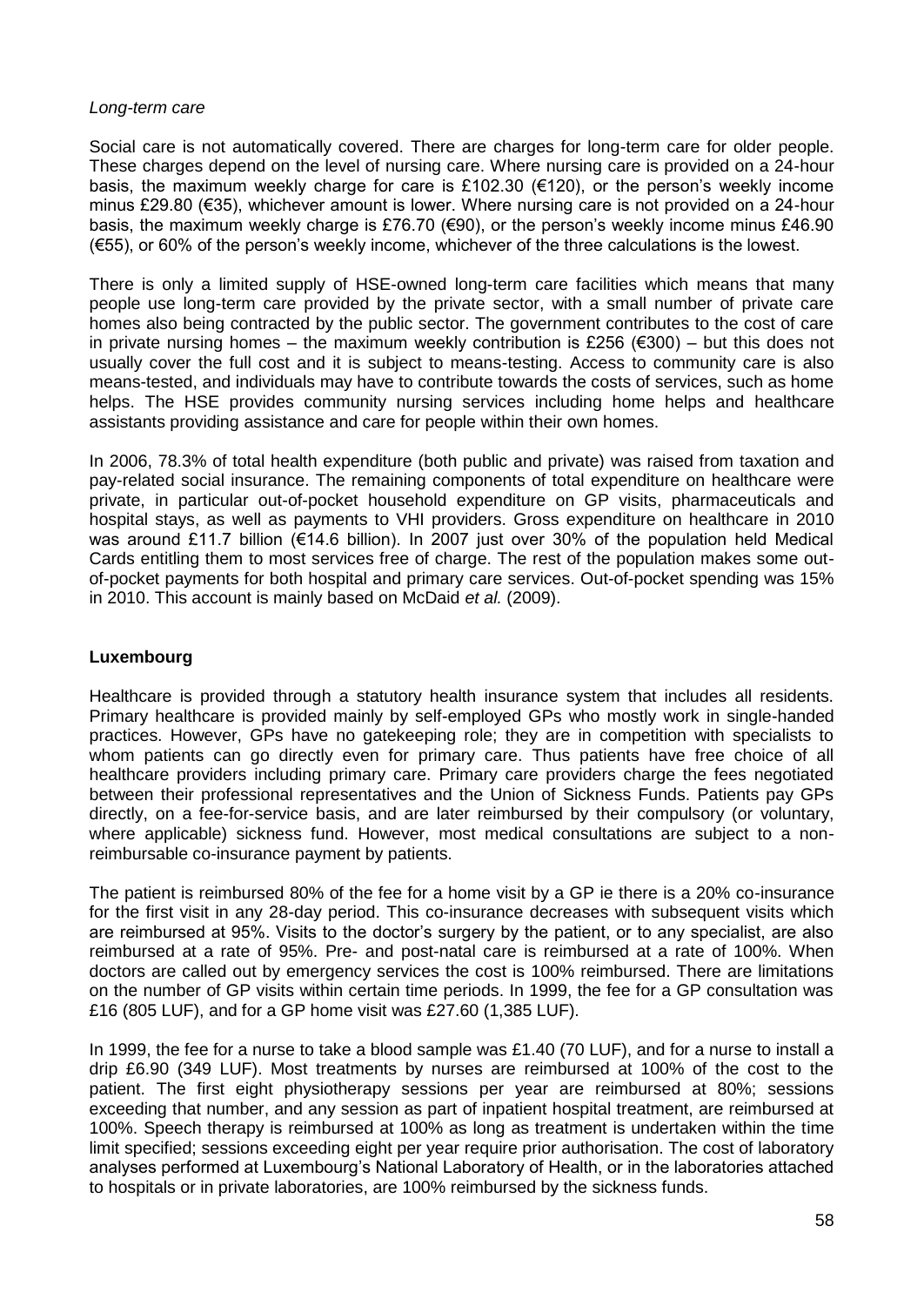*Long-term care*

Social care is not automatically covered. There are charges for long-term care for older people. These charges depend on the level of nursing care. Where nursing care is provided on a 24-hour basis, the maximum weekly charge for care is £102.30 (€120), or the person's weekly income minus £29.80 (€35), whichever amount is lower. Where nursing care is not provided on a 24-hour basis, the maximum weekly charge is £76.70 (€90), or the person's weekly income minus £46.90 (€55), or 60% of the person's weekly income, whichever of the three calculations is the lowest.

There is only a limited supply of HSE-owned long-term care facilities which means that many people use long-term care provided by the private sector, with a small number of private care homes also being contracted by the public sector. The government contributes to the cost of care in private nursing homes – the maximum weekly contribution is £256 (€300) – but this does not usually cover the full cost and it is subject to means-testing. Access to community care is also means-tested, and individuals may have to contribute towards the costs of services, such as home helps. The HSE provides community nursing services including home helps and healthcare assistants providing assistance and care for people within their own homes.

In 2006, 78.3% of total health expenditure (both public and private) was raised from taxation and pay-related social insurance. The remaining components of total expenditure on healthcare were private, in particular out-of-pocket household expenditure on GP visits, pharmaceuticals and hospital stays, as well as payments to VHI providers. Gross expenditure on healthcare in 2010 was around £11.7 billion (€14.6 billion). In 2007 just over 30% of the population held Medical Cards entitling them to most services free of charge. The rest of the population makes some out-of-pocket payments for both hospital and primary care services. Out-of-pocket spending was 15% in 2010. This account is mainly based on McDaid *et al.* (2009).

## Luxembourg

Healthcare is provided through a statutory health insurance system that includes all residents. Primary healthcare is provided mainly by self-employed GPs who mostly work in single-handed practices. However, GPs have no gatekeeping role; they are in competition with specialists to whom patients can go directly even for primary care. Thus patients have free choice of all healthcare providers including primary care. Primary care providers charge the fees negotiated between their professional representatives and the Union of Sickness Funds. Patients pay GPs directly, on a fee-for-service basis, and are later reimbursed by their compulsory (or voluntary, where applicable) sickness fund. However, most medical consultations are subject to a non-reimbursable co-insurance payment by patients.

The patient is reimbursed 80% of the fee for a home visit by a GP ie there is a 20% co-insurance for the first visit in any 28-day period. This co-insurance decreases with subsequent visits which are reimbursed at 95%. Visits to the doctor's surgery by the patient, or to any specialist, are also reimbursed at a rate of 95%. Pre- and post-natal care is reimbursed at a rate of 100%. When doctors are called out by emergency services the cost is 100% reimbursed. There are limitations on the number of GP visits within certain time periods. In 1999, the fee for a GP consultation was £16 (805 LUF), and for a GP home visit was £27.60 (1,385 LUF).

In 1999, the fee for a nurse to take a blood sample was £1.40 (70 LUF), and for a nurse to install a drip £6.90 (349 LUF). Most treatments by nurses are reimbursed at 100% of the cost to the patient. The first eight physiotherapy sessions per year are reimbursed at 80%; sessions exceeding that number, and any session as part of inpatient hospital treatment, are reimbursed at 100%. Speech therapy is reimbursed at 100% as long as treatment is undertaken within the time limit specified; sessions exceeding eight per year require prior authorisation. The cost of laboratory analyses performed at Luxembourg's National Laboratory of Health, or in the laboratories attached to hospitals or in private laboratories, are 100% reimbursed by the sickness funds.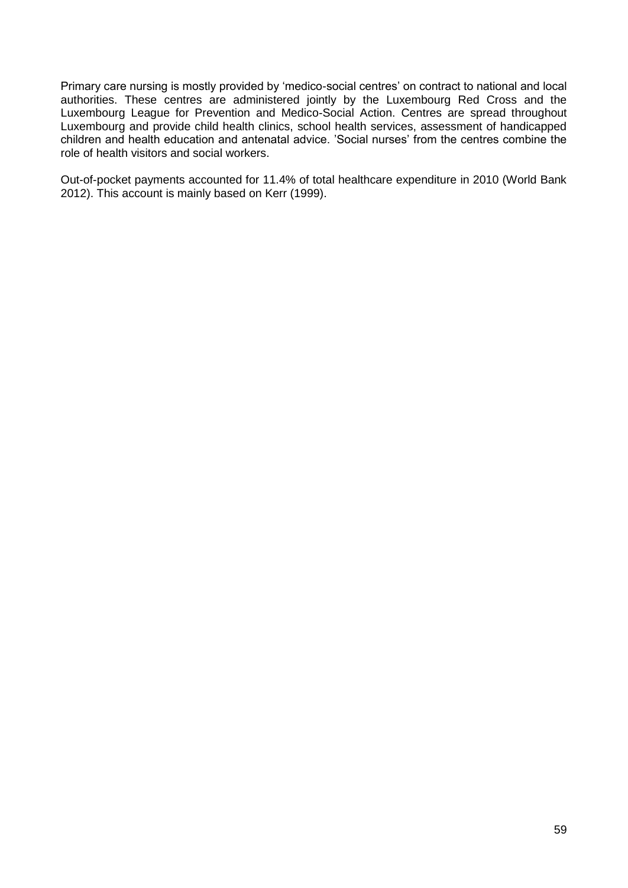Primary care nursing is mostly provided by 'medico-social centres' on contract to national and local authorities. These centres are administered jointly by the Luxembourg Red Cross and the Luxembourg League for Prevention and Medico-Social Action. Centres are spread throughout Luxembourg and provide child health clinics, school health services, assessment of handicapped children and health education and antenatal advice. 'Social nurses' from the centres combine the role of health visitors and social workers.

Out-of-pocket payments accounted for 11.4% of total healthcare expenditure in 2010 (World Bank 2012). This account is mainly based on Kerr (1999).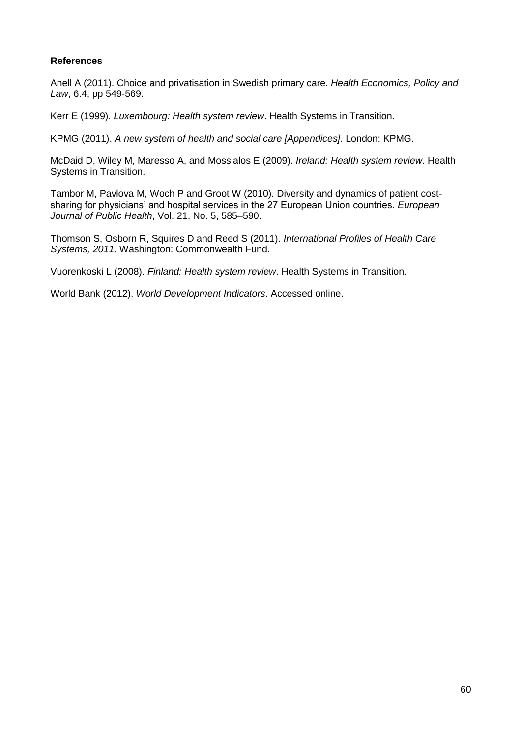**References**

Anell A (2011). Choice and privatisation in Swedish primary care. *Health Economics, Policy and Law*, 6.4, pp 549-569.

Kerr E (1999). *Luxembourg: Health system review*. Health Systems in Transition.

KPMG (2011). *A new system of health and social care [Appendices]*. London: KPMG.

McDaid D, Wiley M, Maresso A, and Mossialos E (2009). *Ireland: Health system review*. Health Systems in Transition.

Tambor M, Pavlova M, Woch P and Groot W (2010). Diversity and dynamics of patient cost-sharing for physicians' and hospital services in the 27 European Union countries. *European Journal of Public Health*, Vol. 21, No. 5, 585–590.

Thomson S, Osborn R, Squires D and Reed S (2011). *International Profiles of Health Care Systems, 2011*. Washington: Commonwealth Fund.

Vuorenkoski L (2008). *Finland: Health system review*. Health Systems in Transition.

World Bank (2012). *World Development Indicators*. Accessed online.